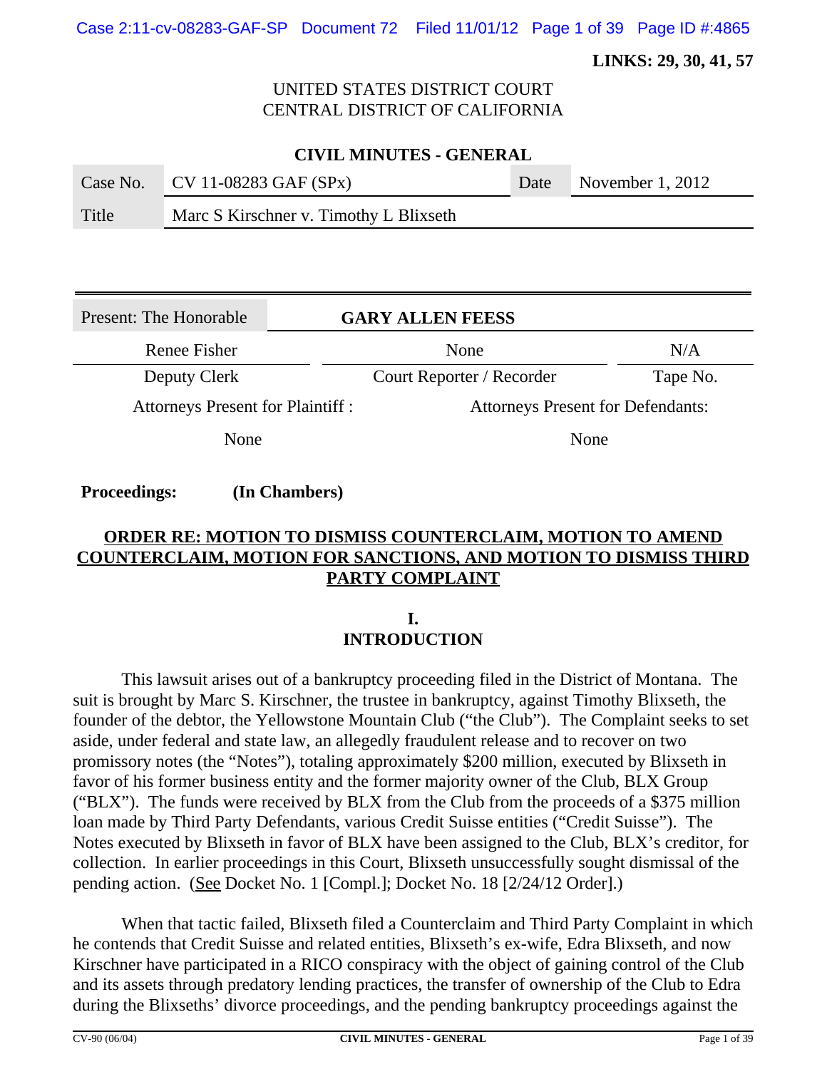**LINKS: 29, 30, 41, 57**

UNITED STATES DISTRICT COURT
CENTRAL DISTRICT OF CALIFORNIA

**CIVIL MINUTES - GENERAL**

| Case No. | CV 11-08283 GAF (SPx) | Date | November 1, 2012 |
|---|---|---|---|
| Title | Marc S Kirschner v. Timothy L Blixseth | | |

| Present: The Honorable | GARY ALLEN FEESS | |
|---|---|---|
| Renee Fisher | None | N/A |
| Deputy Clerk | Court Reporter / Recorder | Tape No. |
| Attorneys Present for Plaintiff : | Attorneys Present for Defendants: | |
| None | None | |

**Proceedings:** **(In Chambers)**

## ORDER RE: MOTION TO DISMISS COUNTERCLAIM, MOTION TO AMEND COUNTERCLAIM, MOTION FOR SANCTIONS, AND MOTION TO DISMISS THIRD PARTY COMPLAINT

### I. INTRODUCTION

This lawsuit arises out of a bankruptcy proceeding filed in the District of Montana. The suit is brought by Marc S. Kirschner, the trustee in bankruptcy, against Timothy Blixseth, the founder of the debtor, the Yellowstone Mountain Club ("the Club"). The Complaint seeks to set aside, under federal and state law, an allegedly fraudulent release and to recover on two promissory notes (the "Notes"), totaling approximately $200 million, executed by Blixseth in favor of his former business entity and the former majority owner of the Club, BLX Group ("BLX"). The funds were received by BLX from the Club from the proceeds of a $375 million loan made by Third Party Defendants, various Credit Suisse entities ("Credit Suisse"). The Notes executed by Blixseth in favor of BLX have been assigned to the Club, BLX's creditor, for collection. In earlier proceedings in this Court, Blixseth unsuccessfully sought dismissal of the pending action. (See Docket No. 1 [Compl.]; Docket No. 18 [2/24/12 Order].)

When that tactic failed, Blixseth filed a Counterclaim and Third Party Complaint in which he contends that Credit Suisse and related entities, Blixseth's ex-wife, Edra Blixseth, and now Kirschner have participated in a RICO conspiracy with the object of gaining control of the Club and its assets through predatory lending practices, the transfer of ownership of the Club to Edra during the Blixseths' divorce proceedings, and the pending bankruptcy proceedings against the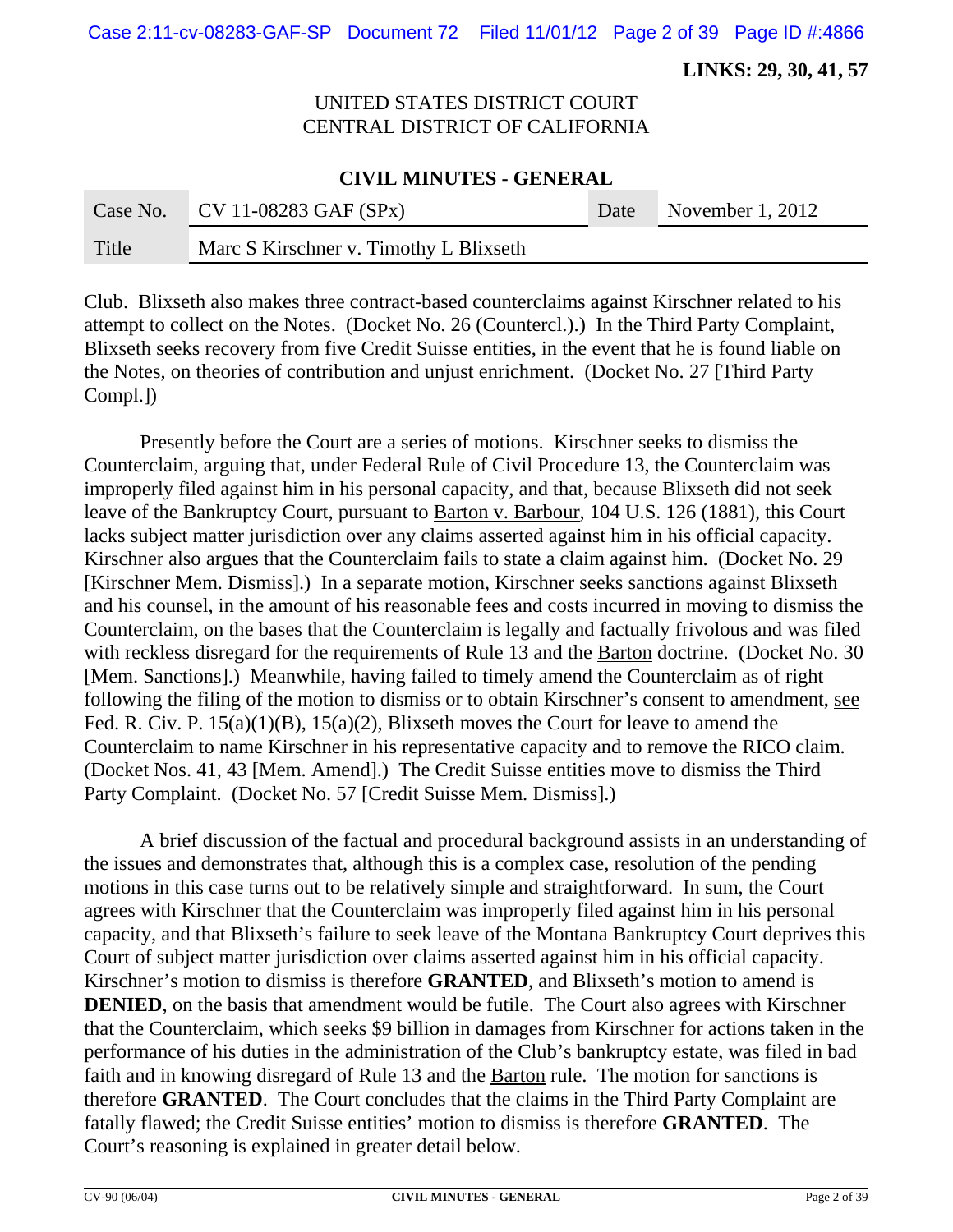Club. Blixseth also makes three contract-based counterclaims against Kirschner related to his attempt to collect on the Notes. (Docket No. 26 (Countercl.).) In the Third Party Complaint, Blixseth seeks recovery from five Credit Suisse entities, in the event that he is found liable on the Notes, on theories of contribution and unjust enrichment. (Docket No. 27 [Third Party Compl.])

Presently before the Court are a series of motions. Kirschner seeks to dismiss the Counterclaim, arguing that, under Federal Rule of Civil Procedure 13, the Counterclaim was improperly filed against him in his personal capacity, and that, because Blixseth did not seek leave of the Bankruptcy Court, pursuant to Barton v. Barbour, 104 U.S. 126 (1881), this Court lacks subject matter jurisdiction over any claims asserted against him in his official capacity. Kirschner also argues that the Counterclaim fails to state a claim against him. (Docket No. 29 [Kirschner Mem. Dismiss].) In a separate motion, Kirschner seeks sanctions against Blixseth and his counsel, in the amount of his reasonable fees and costs incurred in moving to dismiss the Counterclaim, on the bases that the Counterclaim is legally and factually frivolous and was filed with reckless disregard for the requirements of Rule 13 and the Barton doctrine. (Docket No. 30 [Mem. Sanctions].) Meanwhile, having failed to timely amend the Counterclaim as of right following the filing of the motion to dismiss or to obtain Kirschner's consent to amendment, see Fed. R. Civ. P. 15(a)(1)(B), 15(a)(2), Blixseth moves the Court for leave to amend the Counterclaim to name Kirschner in his representative capacity and to remove the RICO claim. (Docket Nos. 41, 43 [Mem. Amend].) The Credit Suisse entities move to dismiss the Third Party Complaint. (Docket No. 57 [Credit Suisse Mem. Dismiss].)

A brief discussion of the factual and procedural background assists in an understanding of the issues and demonstrates that, although this is a complex case, resolution of the pending motions in this case turns out to be relatively simple and straightforward. In sum, the Court agrees with Kirschner that the Counterclaim was improperly filed against him in his personal capacity, and that Blixseth's failure to seek leave of the Montana Bankruptcy Court deprives this Court of subject matter jurisdiction over claims asserted against him in his official capacity. Kirschner's motion to dismiss is therefore **GRANTED**, and Blixseth's motion to amend is **DENIED**, on the basis that amendment would be futile. The Court also agrees with Kirschner that the Counterclaim, which seeks \$9 billion in damages from Kirschner for actions taken in the performance of his duties in the administration of the Club's bankruptcy estate, was filed in bad faith and in knowing disregard of Rule 13 and the Barton rule. The motion for sanctions is therefore **GRANTED**. The Court concludes that the claims in the Third Party Complaint are fatally flawed; the Credit Suisse entities' motion to dismiss is therefore **GRANTED**. The Court's reasoning is explained in greater detail below.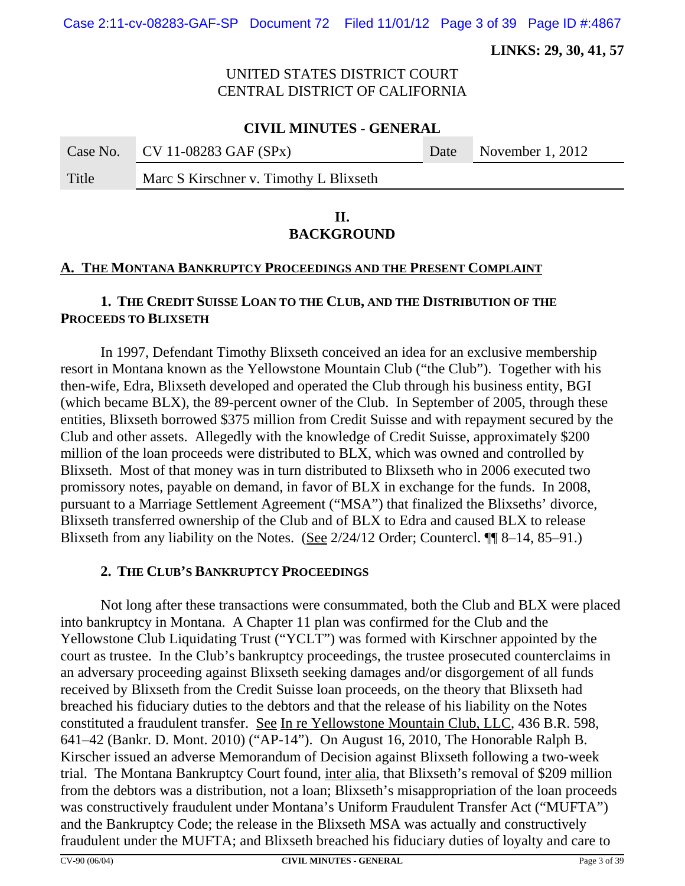**LINKS: 29, 30, 41, 57**

UNITED STATES DISTRICT COURT
CENTRAL DISTRICT OF CALIFORNIA

**CIVIL MINUTES - GENERAL**

| Case No. | CV 11-08283 GAF (SPx) | Date | November 1, 2012 |
|---|---|---|---|
| Title | Marc S Kirschner v. Timothy L Blixseth | | |

## II. BACKGROUND

### A. THE MONTANA BANKRUPTCY PROCEEDINGS AND THE PRESENT COMPLAINT

#### 1. THE CREDIT SUISSE LOAN TO THE CLUB, AND THE DISTRIBUTION OF THE PROCEEDS TO BLIXSETH

In 1997, Defendant Timothy Blixseth conceived an idea for an exclusive membership resort in Montana known as the Yellowstone Mountain Club ("the Club"). Together with his then-wife, Edra, Blixseth developed and operated the Club through his business entity, BGI (which became BLX), the 89-percent owner of the Club. In September of 2005, through these entities, Blixseth borrowed $375 million from Credit Suisse and with repayment secured by the Club and other assets. Allegedly with the knowledge of Credit Suisse, approximately $200 million of the loan proceeds were distributed to BLX, which was owned and controlled by Blixseth. Most of that money was in turn distributed to Blixseth who in 2006 executed two promissory notes, payable on demand, in favor of BLX in exchange for the funds. In 2008, pursuant to a Marriage Settlement Agreement ("MSA") that finalized the Blixseths' divorce, Blixseth transferred ownership of the Club and of BLX to Edra and caused BLX to release Blixseth from any liability on the Notes. (See 2/24/12 Order; Countercl. ¶¶ 8–14, 85–91.)

#### 2. THE CLUB'S BANKRUPTCY PROCEEDINGS

Not long after these transactions were consummated, both the Club and BLX were placed into bankruptcy in Montana. A Chapter 11 plan was confirmed for the Club and the Yellowstone Club Liquidating Trust ("YCLT") was formed with Kirschner appointed by the court as trustee. In the Club's bankruptcy proceedings, the trustee prosecuted counterclaims in an adversary proceeding against Blixseth seeking damages and/or disgorgement of all funds received by Blixseth from the Credit Suisse loan proceeds, on the theory that Blixseth had breached his fiduciary duties to the debtors and that the release of his liability on the Notes constituted a fraudulent transfer. See In re Yellowstone Mountain Club, LLC, 436 B.R. 598, 641–42 (Bankr. D. Mont. 2010) ("AP-14"). On August 16, 2010, The Honorable Ralph B. Kirscher issued an adverse Memorandum of Decision against Blixseth following a two-week trial. The Montana Bankruptcy Court found, inter alia, that Blixseth's removal of $209 million from the debtors was a distribution, not a loan; Blixseth's misappropriation of the loan proceeds was constructively fraudulent under Montana's Uniform Fraudulent Transfer Act ("MUFTA") and the Bankruptcy Code; the release in the Blixseth MSA was actually and constructively fraudulent under the MUFTA; and Blixseth breached his fiduciary duties of loyalty and care to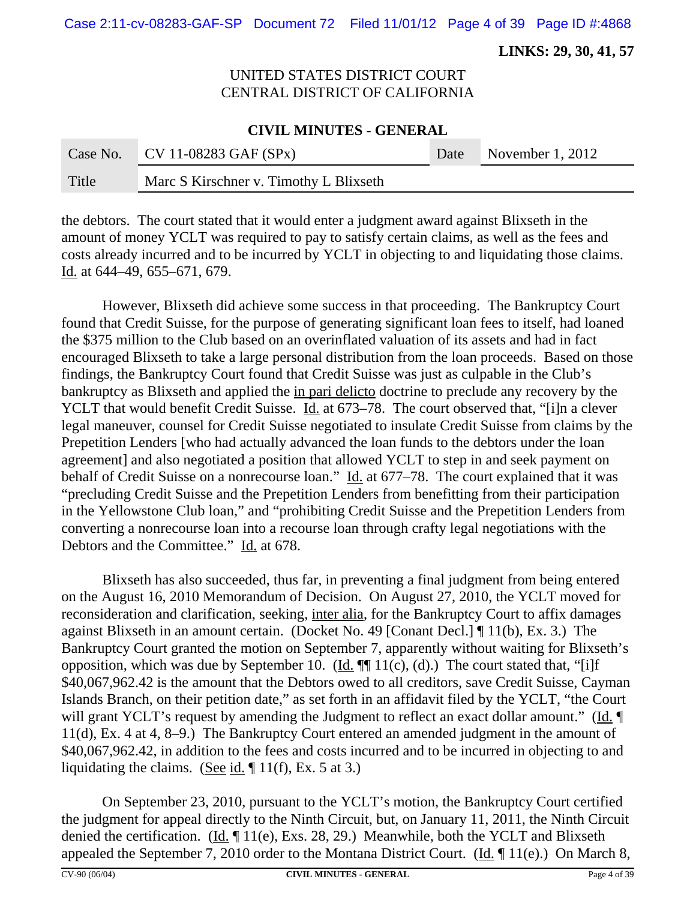the debtors. The court stated that it would enter a judgment award against Blixseth in the amount of money YCLT was required to pay to satisfy certain claims, as well as the fees and costs already incurred and to be incurred by YCLT in objecting to and liquidating those claims. Id. at 644–49, 655–671, 679.

However, Blixseth did achieve some success in that proceeding. The Bankruptcy Court found that Credit Suisse, for the purpose of generating significant loan fees to itself, had loaned the $375 million to the Club based on an overinflated valuation of its assets and had in fact encouraged Blixseth to take a large personal distribution from the loan proceeds. Based on those findings, the Bankruptcy Court found that Credit Suisse was just as culpable in the Club's bankruptcy as Blixseth and applied the in pari delicto doctrine to preclude any recovery by the YCLT that would benefit Credit Suisse. Id. at 673–78. The court observed that, "[i]n a clever legal maneuver, counsel for Credit Suisse negotiated to insulate Credit Suisse from claims by the Prepetition Lenders [who had actually advanced the loan funds to the debtors under the loan agreement] and also negotiated a position that allowed YCLT to step in and seek payment on behalf of Credit Suisse on a nonrecourse loan." Id. at 677–78. The court explained that it was "precluding Credit Suisse and the Prepetition Lenders from benefitting from their participation in the Yellowstone Club loan," and "prohibiting Credit Suisse and the Prepetition Lenders from converting a nonrecourse loan into a recourse loan through crafty legal negotiations with the Debtors and the Committee." Id. at 678.

Blixseth has also succeeded, thus far, in preventing a final judgment from being entered on the August 16, 2010 Memorandum of Decision. On August 27, 2010, the YCLT moved for reconsideration and clarification, seeking, inter alia, for the Bankruptcy Court to affix damages against Blixseth in an amount certain. (Docket No. 49 [Conant Decl.] ¶ 11(b), Ex. 3.) The Bankruptcy Court granted the motion on September 7, apparently without waiting for Blixseth's opposition, which was due by September 10. (Id. ¶¶ 11(c), (d).) The court stated that, "[i]f $40,067,962.42 is the amount that the Debtors owed to all creditors, save Credit Suisse, Cayman Islands Branch, on their petition date," as set forth in an affidavit filed by the YCLT, "the Court will grant YCLT's request by amending the Judgment to reflect an exact dollar amount." (Id. ¶ 11(d), Ex. 4 at 4, 8–9.) The Bankruptcy Court entered an amended judgment in the amount of $40,067,962.42, in addition to the fees and costs incurred and to be incurred in objecting to and liquidating the claims. (See id. ¶ 11(f), Ex. 5 at 3.)

On September 23, 2010, pursuant to the YCLT's motion, the Bankruptcy Court certified the judgment for appeal directly to the Ninth Circuit, but, on January 11, 2011, the Ninth Circuit denied the certification. (Id. ¶ 11(e), Exs. 28, 29.) Meanwhile, both the YCLT and Blixseth appealed the September 7, 2010 order to the Montana District Court. (Id. ¶ 11(e).) On March 8,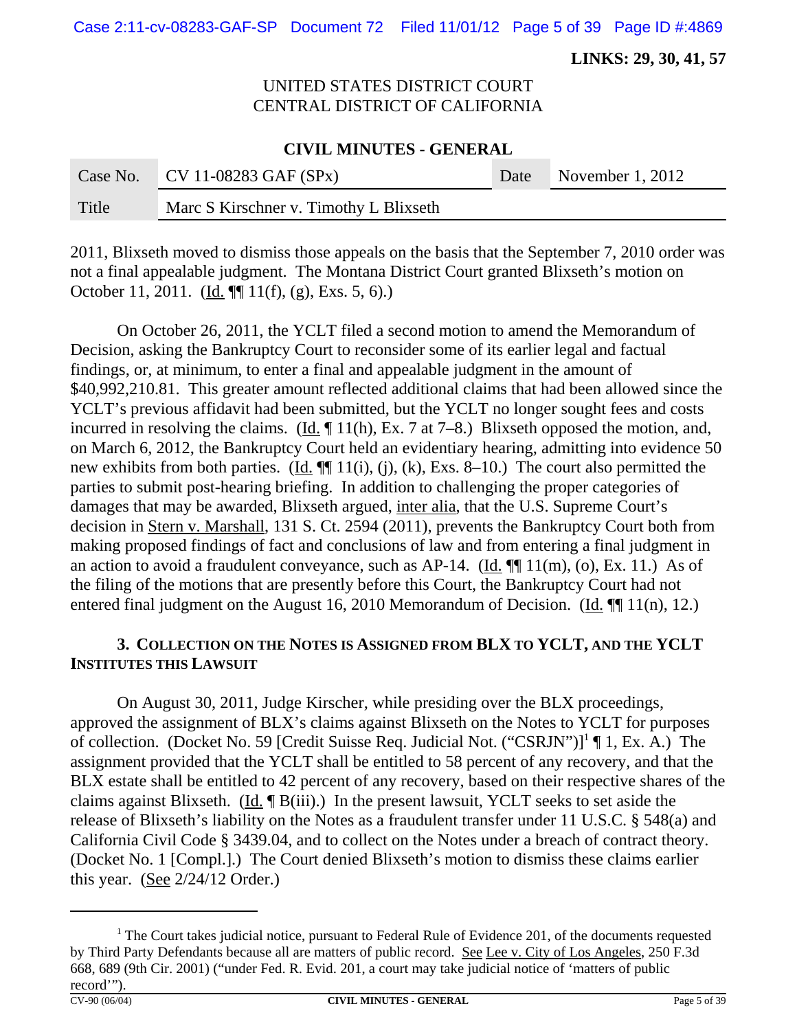2011, Blixseth moved to dismiss those appeals on the basis that the September 7, 2010 order was not a final appealable judgment. The Montana District Court granted Blixseth's motion on October 11, 2011. (Id. ¶¶ 11(f), (g), Exs. 5, 6).)

On October 26, 2011, the YCLT filed a second motion to amend the Memorandum of Decision, asking the Bankruptcy Court to reconsider some of its earlier legal and factual findings, or, at minimum, to enter a final and appealable judgment in the amount of $40,992,210.81. This greater amount reflected additional claims that had been allowed since the YCLT's previous affidavit had been submitted, but the YCLT no longer sought fees and costs incurred in resolving the claims. (Id. ¶ 11(h), Ex. 7 at 7–8.) Blixseth opposed the motion, and, on March 6, 2012, the Bankruptcy Court held an evidentiary hearing, admitting into evidence 50 new exhibits from both parties. (Id. ¶¶ 11(i), (j), (k), Exs. 8–10.) The court also permitted the parties to submit post-hearing briefing. In addition to challenging the proper categories of damages that may be awarded, Blixseth argued, inter alia, that the U.S. Supreme Court's decision in Stern v. Marshall, 131 S. Ct. 2594 (2011), prevents the Bankruptcy Court both from making proposed findings of fact and conclusions of law and from entering a final judgment in an action to avoid a fraudulent conveyance, such as AP-14. (Id. ¶¶ 11(m), (o), Ex. 11.) As of the filing of the motions that are presently before this Court, the Bankruptcy Court had not entered final judgment on the August 16, 2010 Memorandum of Decision. (Id. ¶¶ 11(n), 12.)

### 3. Collection on the Notes is Assigned from BLX to YCLT, and the YCLT Institutes this Lawsuit

On August 30, 2011, Judge Kirscher, while presiding over the BLX proceedings, approved the assignment of BLX's claims against Blixseth on the Notes to YCLT for purposes of collection. (Docket No. 59 [Credit Suisse Req. Judicial Not. ("CSRJN")][1] ¶ 1, Ex. A.) The assignment provided that the YCLT shall be entitled to 58 percent of any recovery, and that the BLX estate shall be entitled to 42 percent of any recovery, based on their respective shares of the claims against Blixseth. (Id. ¶ B(iii).) In the present lawsuit, YCLT seeks to set aside the release of Blixseth's liability on the Notes as a fraudulent transfer under 11 U.S.C. § 548(a) and California Civil Code § 3439.04, and to collect on the Notes under a breach of contract theory. (Docket No. 1 [Compl.].) The Court denied Blixseth's motion to dismiss these claims earlier this year. (See 2/24/12 Order.)

---

[1] The Court takes judicial notice, pursuant to Federal Rule of Evidence 201, of the documents requested by Third Party Defendants because all are matters of public record. See Lee v. City of Los Angeles, 250 F.3d 668, 689 (9th Cir. 2001) ("under Fed. R. Evid. 201, a court may take judicial notice of 'matters of public record'").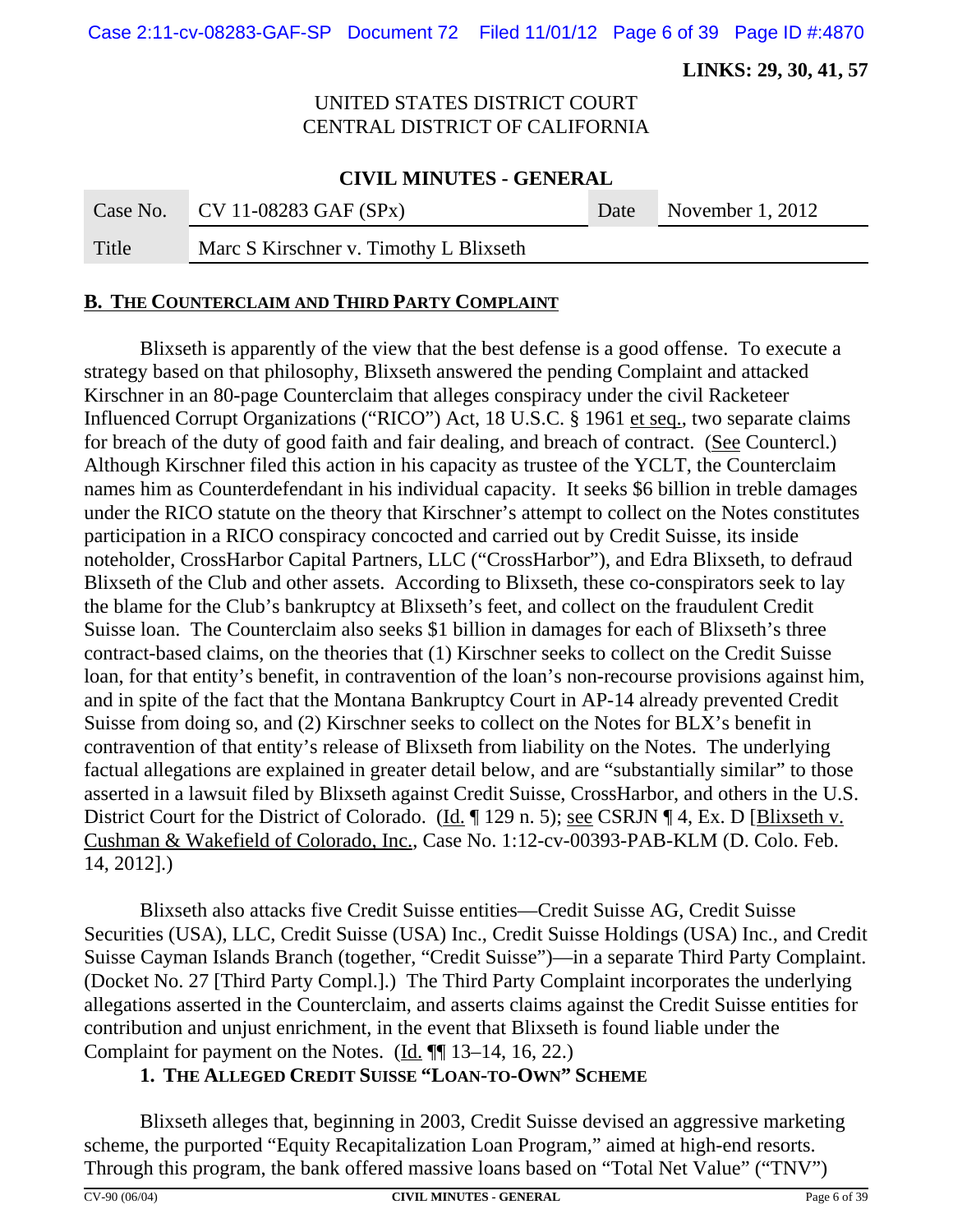**LINKS: 29, 30, 41, 57**

UNITED STATES DISTRICT COURT
CENTRAL DISTRICT OF CALIFORNIA

**CIVIL MINUTES - GENERAL**

| Case No. | CV 11-08283 GAF (SPx) | Date | November 1, 2012 |
|---|---|---|---|
| Title | Marc S Kirschner v. Timothy L Blixseth | | |

## B. THE COUNTERCLAIM AND THIRD PARTY COMPLAINT

Blixseth is apparently of the view that the best defense is a good offense. To execute a strategy based on that philosophy, Blixseth answered the pending Complaint and attacked Kirschner in an 80-page Counterclaim that alleges conspiracy under the civil Racketeer Influenced Corrupt Organizations ("RICO") Act, 18 U.S.C. § 1961 et seq., two separate claims for breach of the duty of good faith and fair dealing, and breach of contract. (See Countercl.) Although Kirschner filed this action in his capacity as trustee of the YCLT, the Counterclaim names him as Counterdefendant in his individual capacity. It seeks $6 billion in treble damages under the RICO statute on the theory that Kirschner's attempt to collect on the Notes constitutes participation in a RICO conspiracy concocted and carried out by Credit Suisse, its inside noteholder, CrossHarbor Capital Partners, LLC ("CrossHarbor"), and Edra Blixseth, to defraud Blixseth of the Club and other assets. According to Blixseth, these co-conspirators seek to lay the blame for the Club's bankruptcy at Blixseth's feet, and collect on the fraudulent Credit Suisse loan. The Counterclaim also seeks $1 billion in damages for each of Blixseth's three contract-based claims, on the theories that (1) Kirschner seeks to collect on the Credit Suisse loan, for that entity's benefit, in contravention of the loan's non-recourse provisions against him, and in spite of the fact that the Montana Bankruptcy Court in AP-14 already prevented Credit Suisse from doing so, and (2) Kirschner seeks to collect on the Notes for BLX's benefit in contravention of that entity's release of Blixseth from liability on the Notes. The underlying factual allegations are explained in greater detail below, and are "substantially similar" to those asserted in a lawsuit filed by Blixseth against Credit Suisse, CrossHarbor, and others in the U.S. District Court for the District of Colorado. (Id. ¶ 129 n. 5); see CSRJN ¶ 4, Ex. D [Blixseth v. Cushman & Wakefield of Colorado, Inc., Case No. 1:12-cv-00393-PAB-KLM (D. Colo. Feb. 14, 2012].)

Blixseth also attacks five Credit Suisse entities—Credit Suisse AG, Credit Suisse Securities (USA), LLC, Credit Suisse (USA) Inc., Credit Suisse Holdings (USA) Inc., and Credit Suisse Cayman Islands Branch (together, "Credit Suisse")—in a separate Third Party Complaint. (Docket No. 27 [Third Party Compl.].) The Third Party Complaint incorporates the underlying allegations asserted in the Counterclaim, and asserts claims against the Credit Suisse entities for contribution and unjust enrichment, in the event that Blixseth is found liable under the Complaint for payment on the Notes. (Id. ¶¶ 13–14, 16, 22.)

### 1. THE ALLEGED CREDIT SUISSE "LOAN-TO-OWN" SCHEME

Blixseth alleges that, beginning in 2003, Credit Suisse devised an aggressive marketing scheme, the purported "Equity Recapitalization Loan Program," aimed at high-end resorts. Through this program, the bank offered massive loans based on "Total Net Value" ("TNV")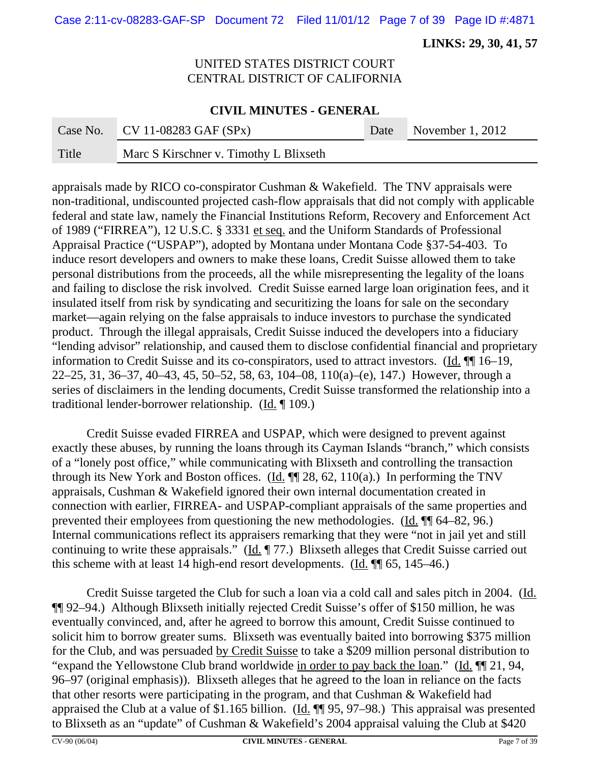appraisals made by RICO co-conspirator Cushman & Wakefield. The TNV appraisals were non-traditional, undiscounted projected cash-flow appraisals that did not comply with applicable federal and state law, namely the Financial Institutions Reform, Recovery and Enforcement Act of 1989 ("FIRREA"), 12 U.S.C. § 3331 et seq. and the Uniform Standards of Professional Appraisal Practice ("USPAP"), adopted by Montana under Montana Code §37-54-403. To induce resort developers and owners to make these loans, Credit Suisse allowed them to take personal distributions from the proceeds, all the while misrepresenting the legality of the loans and failing to disclose the risk involved. Credit Suisse earned large loan origination fees, and it insulated itself from risk by syndicating and securitizing the loans for sale on the secondary market—again relying on the false appraisals to induce investors to purchase the syndicated product. Through the illegal appraisals, Credit Suisse induced the developers into a fiduciary "lending advisor" relationship, and caused them to disclose confidential financial and proprietary information to Credit Suisse and its co-conspirators, used to attract investors. (Id. ¶¶ 16–19, 22–25, 31, 36–37, 40–43, 45, 50–52, 58, 63, 104–08, 110(a)–(e), 147.) However, through a series of disclaimers in the lending documents, Credit Suisse transformed the relationship into a traditional lender-borrower relationship. (Id. ¶ 109.)

Credit Suisse evaded FIRREA and USPAP, which were designed to prevent against exactly these abuses, by running the loans through its Cayman Islands "branch," which consists of a "lonely post office," while communicating with Blixseth and controlling the transaction through its New York and Boston offices. (Id. ¶¶ 28, 62, 110(a).) In performing the TNV appraisals, Cushman & Wakefield ignored their own internal documentation created in connection with earlier, FIRREA- and USPAP-compliant appraisals of the same properties and prevented their employees from questioning the new methodologies. (Id. ¶¶ 64–82, 96.) Internal communications reflect its appraisers remarking that they were "not in jail yet and still continuing to write these appraisals." (Id. ¶ 77.) Blixseth alleges that Credit Suisse carried out this scheme with at least 14 high-end resort developments. (Id. ¶¶ 65, 145–46.)

Credit Suisse targeted the Club for such a loan via a cold call and sales pitch in 2004. (Id. ¶¶ 92–94.) Although Blixseth initially rejected Credit Suisse's offer of $150 million, he was eventually convinced, and, after he agreed to borrow this amount, Credit Suisse continued to solicit him to borrow greater sums. Blixseth was eventually baited into borrowing $375 million for the Club, and was persuaded by Credit Suisse to take a $209 million personal distribution to "expand the Yellowstone Club brand worldwide in order to pay back the loan." (Id. ¶¶ 21, 94, 96–97 (original emphasis)). Blixseth alleges that he agreed to the loan in reliance on the facts that other resorts were participating in the program, and that Cushman & Wakefield had appraised the Club at a value of $1.165 billion. (Id. ¶¶ 95, 97–98.) This appraisal was presented to Blixseth as an "update" of Cushman & Wakefield's 2004 appraisal valuing the Club at $420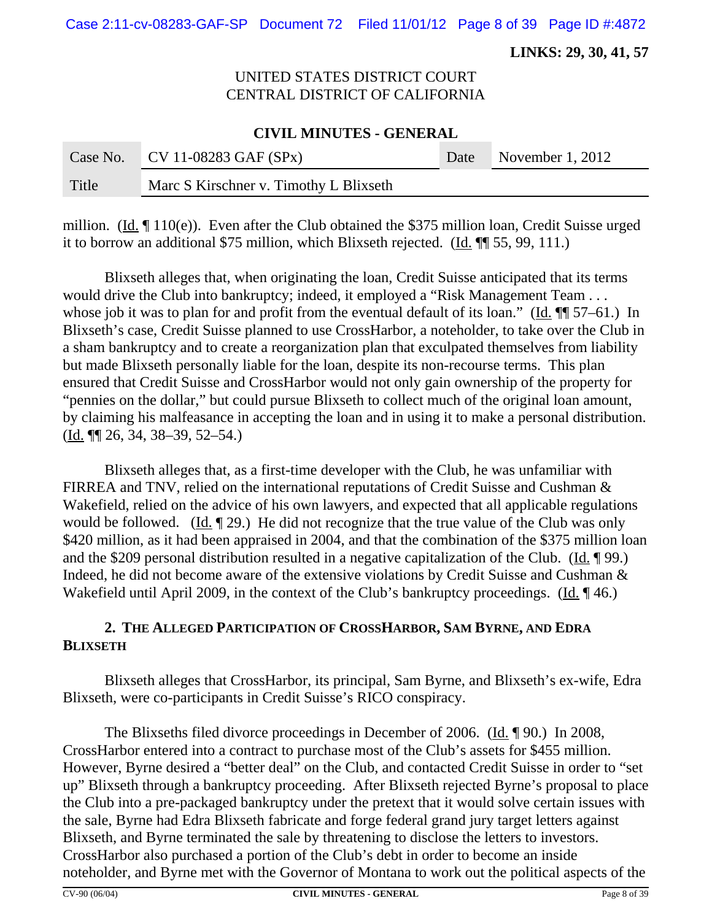**LINKS: 29, 30, 41, 57**

UNITED STATES DISTRICT COURT
CENTRAL DISTRICT OF CALIFORNIA

**CIVIL MINUTES - GENERAL**

| Case No. | CV 11-08283 GAF (SPx) | Date | November 1, 2012 |
|---|---|---|---|
| Title | Marc S Kirschner v. Timothy L Blixseth | | |

million. (Id. ¶ 110(e)). Even after the Club obtained the $375 million loan, Credit Suisse urged it to borrow an additional $75 million, which Blixseth rejected. (Id. ¶¶ 55, 99, 111.)

Blixseth alleges that, when originating the loan, Credit Suisse anticipated that its terms would drive the Club into bankruptcy; indeed, it employed a "Risk Management Team . . . whose job it was to plan for and profit from the eventual default of its loan." (Id. ¶¶ 57–61.) In Blixseth's case, Credit Suisse planned to use CrossHarbor, a noteholder, to take over the Club in a sham bankruptcy and to create a reorganization plan that exculpated themselves from liability but made Blixseth personally liable for the loan, despite its non-recourse terms. This plan ensured that Credit Suisse and CrossHarbor would not only gain ownership of the property for "pennies on the dollar," but could pursue Blixseth to collect much of the original loan amount, by claiming his malfeasance in accepting the loan and in using it to make a personal distribution. (Id. ¶¶ 26, 34, 38–39, 52–54.)

Blixseth alleges that, as a first-time developer with the Club, he was unfamiliar with FIRREA and TNV, relied on the international reputations of Credit Suisse and Cushman & Wakefield, relied on the advice of his own lawyers, and expected that all applicable regulations would be followed. (Id. ¶ 29.) He did not recognize that the true value of the Club was only $420 million, as it had been appraised in 2004, and that the combination of the $375 million loan and the $209 personal distribution resulted in a negative capitalization of the Club. (Id. ¶ 99.) Indeed, he did not become aware of the extensive violations by Credit Suisse and Cushman & Wakefield until April 2009, in the context of the Club's bankruptcy proceedings. (Id. ¶ 46.)

### 2. The Alleged Participation of CrossHarbor, Sam Byrne, and Edra Blixseth

Blixseth alleges that CrossHarbor, its principal, Sam Byrne, and Blixseth's ex-wife, Edra Blixseth, were co-participants in Credit Suisse's RICO conspiracy.

The Blixseths filed divorce proceedings in December of 2006. (Id. ¶ 90.) In 2008, CrossHarbor entered into a contract to purchase most of the Club's assets for $455 million. However, Byrne desired a "better deal" on the Club, and contacted Credit Suisse in order to "set up" Blixseth through a bankruptcy proceeding. After Blixseth rejected Byrne's proposal to place the Club into a pre-packaged bankruptcy under the pretext that it would solve certain issues with the sale, Byrne had Edra Blixseth fabricate and forge federal grand jury target letters against Blixseth, and Byrne terminated the sale by threatening to disclose the letters to investors. CrossHarbor also purchased a portion of the Club's debt in order to become an inside noteholder, and Byrne met with the Governor of Montana to work out the political aspects of the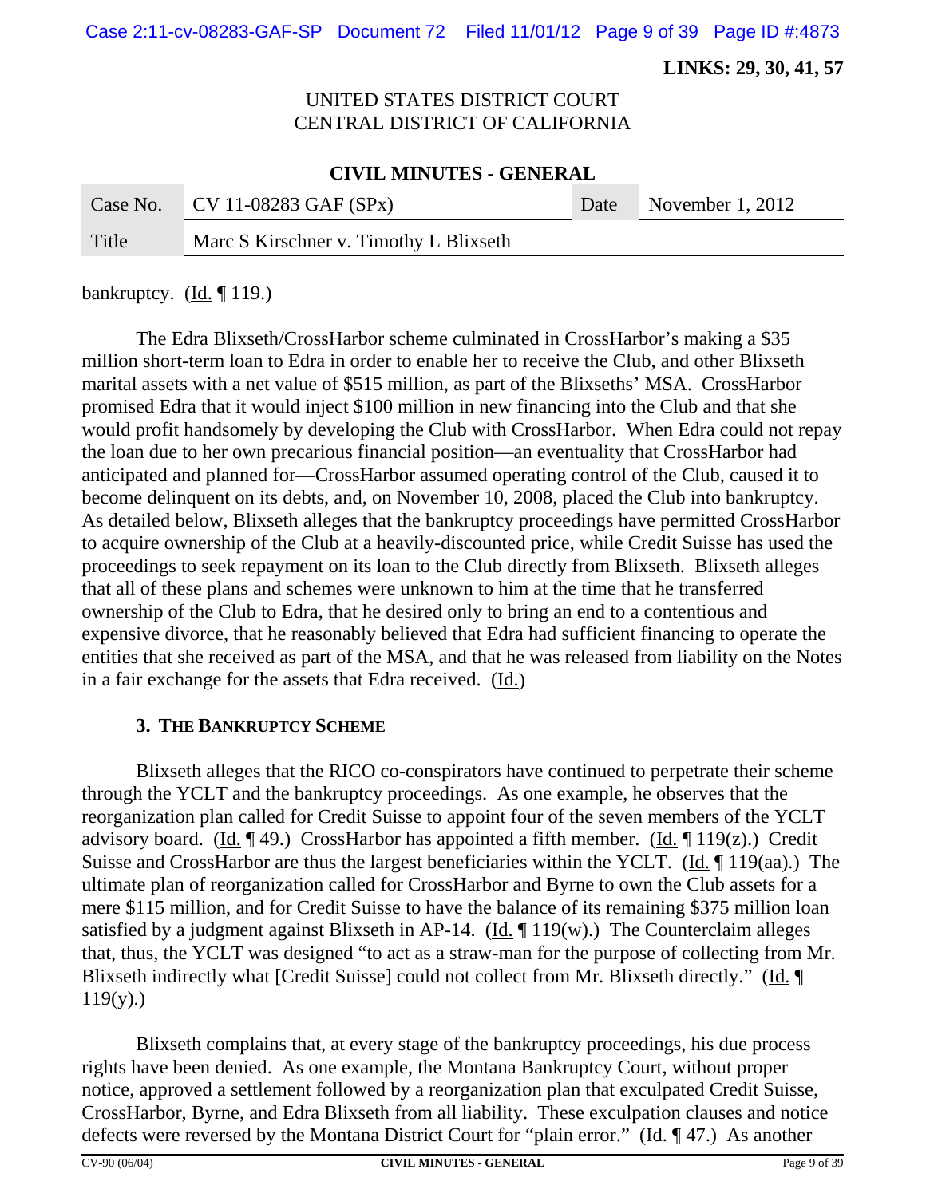bankruptcy. (Id. ¶ 119.)

The Edra Blixseth/CrossHarbor scheme culminated in CrossHarbor's making a $35 million short-term loan to Edra in order to enable her to receive the Club, and other Blixseth marital assets with a net value of $515 million, as part of the Blixseths' MSA. CrossHarbor promised Edra that it would inject $100 million in new financing into the Club and that she would profit handsomely by developing the Club with CrossHarbor. When Edra could not repay the loan due to her own precarious financial position—an eventuality that CrossHarbor had anticipated and planned for—CrossHarbor assumed operating control of the Club, caused it to become delinquent on its debts, and, on November 10, 2008, placed the Club into bankruptcy. As detailed below, Blixseth alleges that the bankruptcy proceedings have permitted CrossHarbor to acquire ownership of the Club at a heavily-discounted price, while Credit Suisse has used the proceedings to seek repayment on its loan to the Club directly from Blixseth. Blixseth alleges that all of these plans and schemes were unknown to him at the time that he transferred ownership of the Club to Edra, that he desired only to bring an end to a contentious and expensive divorce, that he reasonably believed that Edra had sufficient financing to operate the entities that she received as part of the MSA, and that he was released from liability on the Notes in a fair exchange for the assets that Edra received. (Id.)

### 3. THE BANKRUPTCY SCHEME

Blixseth alleges that the RICO co-conspirators have continued to perpetrate their scheme through the YCLT and the bankruptcy proceedings. As one example, he observes that the reorganization plan called for Credit Suisse to appoint four of the seven members of the YCLT advisory board. (Id. ¶ 49.) CrossHarbor has appointed a fifth member. (Id. ¶ 119(z).) Credit Suisse and CrossHarbor are thus the largest beneficiaries within the YCLT. (Id. ¶ 119(aa).) The ultimate plan of reorganization called for CrossHarbor and Byrne to own the Club assets for a mere $115 million, and for Credit Suisse to have the balance of its remaining $375 million loan satisfied by a judgment against Blixseth in AP-14. (Id. ¶ 119(w).) The Counterclaim alleges that, thus, the YCLT was designed "to act as a straw-man for the purpose of collecting from Mr. Blixseth indirectly what [Credit Suisse] could not collect from Mr. Blixseth directly." (Id. ¶ 119(y).)

Blixseth complains that, at every stage of the bankruptcy proceedings, his due process rights have been denied. As one example, the Montana Bankruptcy Court, without proper notice, approved a settlement followed by a reorganization plan that exculpated Credit Suisse, CrossHarbor, Byrne, and Edra Blixseth from all liability. These exculpation clauses and notice defects were reversed by the Montana District Court for "plain error." (Id. ¶ 47.) As another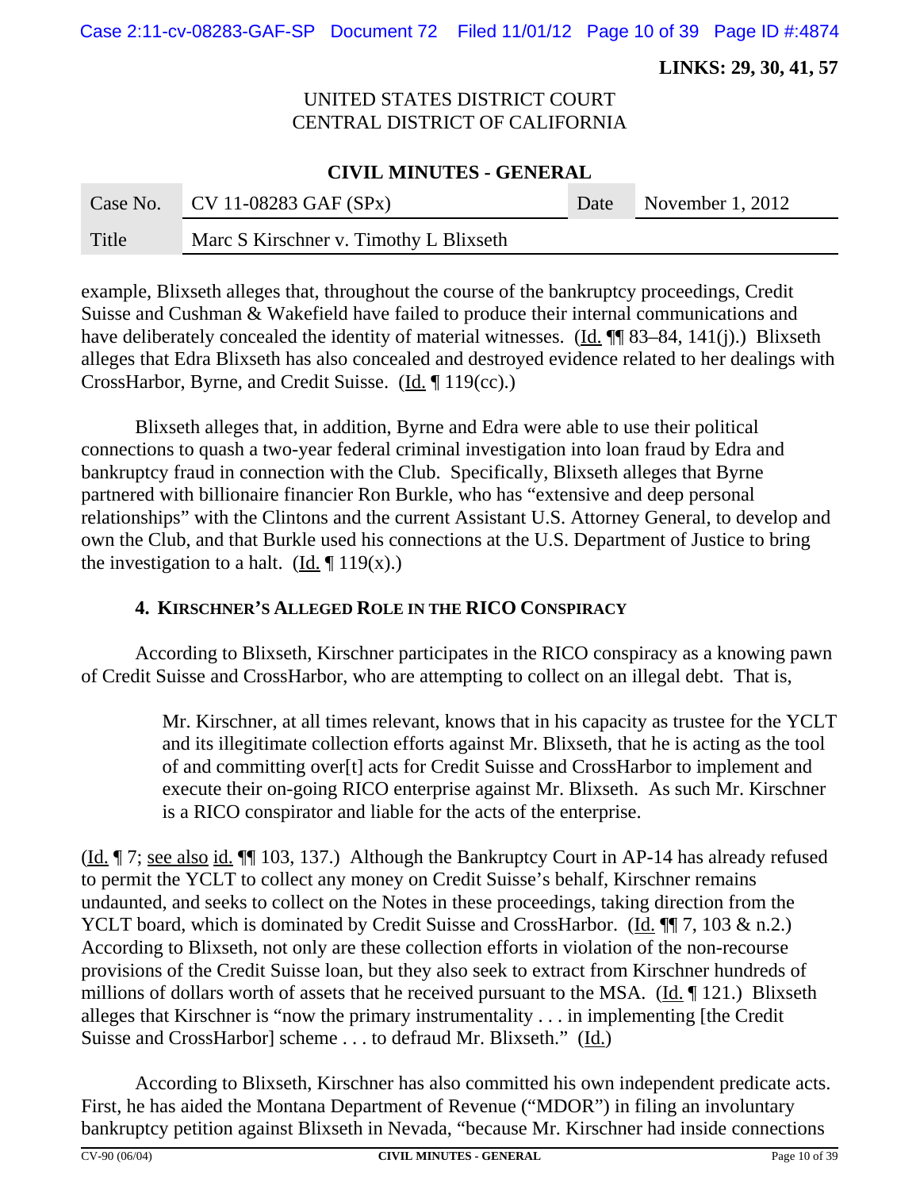example, Blixseth alleges that, throughout the course of the bankruptcy proceedings, Credit Suisse and Cushman & Wakefield have failed to produce their internal communications and have deliberately concealed the identity of material witnesses. (Id. ¶¶ 83–84, 141(j).) Blixseth alleges that Edra Blixseth has also concealed and destroyed evidence related to her dealings with CrossHarbor, Byrne, and Credit Suisse. (Id. ¶ 119(cc).)

Blixseth alleges that, in addition, Byrne and Edra were able to use their political connections to quash a two-year federal criminal investigation into loan fraud by Edra and bankruptcy fraud in connection with the Club. Specifically, Blixseth alleges that Byrne partnered with billionaire financier Ron Burkle, who has "extensive and deep personal relationships" with the Clintons and the current Assistant U.S. Attorney General, to develop and own the Club, and that Burkle used his connections at the U.S. Department of Justice to bring the investigation to a halt. (Id. ¶ 119(x).)

#### 4. Kirschner's Alleged Role in the RICO Conspiracy

According to Blixseth, Kirschner participates in the RICO conspiracy as a knowing pawn of Credit Suisse and CrossHarbor, who are attempting to collect on an illegal debt. That is,

> Mr. Kirschner, at all times relevant, knows that in his capacity as trustee for the YCLT and its illegitimate collection efforts against Mr. Blixseth, that he is acting as the tool of and committing over[t] acts for Credit Suisse and CrossHarbor to implement and execute their on-going RICO enterprise against Mr. Blixseth. As such Mr. Kirschner is a RICO conspirator and liable for the acts of the enterprise.

(Id. ¶ 7; see also id. ¶¶ 103, 137.) Although the Bankruptcy Court in AP-14 has already refused to permit the YCLT to collect any money on Credit Suisse's behalf, Kirschner remains undaunted, and seeks to collect on the Notes in these proceedings, taking direction from the YCLT board, which is dominated by Credit Suisse and CrossHarbor. (Id. ¶¶ 7, 103 & n.2.) According to Blixseth, not only are these collection efforts in violation of the non-recourse provisions of the Credit Suisse loan, but they also seek to extract from Kirschner hundreds of millions of dollars worth of assets that he received pursuant to the MSA. (Id. ¶ 121.) Blixseth alleges that Kirschner is "now the primary instrumentality . . . in implementing [the Credit Suisse and CrossHarbor] scheme . . . to defraud Mr. Blixseth." (Id.)

According to Blixseth, Kirschner has also committed his own independent predicate acts. First, he has aided the Montana Department of Revenue ("MDOR") in filing an involuntary bankruptcy petition against Blixseth in Nevada, "because Mr. Kirschner had inside connections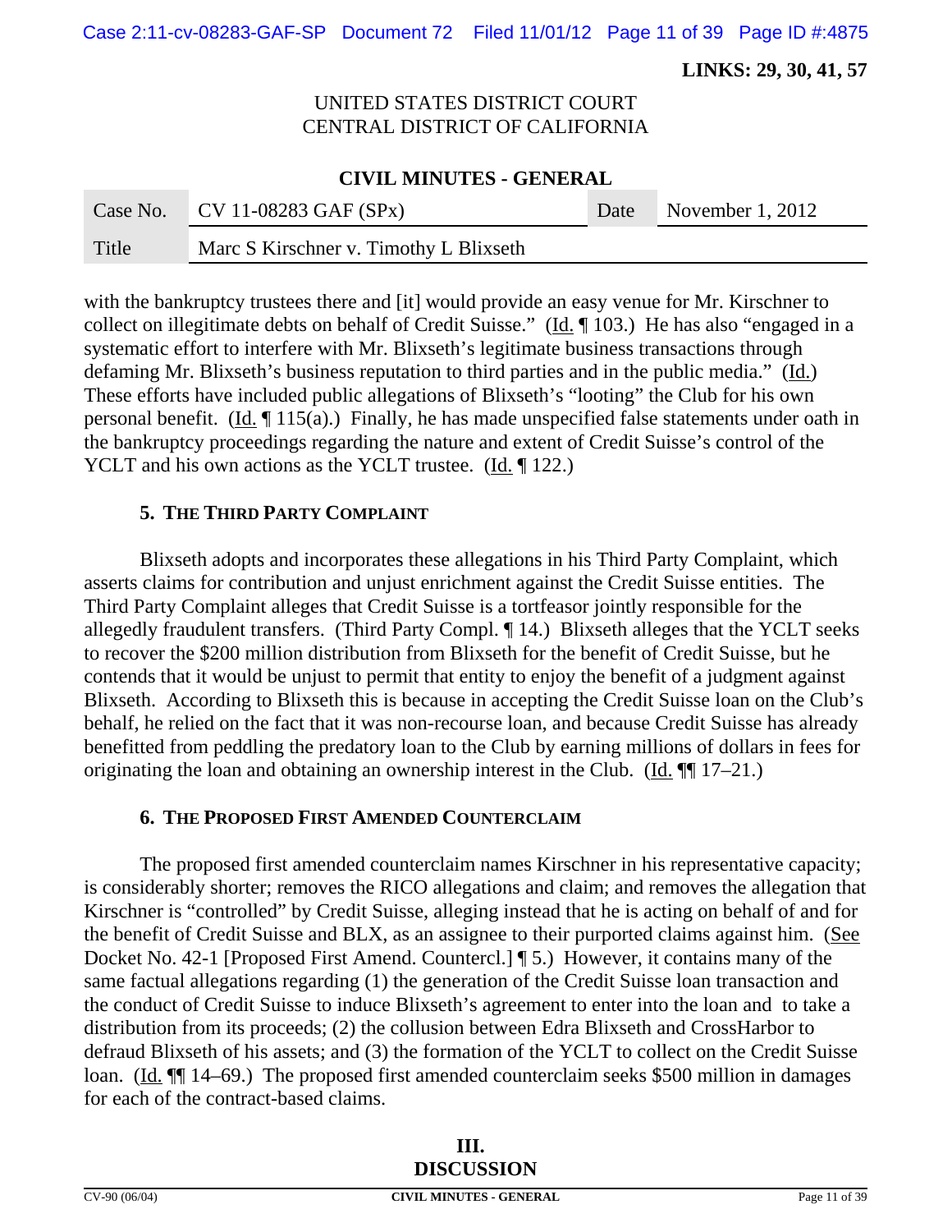with the bankruptcy trustees there and [it] would provide an easy venue for Mr. Kirschner to collect on illegitimate debts on behalf of Credit Suisse." (Id. ¶ 103.) He has also "engaged in a systematic effort to interfere with Mr. Blixseth's legitimate business transactions through defaming Mr. Blixseth's business reputation to third parties and in the public media." (Id.) These efforts have included public allegations of Blixseth's "looting" the Club for his own personal benefit. (Id. ¶ 115(a).) Finally, he has made unspecified false statements under oath in the bankruptcy proceedings regarding the nature and extent of Credit Suisse's control of the YCLT and his own actions as the YCLT trustee. (Id. ¶ 122.)

### 5. THE THIRD PARTY COMPLAINT

Blixseth adopts and incorporates these allegations in his Third Party Complaint, which asserts claims for contribution and unjust enrichment against the Credit Suisse entities. The Third Party Complaint alleges that Credit Suisse is a tortfeasor jointly responsible for the allegedly fraudulent transfers. (Third Party Compl. ¶ 14.) Blixseth alleges that the YCLT seeks to recover the $200 million distribution from Blixseth for the benefit of Credit Suisse, but he contends that it would be unjust to permit that entity to enjoy the benefit of a judgment against Blixseth. According to Blixseth this is because in accepting the Credit Suisse loan on the Club's behalf, he relied on the fact that it was non-recourse loan, and because Credit Suisse has already benefitted from peddling the predatory loan to the Club by earning millions of dollars in fees for originating the loan and obtaining an ownership interest in the Club. (Id. ¶¶ 17–21.)

### 6. THE PROPOSED FIRST AMENDED COUNTERCLAIM

The proposed first amended counterclaim names Kirschner in his representative capacity; is considerably shorter; removes the RICO allegations and claim; and removes the allegation that Kirschner is "controlled" by Credit Suisse, alleging instead that he is acting on behalf of and for the benefit of Credit Suisse and BLX, as an assignee to their purported claims against him. (See Docket No. 42-1 [Proposed First Amend. Countercl.] ¶ 5.) However, it contains many of the same factual allegations regarding (1) the generation of the Credit Suisse loan transaction and the conduct of Credit Suisse to induce Blixseth's agreement to enter into the loan and to take a distribution from its proceeds; (2) the collusion between Edra Blixseth and CrossHarbor to defraud Blixseth of his assets; and (3) the formation of the YCLT to collect on the Credit Suisse loan. (Id. ¶¶ 14–69.) The proposed first amended counterclaim seeks $500 million in damages for each of the contract-based claims.

## III. DISCUSSION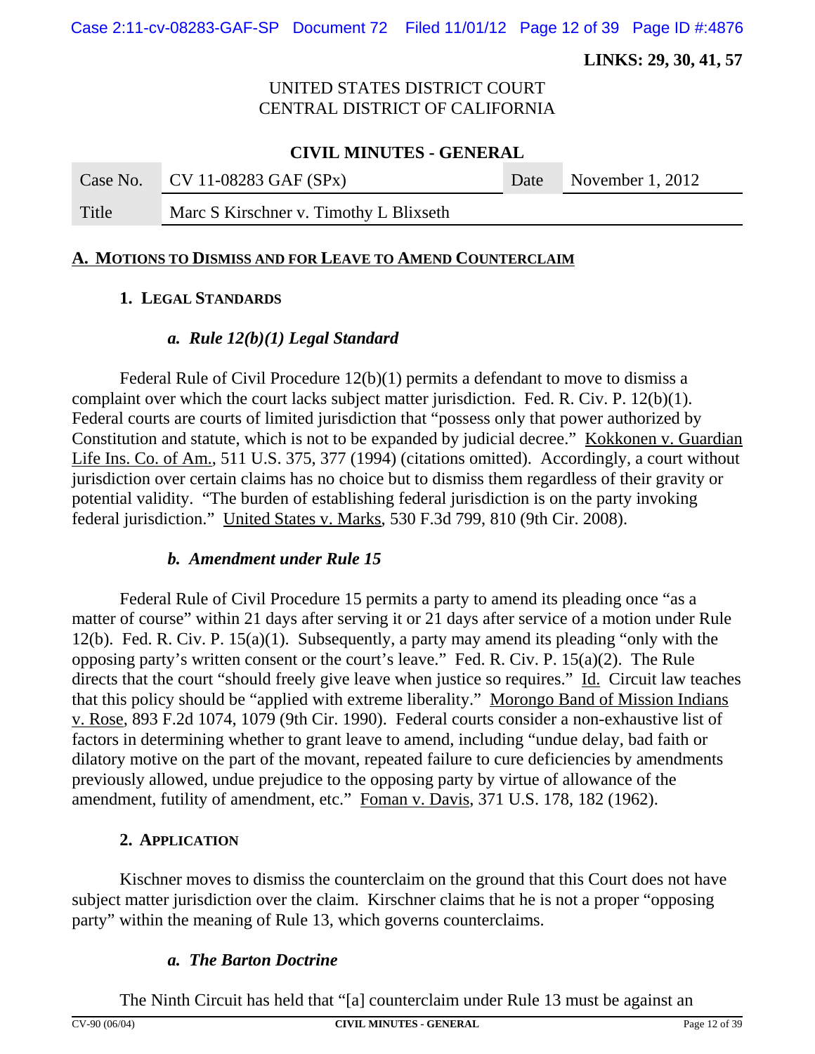**LINKS: 29, 30, 41, 57**

UNITED STATES DISTRICT COURT
CENTRAL DISTRICT OF CALIFORNIA

**CIVIL MINUTES - GENERAL**

| Case No. | CV 11-08283 GAF (SPx) | Date | November 1, 2012 |
|---|---|---|---|
| Title | Marc S Kirschner v. Timothy L Blixseth | | |

## A. MOTIONS TO DISMISS AND FOR LEAVE TO AMEND COUNTERCLAIM

### 1. LEGAL STANDARDS

#### *a. Rule 12(b)(1) Legal Standard*

Federal Rule of Civil Procedure 12(b)(1) permits a defendant to move to dismiss a complaint over which the court lacks subject matter jurisdiction. Fed. R. Civ. P. 12(b)(1). Federal courts are courts of limited jurisdiction that "possess only that power authorized by Constitution and statute, which is not to be expanded by judicial decree." Kokkonen v. Guardian Life Ins. Co. of Am., 511 U.S. 375, 377 (1994) (citations omitted). Accordingly, a court without jurisdiction over certain claims has no choice but to dismiss them regardless of their gravity or potential validity. "The burden of establishing federal jurisdiction is on the party invoking federal jurisdiction." United States v. Marks, 530 F.3d 799, 810 (9th Cir. 2008).

#### *b. Amendment under Rule 15*

Federal Rule of Civil Procedure 15 permits a party to amend its pleading once "as a matter of course" within 21 days after serving it or 21 days after service of a motion under Rule 12(b). Fed. R. Civ. P. 15(a)(1). Subsequently, a party may amend its pleading "only with the opposing party's written consent or the court's leave." Fed. R. Civ. P. 15(a)(2). The Rule directs that the court "should freely give leave when justice so requires." Id. Circuit law teaches that this policy should be "applied with extreme liberality." Morongo Band of Mission Indians v. Rose, 893 F.2d 1074, 1079 (9th Cir. 1990). Federal courts consider a non-exhaustive list of factors in determining whether to grant leave to amend, including "undue delay, bad faith or dilatory motive on the part of the movant, repeated failure to cure deficiencies by amendments previously allowed, undue prejudice to the opposing party by virtue of allowance of the amendment, futility of amendment, etc." Foman v. Davis, 371 U.S. 178, 182 (1962).

### 2. APPLICATION

Kischner moves to dismiss the counterclaim on the ground that this Court does not have subject matter jurisdiction over the claim. Kirschner claims that he is not a proper "opposing party" within the meaning of Rule 13, which governs counterclaims.

#### *a. The Barton Doctrine*

The Ninth Circuit has held that "[a] counterclaim under Rule 13 must be against an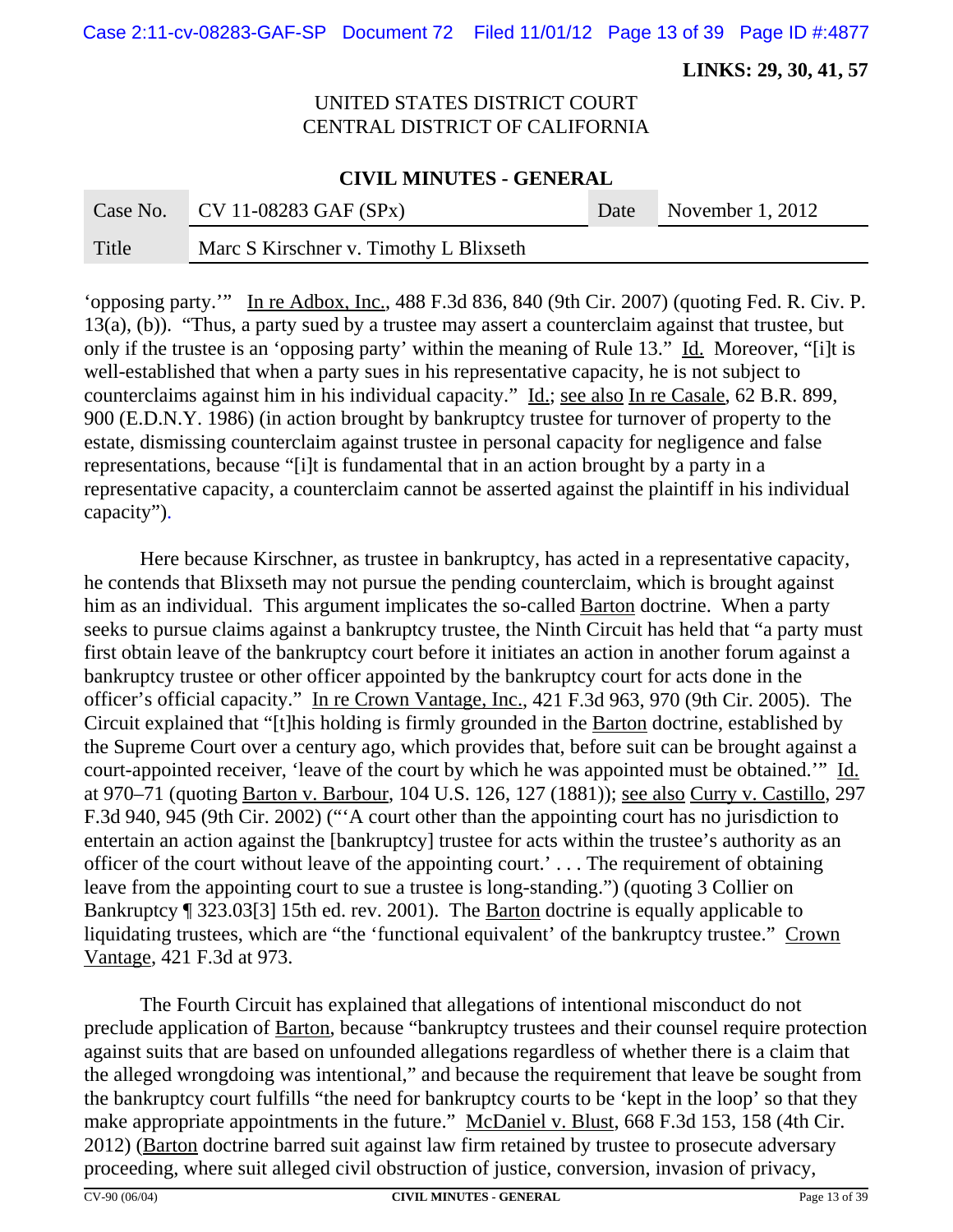'opposing party.'" In re Adbox, Inc., 488 F.3d 836, 840 (9th Cir. 2007) (quoting Fed. R. Civ. P. 13(a), (b)). "Thus, a party sued by a trustee may assert a counterclaim against that trustee, but only if the trustee is an 'opposing party' within the meaning of Rule 13." Id. Moreover, "[i]t is well-established that when a party sues in his representative capacity, he is not subject to counterclaims against him in his individual capacity." Id.; see also In re Casale, 62 B.R. 899, 900 (E.D.N.Y. 1986) (in action brought by bankruptcy trustee for turnover of property to the estate, dismissing counterclaim against trustee in personal capacity for negligence and false representations, because "[i]t is fundamental that in an action brought by a party in a representative capacity, a counterclaim cannot be asserted against the plaintiff in his individual capacity").

Here because Kirschner, as trustee in bankruptcy, has acted in a representative capacity, he contends that Blixseth may not pursue the pending counterclaim, which is brought against him as an individual. This argument implicates the so-called Barton doctrine. When a party seeks to pursue claims against a bankruptcy trustee, the Ninth Circuit has held that "a party must first obtain leave of the bankruptcy court before it initiates an action in another forum against a bankruptcy trustee or other officer appointed by the bankruptcy court for acts done in the officer's official capacity." In re Crown Vantage, Inc., 421 F.3d 963, 970 (9th Cir. 2005). The Circuit explained that "[t]his holding is firmly grounded in the Barton doctrine, established by the Supreme Court over a century ago, which provides that, before suit can be brought against a court-appointed receiver, 'leave of the court by which he was appointed must be obtained.'" Id. at 970–71 (quoting Barton v. Barbour, 104 U.S. 126, 127 (1881)); see also Curry v. Castillo, 297 F.3d 940, 945 (9th Cir. 2002) ("'A court other than the appointing court has no jurisdiction to entertain an action against the [bankruptcy] trustee for acts within the trustee's authority as an officer of the court without leave of the appointing court.' . . . The requirement of obtaining leave from the appointing court to sue a trustee is long-standing.") (quoting 3 Collier on Bankruptcy ¶ 323.03[3] 15th ed. rev. 2001). The Barton doctrine is equally applicable to liquidating trustees, which are "the 'functional equivalent' of the bankruptcy trustee." Crown Vantage, 421 F.3d at 973.

The Fourth Circuit has explained that allegations of intentional misconduct do not preclude application of Barton, because "bankruptcy trustees and their counsel require protection against suits that are based on unfounded allegations regardless of whether there is a claim that the alleged wrongdoing was intentional," and because the requirement that leave be sought from the bankruptcy court fulfills "the need for bankruptcy courts to be 'kept in the loop' so that they make appropriate appointments in the future." McDaniel v. Blust, 668 F.3d 153, 158 (4th Cir. 2012) (Barton doctrine barred suit against law firm retained by trustee to prosecute adversary proceeding, where suit alleged civil obstruction of justice, conversion, invasion of privacy,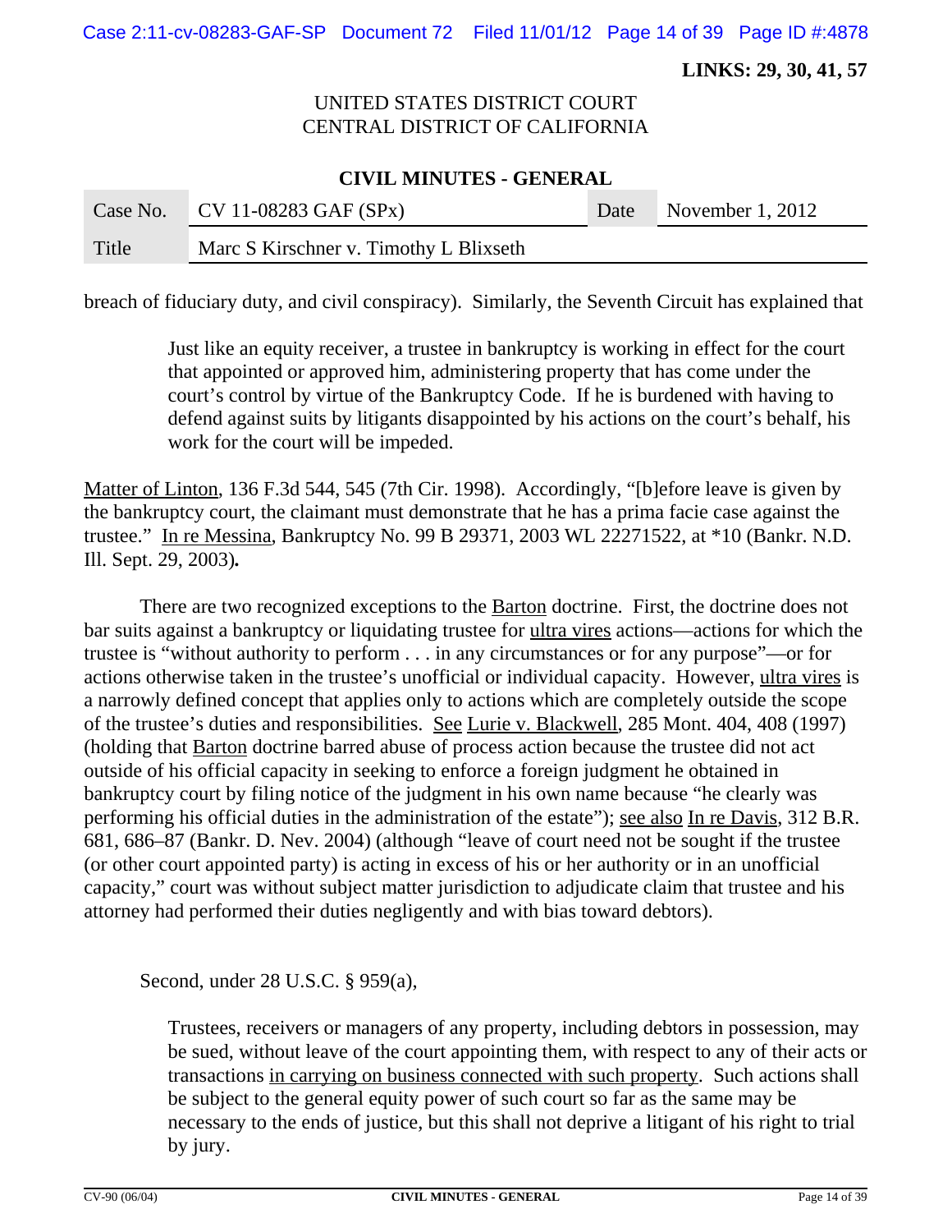breach of fiduciary duty, and civil conspiracy). Similarly, the Seventh Circuit has explained that

> Just like an equity receiver, a trustee in bankruptcy is working in effect for the court that appointed or approved him, administering property that has come under the court's control by virtue of the Bankruptcy Code. If he is burdened with having to defend against suits by litigants disappointed by his actions on the court's behalf, his work for the court will be impeded.

Matter of Linton, 136 F.3d 544, 545 (7th Cir. 1998). Accordingly, "[b]efore leave is given by the bankruptcy court, the claimant must demonstrate that he has a prima facie case against the trustee." In re Messina, Bankruptcy No. 99 B 29371, 2003 WL 22271522, at *10 (Bankr. N.D. Ill. Sept. 29, 2003).

There are two recognized exceptions to the Barton doctrine. First, the doctrine does not bar suits against a bankruptcy or liquidating trustee for ultra vires actions—actions for which the trustee is "without authority to perform . . . in any circumstances or for any purpose"—or for actions otherwise taken in the trustee's unofficial or individual capacity. However, ultra vires is a narrowly defined concept that applies only to actions which are completely outside the scope of the trustee's duties and responsibilities. See Lurie v. Blackwell, 285 Mont. 404, 408 (1997) (holding that Barton doctrine barred abuse of process action because the trustee did not act outside of his official capacity in seeking to enforce a foreign judgment he obtained in bankruptcy court by filing notice of the judgment in his own name because "he clearly was performing his official duties in the administration of the estate"); see also In re Davis, 312 B.R. 681, 686–87 (Bankr. D. Nev. 2004) (although "leave of court need not be sought if the trustee (or other court appointed party) is acting in excess of his or her authority or in an unofficial capacity," court was without subject matter jurisdiction to adjudicate claim that trustee and his attorney had performed their duties negligently and with bias toward debtors).

Second, under 28 U.S.C. § 959(a),

> Trustees, receivers or managers of any property, including debtors in possession, may be sued, without leave of the court appointing them, with respect to any of their acts or transactions in carrying on business connected with such property. Such actions shall be subject to the general equity power of such court so far as the same may be necessary to the ends of justice, but this shall not deprive a litigant of his right to trial by jury.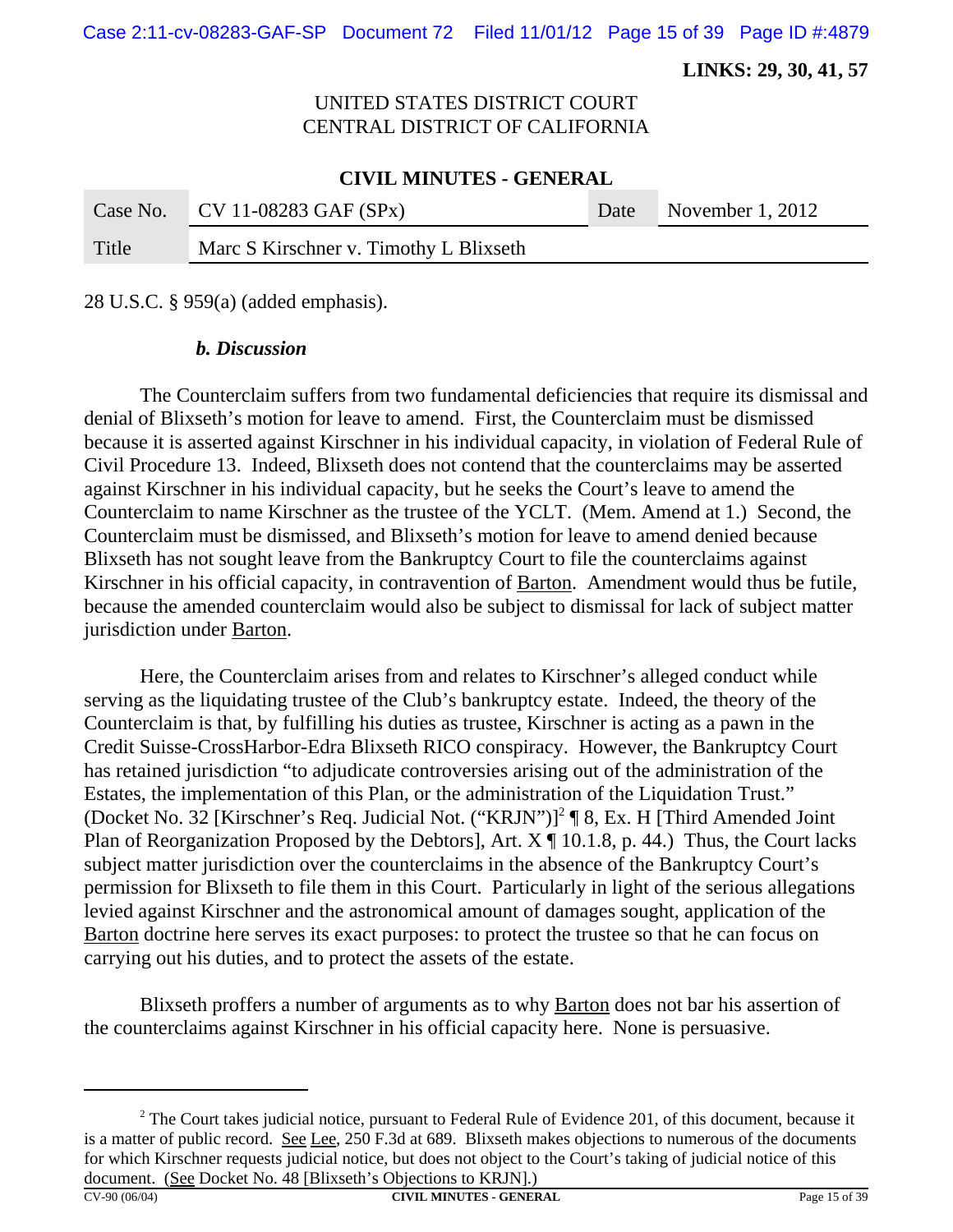28 U.S.C. § 959(a) (added emphasis).

***b. Discussion***

The Counterclaim suffers from two fundamental deficiencies that require its dismissal and denial of Blixseth's motion for leave to amend. First, the Counterclaim must be dismissed because it is asserted against Kirschner in his individual capacity, in violation of Federal Rule of Civil Procedure 13. Indeed, Blixseth does not contend that the counterclaims may be asserted against Kirschner in his individual capacity, but he seeks the Court's leave to amend the Counterclaim to name Kirschner as the trustee of the YCLT. (Mem. Amend at 1.) Second, the Counterclaim must be dismissed, and Blixseth's motion for leave to amend denied because Blixseth has not sought leave from the Bankruptcy Court to file the counterclaims against Kirschner in his official capacity, in contravention of Barton. Amendment would thus be futile, because the amended counterclaim would also be subject to dismissal for lack of subject matter jurisdiction under Barton.

Here, the Counterclaim arises from and relates to Kirschner's alleged conduct while serving as the liquidating trustee of the Club's bankruptcy estate. Indeed, the theory of the Counterclaim is that, by fulfilling his duties as trustee, Kirschner is acting as a pawn in the Credit Suisse-CrossHarbor-Edra Blixseth RICO conspiracy. However, the Bankruptcy Court has retained jurisdiction "to adjudicate controversies arising out of the administration of the Estates, the implementation of this Plan, or the administration of the Liquidation Trust." (Docket No. 32 [Kirschner's Req. Judicial Not. ("KRJN")][2] ¶ 8, Ex. H [Third Amended Joint Plan of Reorganization Proposed by the Debtors], Art. X ¶ 10.1.8, p. 44.) Thus, the Court lacks subject matter jurisdiction over the counterclaims in the absence of the Bankruptcy Court's permission for Blixseth to file them in this Court. Particularly in light of the serious allegations levied against Kirschner and the astronomical amount of damages sought, application of the Barton doctrine here serves its exact purposes: to protect the trustee so that he can focus on carrying out his duties, and to protect the assets of the estate.

Blixseth proffers a number of arguments as to why Barton does not bar his assertion of the counterclaims against Kirschner in his official capacity here. None is persuasive.

---

[2] The Court takes judicial notice, pursuant to Federal Rule of Evidence 201, of this document, because it is a matter of public record. See Lee, 250 F.3d at 689. Blixseth makes objections to numerous of the documents for which Kirschner requests judicial notice, but does not object to the Court's taking of judicial notice of this document. (See Docket No. 48 [Blixseth's Objections to KRJN].)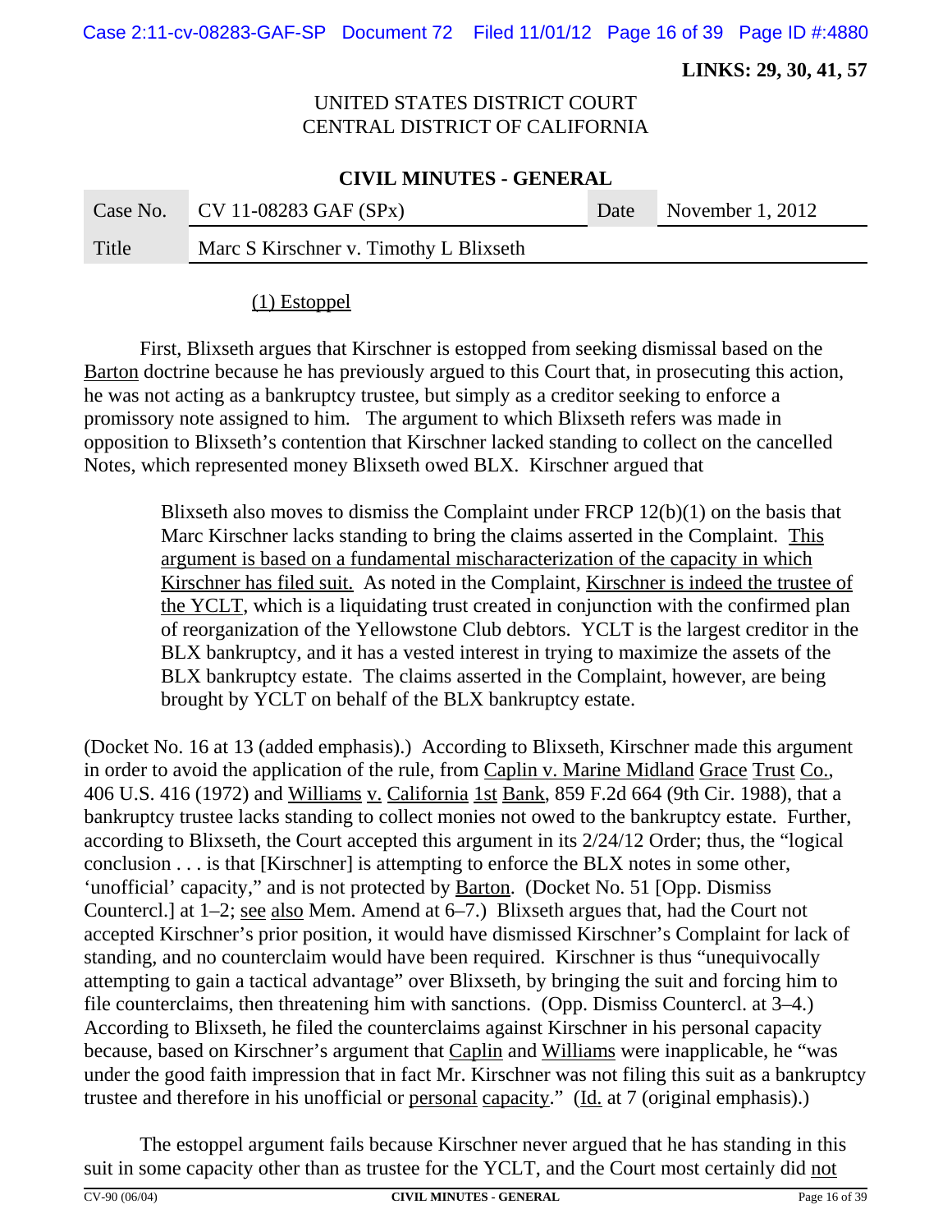(1) Estoppel

First, Blixseth argues that Kirschner is estopped from seeking dismissal based on the Barton doctrine because he has previously argued to this Court that, in prosecuting this action, he was not acting as a bankruptcy trustee, but simply as a creditor seeking to enforce a promissory note assigned to him. The argument to which Blixseth refers was made in opposition to Blixseth's contention that Kirschner lacked standing to collect on the cancelled Notes, which represented money Blixseth owed BLX. Kirschner argued that

> Blixseth also moves to dismiss the Complaint under FRCP 12(b)(1) on the basis that Marc Kirschner lacks standing to bring the claims asserted in the Complaint. This argument is based on a fundamental mischaracterization of the capacity in which Kirschner has filed suit. As noted in the Complaint, Kirschner is indeed the trustee of the YCLT, which is a liquidating trust created in conjunction with the confirmed plan of reorganization of the Yellowstone Club debtors. YCLT is the largest creditor in the BLX bankruptcy, and it has a vested interest in trying to maximize the assets of the BLX bankruptcy estate. The claims asserted in the Complaint, however, are being brought by YCLT on behalf of the BLX bankruptcy estate.

(Docket No. 16 at 13 (added emphasis).) According to Blixseth, Kirschner made this argument in order to avoid the application of the rule, from Caplin v. Marine Midland Grace Trust Co., 406 U.S. 416 (1972) and Williams v. California 1st Bank, 859 F.2d 664 (9th Cir. 1988), that a bankruptcy trustee lacks standing to collect monies not owed to the bankruptcy estate. Further, according to Blixseth, the Court accepted this argument in its 2/24/12 Order; thus, the "logical conclusion . . . is that [Kirschner] is attempting to enforce the BLX notes in some other, 'unofficial' capacity," and is not protected by Barton. (Docket No. 51 [Opp. Dismiss Countercl.] at 1–2; see also Mem. Amend at 6–7.) Blixseth argues that, had the Court not accepted Kirschner's prior position, it would have dismissed Kirschner's Complaint for lack of standing, and no counterclaim would have been required. Kirschner is thus "unequivocally attempting to gain a tactical advantage" over Blixseth, by bringing the suit and forcing him to file counterclaims, then threatening him with sanctions. (Opp. Dismiss Countercl. at 3–4.) According to Blixseth, he filed the counterclaims against Kirschner in his personal capacity because, based on Kirschner's argument that Caplin and Williams were inapplicable, he "was under the good faith impression that in fact Mr. Kirschner was not filing this suit as a bankruptcy trustee and therefore in his unofficial or personal capacity." (Id. at 7 (original emphasis).)

The estoppel argument fails because Kirschner never argued that he has standing in this suit in some capacity other than as trustee for the YCLT, and the Court most certainly did not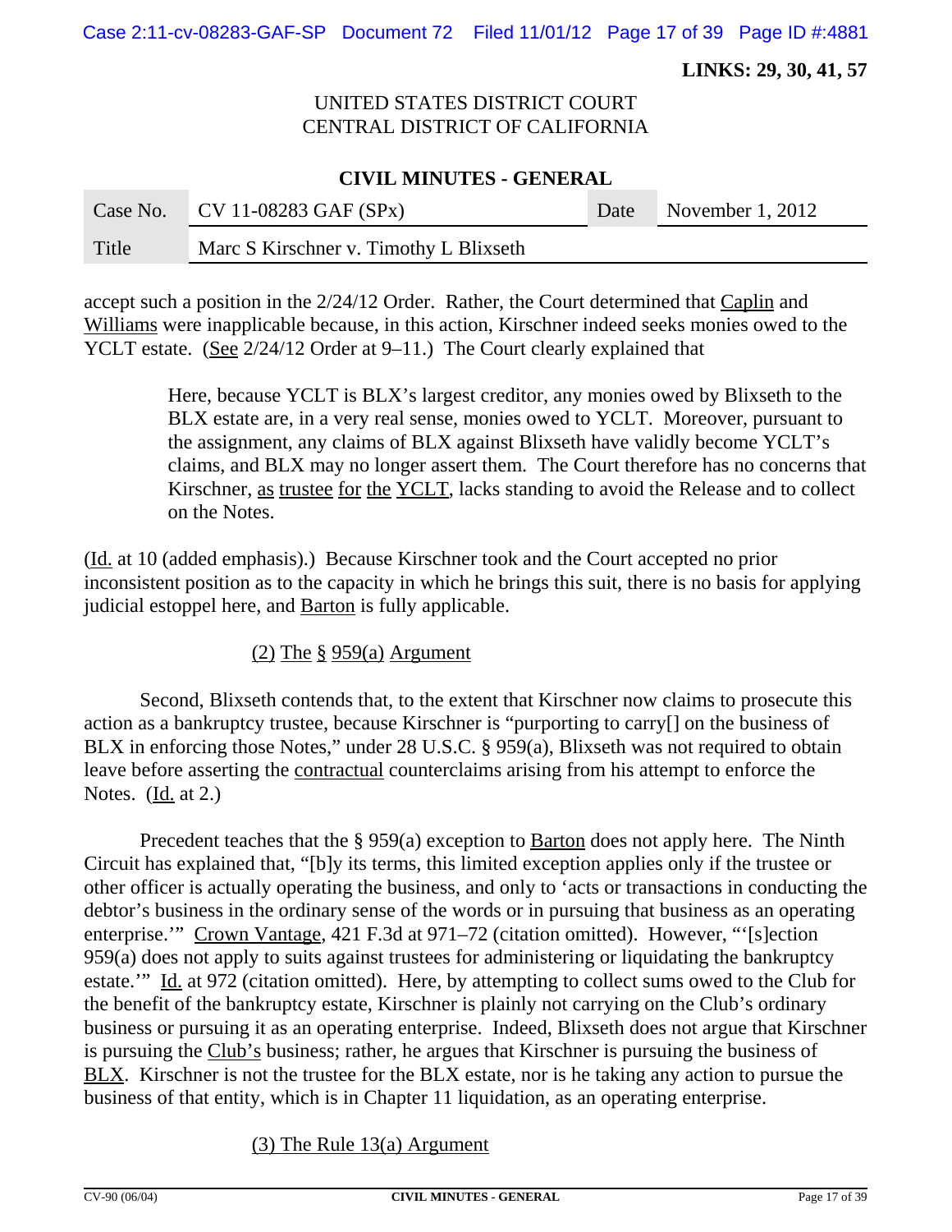**LINKS: 29, 30, 41, 57**

UNITED STATES DISTRICT COURT
CENTRAL DISTRICT OF CALIFORNIA

**CIVIL MINUTES - GENERAL**

| Case No. | CV 11-08283 GAF (SPx) | Date | November 1, 2012 |
|---|---|---|---|
| Title | Marc S Kirschner v. Timothy L Blixseth | | |

accept such a position in the 2/24/12 Order. Rather, the Court determined that Caplin and Williams were inapplicable because, in this action, Kirschner indeed seeks monies owed to the YCLT estate. (See 2/24/12 Order at 9–11.) The Court clearly explained that

> Here, because YCLT is BLX's largest creditor, any monies owed by Blixseth to the BLX estate are, in a very real sense, monies owed to YCLT. Moreover, pursuant to the assignment, any claims of BLX against Blixseth have validly become YCLT's claims, and BLX may no longer assert them. The Court therefore has no concerns that Kirschner, as trustee for the YCLT, lacks standing to avoid the Release and to collect on the Notes.

(Id. at 10 (added emphasis).) Because Kirschner took and the Court accepted no prior inconsistent position as to the capacity in which he brings this suit, there is no basis for applying judicial estoppel here, and Barton is fully applicable.

(2) The § 959(a) Argument

Second, Blixseth contends that, to the extent that Kirschner now claims to prosecute this action as a bankruptcy trustee, because Kirschner is "purporting to carry[] on the business of BLX in enforcing those Notes," under 28 U.S.C. § 959(a), Blixseth was not required to obtain leave before asserting the contractual counterclaims arising from his attempt to enforce the Notes. (Id. at 2.)

Precedent teaches that the § 959(a) exception to Barton does not apply here. The Ninth Circuit has explained that, "[b]y its terms, this limited exception applies only if the trustee or other officer is actually operating the business, and only to 'acts or transactions in conducting the debtor's business in the ordinary sense of the words or in pursuing that business as an operating enterprise.'" Crown Vantage, 421 F.3d at 971–72 (citation omitted). However, "'[s]ection 959(a) does not apply to suits against trustees for administering or liquidating the bankruptcy estate.'" Id. at 972 (citation omitted). Here, by attempting to collect sums owed to the Club for the benefit of the bankruptcy estate, Kirschner is plainly not carrying on the Club's ordinary business or pursuing it as an operating enterprise. Indeed, Blixseth does not argue that Kirschner is pursuing the Club's business; rather, he argues that Kirschner is pursuing the business of BLX. Kirschner is not the trustee for the BLX estate, nor is he taking any action to pursue the business of that entity, which is in Chapter 11 liquidation, as an operating enterprise.

(3) The Rule 13(a) Argument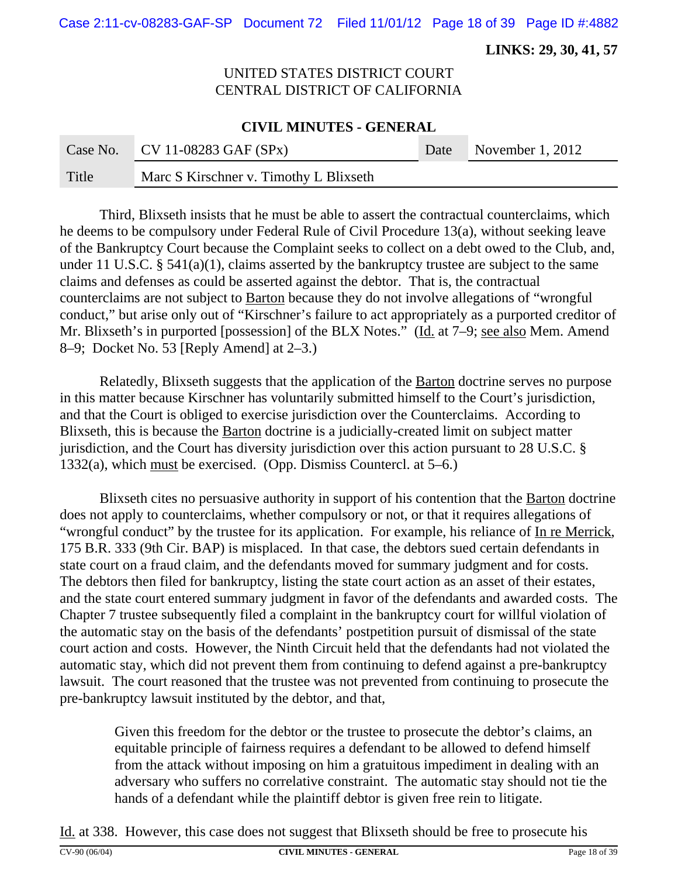**LINKS: 29, 30, 41, 57**

UNITED STATES DISTRICT COURT
CENTRAL DISTRICT OF CALIFORNIA

**CIVIL MINUTES - GENERAL**

| Case No. | CV 11-08283 GAF (SPx) | Date | November 1, 2012 |
|---|---|---|---|
| Title | Marc S Kirschner v. Timothy L Blixseth | | |

Third, Blixseth insists that he must be able to assert the contractual counterclaims, which he deems to be compulsory under Federal Rule of Civil Procedure 13(a), without seeking leave of the Bankruptcy Court because the Complaint seeks to collect on a debt owed to the Club, and, under 11 U.S.C. § 541(a)(1), claims asserted by the bankruptcy trustee are subject to the same claims and defenses as could be asserted against the debtor. That is, the contractual counterclaims are not subject to Barton because they do not involve allegations of "wrongful conduct," but arise only out of "Kirschner's failure to act appropriately as a purported creditor of Mr. Blixseth's in purported [possession] of the BLX Notes." (Id. at 7–9; see also Mem. Amend 8–9; Docket No. 53 [Reply Amend] at 2–3.)

Relatedly, Blixseth suggests that the application of the Barton doctrine serves no purpose in this matter because Kirschner has voluntarily submitted himself to the Court's jurisdiction, and that the Court is obliged to exercise jurisdiction over the Counterclaims. According to Blixseth, this is because the Barton doctrine is a judicially-created limit on subject matter jurisdiction, and the Court has diversity jurisdiction over this action pursuant to 28 U.S.C. § 1332(a), which must be exercised. (Opp. Dismiss Countercl. at 5–6.)

Blixseth cites no persuasive authority in support of his contention that the Barton doctrine does not apply to counterclaims, whether compulsory or not, or that it requires allegations of "wrongful conduct" by the trustee for its application. For example, his reliance of In re Merrick, 175 B.R. 333 (9th Cir. BAP) is misplaced. In that case, the debtors sued certain defendants in state court on a fraud claim, and the defendants moved for summary judgment and for costs. The debtors then filed for bankruptcy, listing the state court action as an asset of their estates, and the state court entered summary judgment in favor of the defendants and awarded costs. The Chapter 7 trustee subsequently filed a complaint in the bankruptcy court for willful violation of the automatic stay on the basis of the defendants' postpetition pursuit of dismissal of the state court action and costs. However, the Ninth Circuit held that the defendants had not violated the automatic stay, which did not prevent them from continuing to defend against a pre-bankruptcy lawsuit. The court reasoned that the trustee was not prevented from continuing to prosecute the pre-bankruptcy lawsuit instituted by the debtor, and that,

> Given this freedom for the debtor or the trustee to prosecute the debtor's claims, an equitable principle of fairness requires a defendant to be allowed to defend himself from the attack without imposing on him a gratuitous impediment in dealing with an adversary who suffers no correlative constraint. The automatic stay should not tie the hands of a defendant while the plaintiff debtor is given free rein to litigate.

Id. at 338. However, this case does not suggest that Blixseth should be free to prosecute his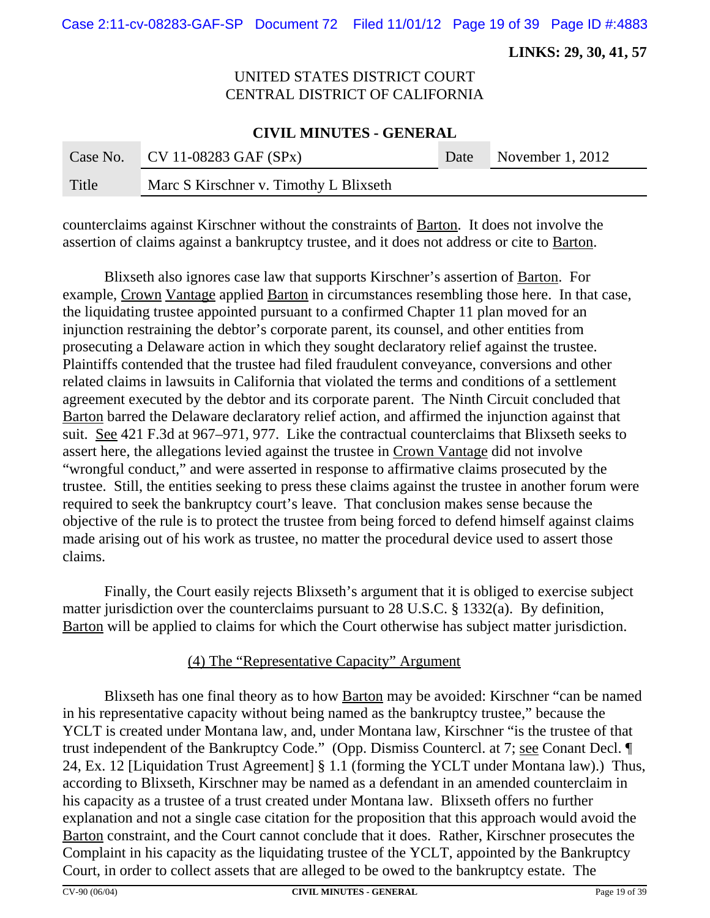counterclaims against Kirschner without the constraints of Barton. It does not involve the assertion of claims against a bankruptcy trustee, and it does not address or cite to Barton.

Blixseth also ignores case law that supports Kirschner's assertion of Barton. For example, Crown Vantage applied Barton in circumstances resembling those here. In that case, the liquidating trustee appointed pursuant to a confirmed Chapter 11 plan moved for an injunction restraining the debtor's corporate parent, its counsel, and other entities from prosecuting a Delaware action in which they sought declaratory relief against the trustee. Plaintiffs contended that the trustee had filed fraudulent conveyance, conversions and other related claims in lawsuits in California that violated the terms and conditions of a settlement agreement executed by the debtor and its corporate parent. The Ninth Circuit concluded that Barton barred the Delaware declaratory relief action, and affirmed the injunction against that suit. See 421 F.3d at 967–971, 977. Like the contractual counterclaims that Blixseth seeks to assert here, the allegations levied against the trustee in Crown Vantage did not involve "wrongful conduct," and were asserted in response to affirmative claims prosecuted by the trustee. Still, the entities seeking to press these claims against the trustee in another forum were required to seek the bankruptcy court's leave. That conclusion makes sense because the objective of the rule is to protect the trustee from being forced to defend himself against claims made arising out of his work as trustee, no matter the procedural device used to assert those claims.

Finally, the Court easily rejects Blixseth's argument that it is obliged to exercise subject matter jurisdiction over the counterclaims pursuant to 28 U.S.C. § 1332(a). By definition, Barton will be applied to claims for which the Court otherwise has subject matter jurisdiction.

### (4) The "Representative Capacity" Argument

Blixseth has one final theory as to how Barton may be avoided: Kirschner "can be named in his representative capacity without being named as the bankruptcy trustee," because the YCLT is created under Montana law, and, under Montana law, Kirschner "is the trustee of that trust independent of the Bankruptcy Code." (Opp. Dismiss Countercl. at 7; see Conant Decl. ¶ 24, Ex. 12 [Liquidation Trust Agreement] § 1.1 (forming the YCLT under Montana law).) Thus, according to Blixseth, Kirschner may be named as a defendant in an amended counterclaim in his capacity as a trustee of a trust created under Montana law. Blixseth offers no further explanation and not a single case citation for the proposition that this approach would avoid the Barton constraint, and the Court cannot conclude that it does. Rather, Kirschner prosecutes the Complaint in his capacity as the liquidating trustee of the YCLT, appointed by the Bankruptcy Court, in order to collect assets that are alleged to be owed to the bankruptcy estate. The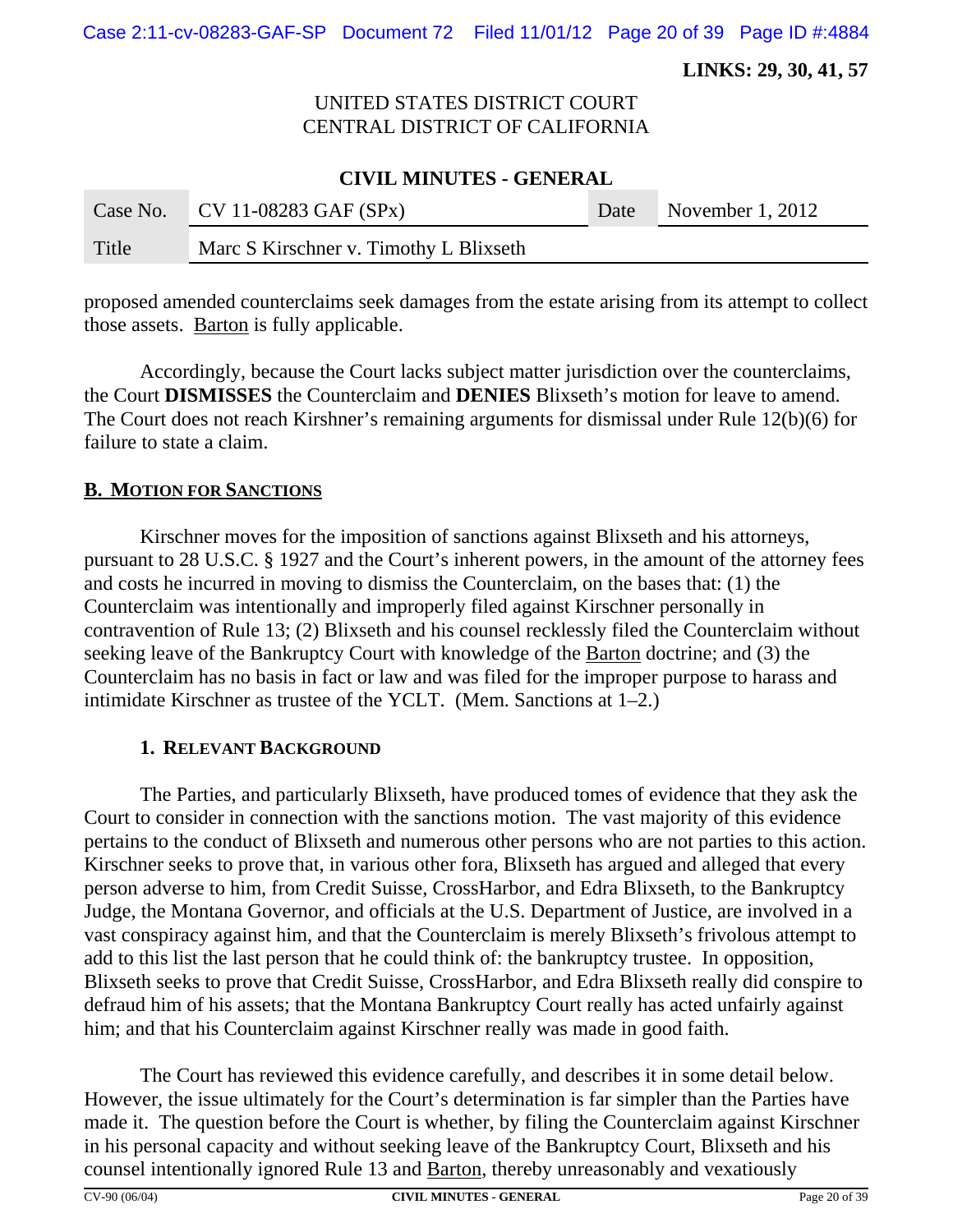proposed amended counterclaims seek damages from the estate arising from its attempt to collect those assets. Barton is fully applicable.

Accordingly, because the Court lacks subject matter jurisdiction over the counterclaims, the Court **DISMISSES** the Counterclaim and **DENIES** Blixseth's motion for leave to amend. The Court does not reach Kirshner's remaining arguments for dismissal under Rule 12(b)(6) for failure to state a claim.

## B. MOTION FOR SANCTIONS

Kirschner moves for the imposition of sanctions against Blixseth and his attorneys, pursuant to 28 U.S.C. § 1927 and the Court's inherent powers, in the amount of the attorney fees and costs he incurred in moving to dismiss the Counterclaim, on the bases that: (1) the Counterclaim was intentionally and improperly filed against Kirschner personally in contravention of Rule 13; (2) Blixseth and his counsel recklessly filed the Counterclaim without seeking leave of the Bankruptcy Court with knowledge of the Barton doctrine; and (3) the Counterclaim has no basis in fact or law and was filed for the improper purpose to harass and intimidate Kirschner as trustee of the YCLT. (Mem. Sanctions at 1–2.)

### 1. RELEVANT BACKGROUND

The Parties, and particularly Blixseth, have produced tomes of evidence that they ask the Court to consider in connection with the sanctions motion. The vast majority of this evidence pertains to the conduct of Blixseth and numerous other persons who are not parties to this action. Kirschner seeks to prove that, in various other fora, Blixseth has argued and alleged that every person adverse to him, from Credit Suisse, CrossHarbor, and Edra Blixseth, to the Bankruptcy Judge, the Montana Governor, and officials at the U.S. Department of Justice, are involved in a vast conspiracy against him, and that the Counterclaim is merely Blixseth's frivolous attempt to add to this list the last person that he could think of: the bankruptcy trustee. In opposition, Blixseth seeks to prove that Credit Suisse, CrossHarbor, and Edra Blixseth really did conspire to defraud him of his assets; that the Montana Bankruptcy Court really has acted unfairly against him; and that his Counterclaim against Kirschner really was made in good faith.

The Court has reviewed this evidence carefully, and describes it in some detail below. However, the issue ultimately for the Court's determination is far simpler than the Parties have made it. The question before the Court is whether, by filing the Counterclaim against Kirschner in his personal capacity and without seeking leave of the Bankruptcy Court, Blixseth and his counsel intentionally ignored Rule 13 and Barton, thereby unreasonably and vexatiously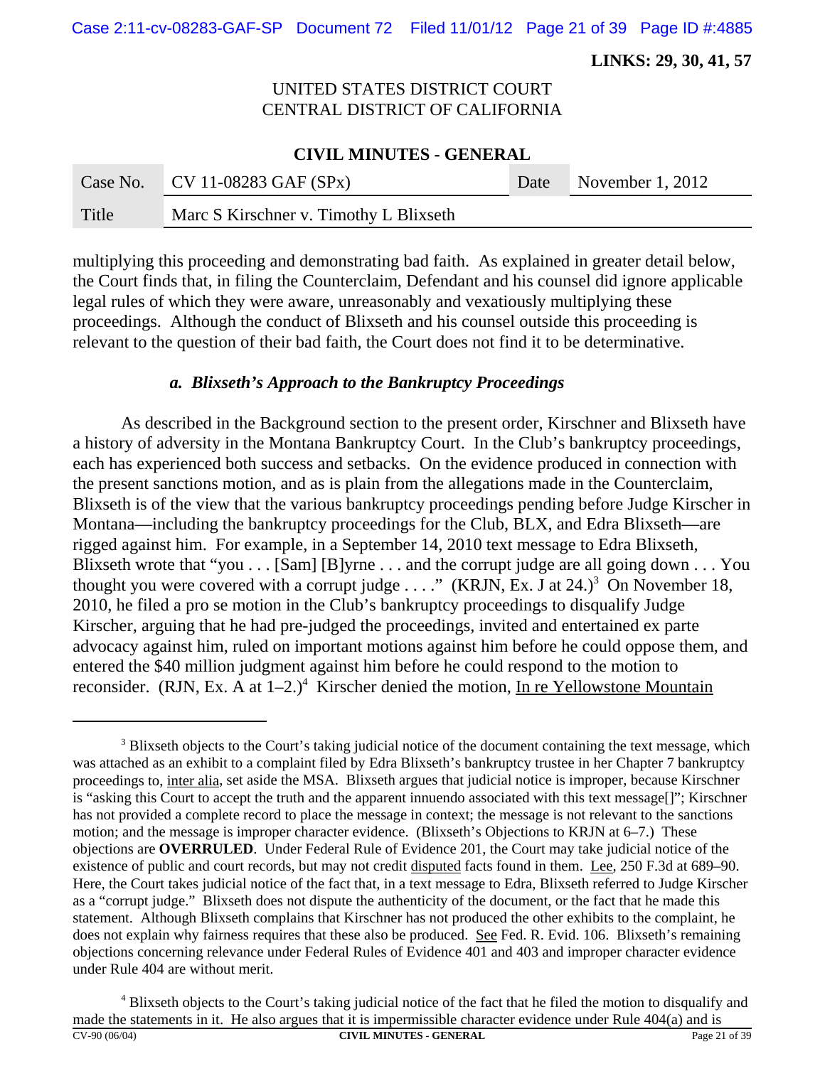multiplying this proceeding and demonstrating bad faith. As explained in greater detail below, the Court finds that, in filing the Counterclaim, Defendant and his counsel did ignore applicable legal rules of which they were aware, unreasonably and vexatiously multiplying these proceedings. Although the conduct of Blixseth and his counsel outside this proceeding is relevant to the question of their bad faith, the Court does not find it to be determinative.

### *a. Blixseth's Approach to the Bankruptcy Proceedings*

As described in the Background section to the present order, Kirschner and Blixseth have a history of adversity in the Montana Bankruptcy Court. In the Club's bankruptcy proceedings, each has experienced both success and setbacks. On the evidence produced in connection with the present sanctions motion, and as is plain from the allegations made in the Counterclaim, Blixseth is of the view that the various bankruptcy proceedings pending before Judge Kirscher in Montana—including the bankruptcy proceedings for the Club, BLX, and Edra Blixseth—are rigged against him. For example, in a September 14, 2010 text message to Edra Blixseth, Blixseth wrote that "you . . . [Sam] [B]yrne . . . and the corrupt judge are all going down . . . You thought you were covered with a corrupt judge . . . ." (KRJN, Ex. J at 24.)[3] On November 18, 2010, he filed a pro se motion in the Club's bankruptcy proceedings to disqualify Judge Kirscher, arguing that he had pre-judged the proceedings, invited and entertained ex parte advocacy against him, ruled on important motions against him before he could oppose them, and entered the $40 million judgment against him before he could respond to the motion to reconsider. (RJN, Ex. A at 1–2.)[4] Kirscher denied the motion, In re Yellowstone Mountain

---

[3] Blixseth objects to the Court's taking judicial notice of the document containing the text message, which was attached as an exhibit to a complaint filed by Edra Blixseth's bankruptcy trustee in her Chapter 7 bankruptcy proceedings to, inter alia, set aside the MSA. Blixseth argues that judicial notice is improper, because Kirschner is "asking this Court to accept the truth and the apparent innuendo associated with this text message[]"; Kirschner has not provided a complete record to place the message in context; the message is not relevant to the sanctions motion; and the message is improper character evidence. (Blixseth's Objections to KRJN at 6–7.) These objections are **OVERRULED**. Under Federal Rule of Evidence 201, the Court may take judicial notice of the existence of public and court records, but may not credit disputed facts found in them. Lee, 250 F.3d at 689–90. Here, the Court takes judicial notice of the fact that, in a text message to Edra, Blixseth referred to Judge Kirscher as a "corrupt judge." Blixseth does not dispute the authenticity of the document, or the fact that he made this statement. Although Blixseth complains that Kirschner has not produced the other exhibits to the complaint, he does not explain why fairness requires that these also be produced. See Fed. R. Evid. 106. Blixseth's remaining objections concerning relevance under Federal Rules of Evidence 401 and 403 and improper character evidence under Rule 404 are without merit.

[4] Blixseth objects to the Court's taking judicial notice of the fact that he filed the motion to disqualify and made the statements in it. He also argues that it is impermissible character evidence under Rule 404(a) and is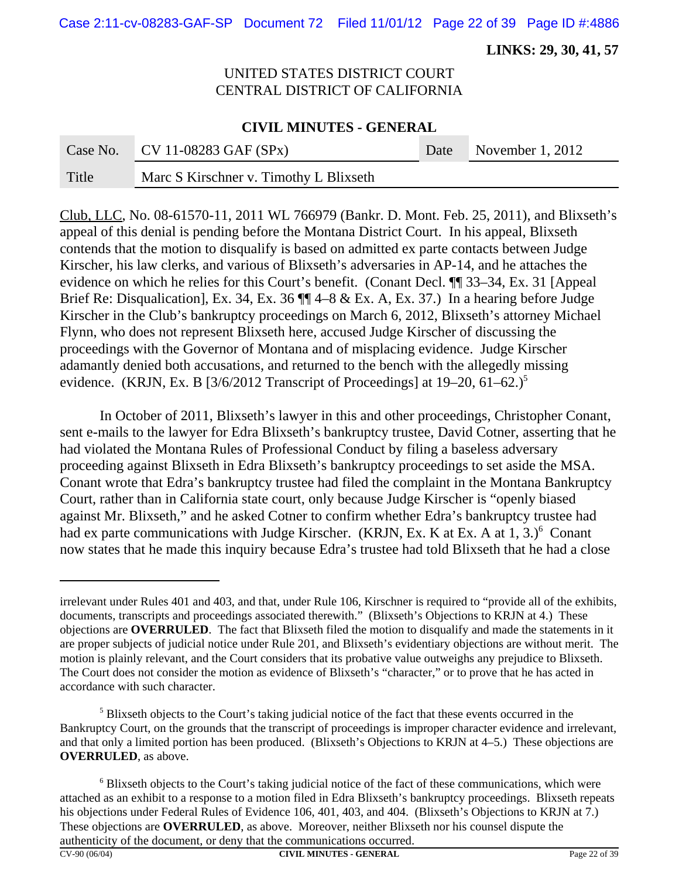LINKS: 29, 30, 41, 57

UNITED STATES DISTRICT COURT
CENTRAL DISTRICT OF CALIFORNIA

**CIVIL MINUTES - GENERAL**

| Case No. | CV 11-08283 GAF (SPx) | Date | November 1, 2012 |
|---|---|---|---|
| Title | Marc S Kirschner v. Timothy L Blixseth | | |

Club, LLC, No. 08-61570-11, 2011 WL 766979 (Bankr. D. Mont. Feb. 25, 2011), and Blixseth's appeal of this denial is pending before the Montana District Court. In his appeal, Blixseth contends that the motion to disqualify is based on admitted ex parte contacts between Judge Kirscher, his law clerks, and various of Blixseth's adversaries in AP-14, and he attaches the evidence on which he relies for this Court's benefit. (Conant Decl. ¶¶ 33–34, Ex. 31 [Appeal Brief Re: Disqualication], Ex. 34, Ex. 36 ¶¶ 4–8 & Ex. A, Ex. 37.) In a hearing before Judge Kirscher in the Club's bankruptcy proceedings on March 6, 2012, Blixseth's attorney Michael Flynn, who does not represent Blixseth here, accused Judge Kirscher of discussing the proceedings with the Governor of Montana and of misplacing evidence. Judge Kirscher adamantly denied both accusations, and returned to the bench with the allegedly missing evidence. (KRJN, Ex. B [3/6/2012 Transcript of Proceedings] at 19–20, 61–62.)[5]

In October of 2011, Blixseth's lawyer in this and other proceedings, Christopher Conant, sent e-mails to the lawyer for Edra Blixseth's bankruptcy trustee, David Cotner, asserting that he had violated the Montana Rules of Professional Conduct by filing a baseless adversary proceeding against Blixseth in Edra Blixseth's bankruptcy proceedings to set aside the MSA. Conant wrote that Edra's bankruptcy trustee had filed the complaint in the Montana Bankruptcy Court, rather than in California state court, only because Judge Kirscher is "openly biased against Mr. Blixseth," and he asked Cotner to confirm whether Edra's bankruptcy trustee had had ex parte communications with Judge Kirscher. (KRJN, Ex. K at Ex. A at 1, 3.)[6] Conant now states that he made this inquiry because Edra's trustee had told Blixseth that he had a close

---

irrelevant under Rules 401 and 403, and that, under Rule 106, Kirschner is required to "provide all of the exhibits, documents, transcripts and proceedings associated therewith." (Blixseth's Objections to KRJN at 4.) These objections are **OVERRULED**. The fact that Blixseth filed the motion to disqualify and made the statements in it are proper subjects of judicial notice under Rule 201, and Blixseth's evidentiary objections are without merit. The motion is plainly relevant, and the Court considers that its probative value outweighs any prejudice to Blixseth. The Court does not consider the motion as evidence of Blixseth's "character," or to prove that he has acted in accordance with such character.

[5] Blixseth objects to the Court's taking judicial notice of the fact that these events occurred in the Bankruptcy Court, on the grounds that the transcript of proceedings is improper character evidence and irrelevant, and that only a limited portion has been produced. (Blixseth's Objections to KRJN at 4–5.) These objections are **OVERRULED**, as above.

[6] Blixseth objects to the Court's taking judicial notice of the fact of these communications, which were attached as an exhibit to a response to a motion filed in Edra Blixseth's bankruptcy proceedings. Blixseth repeats his objections under Federal Rules of Evidence 106, 401, 403, and 404. (Blixseth's Objections to KRJN at 7.) These objections are **OVERRULED**, as above. Moreover, neither Blixseth nor his counsel dispute the authenticity of the document, or deny that the communications occurred.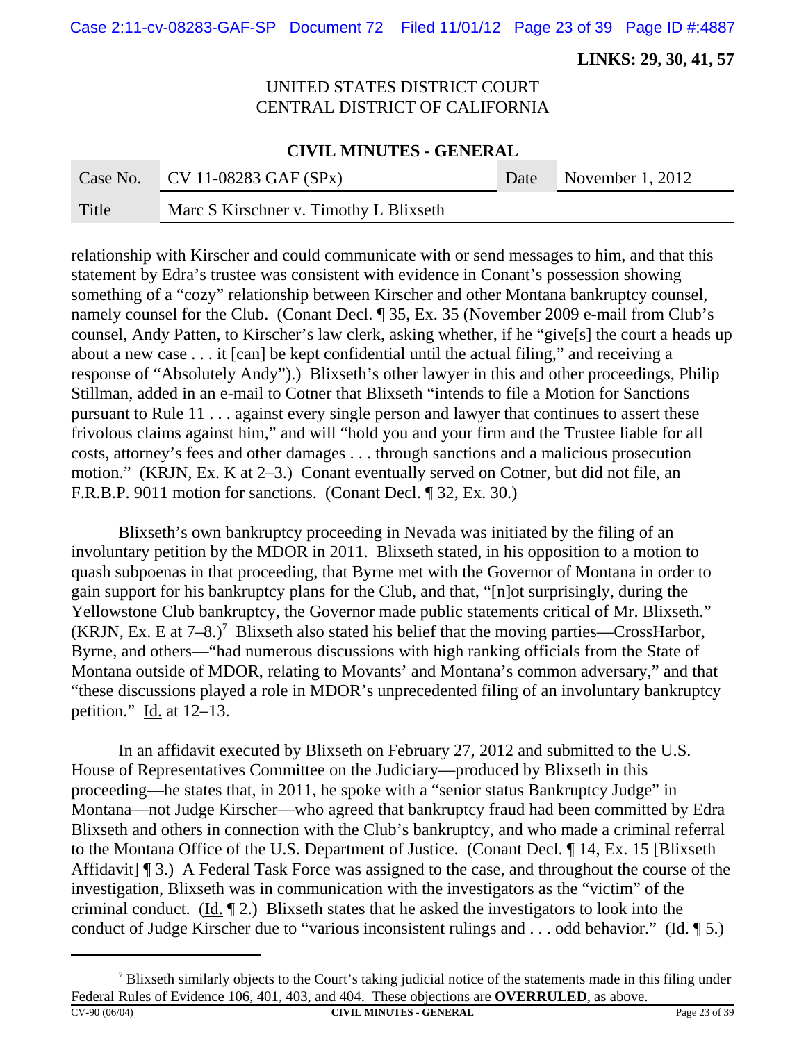LINKS: 29, 30, 41, 57

UNITED STATES DISTRICT COURT
CENTRAL DISTRICT OF CALIFORNIA

**CIVIL MINUTES - GENERAL**

| Case No. | CV 11-08283 GAF (SPx) | Date | November 1, 2012 |
|---|---|---|---|
| Title | Marc S Kirschner v. Timothy L Blixseth | | |

relationship with Kirscher and could communicate with or send messages to him, and that this statement by Edra's trustee was consistent with evidence in Conant's possession showing something of a "cozy" relationship between Kirscher and other Montana bankruptcy counsel, namely counsel for the Club. (Conant Decl. ¶ 35, Ex. 35 (November 2009 e-mail from Club's counsel, Andy Patten, to Kirscher's law clerk, asking whether, if he "give[s] the court a heads up about a new case . . . it [can] be kept confidential until the actual filing," and receiving a response of "Absolutely Andy").) Blixseth's other lawyer in this and other proceedings, Philip Stillman, added in an e-mail to Cotner that Blixseth "intends to file a Motion for Sanctions pursuant to Rule 11 . . . against every single person and lawyer that continues to assert these frivolous claims against him," and will "hold you and your firm and the Trustee liable for all costs, attorney's fees and other damages . . . through sanctions and a malicious prosecution motion." (KRJN, Ex. K at 2–3.) Conant eventually served on Cotner, but did not file, an F.R.B.P. 9011 motion for sanctions. (Conant Decl. ¶ 32, Ex. 30.)

Blixseth's own bankruptcy proceeding in Nevada was initiated by the filing of an involuntary petition by the MDOR in 2011. Blixseth stated, in his opposition to a motion to quash subpoenas in that proceeding, that Byrne met with the Governor of Montana in order to gain support for his bankruptcy plans for the Club, and that, "[n]ot surprisingly, during the Yellowstone Club bankruptcy, the Governor made public statements critical of Mr. Blixseth." (KRJN, Ex. E at 7–8.)[7] Blixseth also stated his belief that the moving parties—CrossHarbor, Byrne, and others—"had numerous discussions with high ranking officials from the State of Montana outside of MDOR, relating to Movants' and Montana's common adversary," and that "these discussions played a role in MDOR's unprecedented filing of an involuntary bankruptcy petition." Id. at 12–13.

In an affidavit executed by Blixseth on February 27, 2012 and submitted to the U.S. House of Representatives Committee on the Judiciary—produced by Blixseth in this proceeding—he states that, in 2011, he spoke with a "senior status Bankruptcy Judge" in Montana—not Judge Kirscher—who agreed that bankruptcy fraud had been committed by Edra Blixseth and others in connection with the Club's bankruptcy, and who made a criminal referral to the Montana Office of the U.S. Department of Justice. (Conant Decl. ¶ 14, Ex. 15 [Blixseth Affidavit] ¶ 3.) A Federal Task Force was assigned to the case, and throughout the course of the investigation, Blixseth was in communication with the investigators as the "victim" of the criminal conduct. (Id. ¶ 2.) Blixseth states that he asked the investigators to look into the conduct of Judge Kirscher due to "various inconsistent rulings and . . . odd behavior." (Id. ¶ 5.)

[7] Blixseth similarly objects to the Court's taking judicial notice of the statements made in this filing under Federal Rules of Evidence 106, 401, 403, and 404. These objections are **OVERRULED**, as above.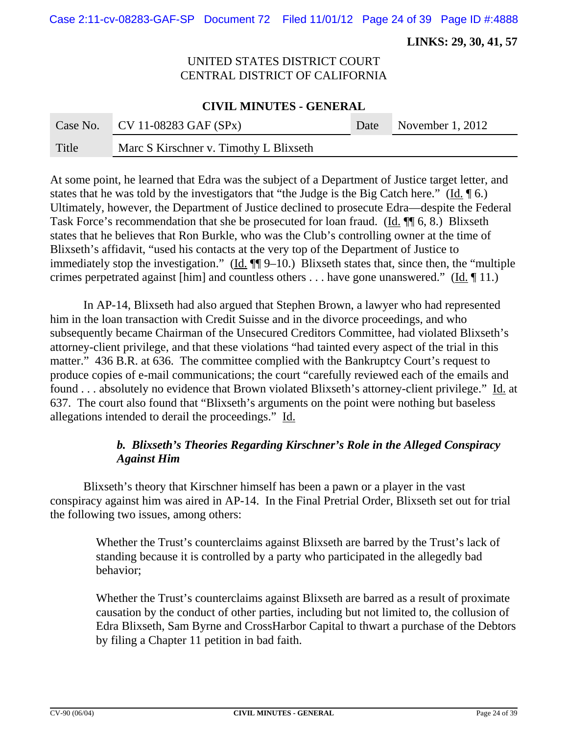At some point, he learned that Edra was the subject of a Department of Justice target letter, and states that he was told by the investigators that "the Judge is the Big Catch here." (Id. ¶ 6.) Ultimately, however, the Department of Justice declined to prosecute Edra—despite the Federal Task Force's recommendation that she be prosecuted for loan fraud. (Id. ¶¶ 6, 8.) Blixseth states that he believes that Ron Burkle, who was the Club's controlling owner at the time of Blixseth's affidavit, "used his contacts at the very top of the Department of Justice to immediately stop the investigation." (Id. ¶¶ 9–10.) Blixseth states that, since then, the "multiple crimes perpetrated against [him] and countless others . . . have gone unanswered." (Id. ¶ 11.)

In AP-14, Blixseth had also argued that Stephen Brown, a lawyer who had represented him in the loan transaction with Credit Suisse and in the divorce proceedings, and who subsequently became Chairman of the Unsecured Creditors Committee, had violated Blixseth's attorney-client privilege, and that these violations "had tainted every aspect of the trial in this matter." 436 B.R. at 636. The committee complied with the Bankruptcy Court's request to produce copies of e-mail communications; the court "carefully reviewed each of the emails and found . . . absolutely no evidence that Brown violated Blixseth's attorney-client privilege." Id. at 637. The court also found that "Blixseth's arguments on the point were nothing but baseless allegations intended to derail the proceedings." Id.

### ***b. Blixseth's Theories Regarding Kirschner's Role in the Alleged Conspiracy Against Him***

Blixseth's theory that Kirschner himself has been a pawn or a player in the vast conspiracy against him was aired in AP-14. In the Final Pretrial Order, Blixseth set out for trial the following two issues, among others:

> Whether the Trust's counterclaims against Blixseth are barred by the Trust's lack of standing because it is controlled by a party who participated in the allegedly bad behavior;
>
> Whether the Trust's counterclaims against Blixseth are barred as a result of proximate causation by the conduct of other parties, including but not limited to, the collusion of Edra Blixseth, Sam Byrne and CrossHarbor Capital to thwart a purchase of the Debtors by filing a Chapter 11 petition in bad faith.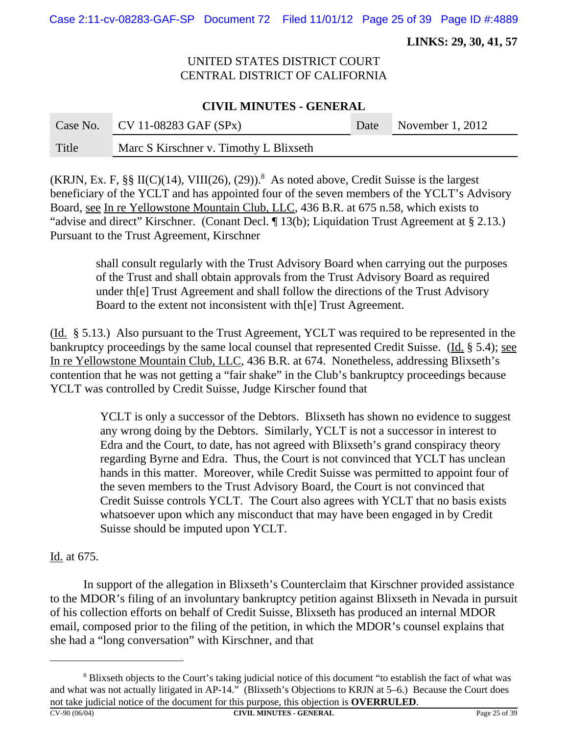(KRJN, Ex. F, §§ II(C)(14), VIII(26), (29)).[8] As noted above, Credit Suisse is the largest beneficiary of the YCLT and has appointed four of the seven members of the YCLT's Advisory Board, see In re Yellowstone Mountain Club, LLC, 436 B.R. at 675 n.58, which exists to "advise and direct" Kirschner. (Conant Decl. ¶ 13(b); Liquidation Trust Agreement at § 2.13.) Pursuant to the Trust Agreement, Kirschner

> shall consult regularly with the Trust Advisory Board when carrying out the purposes of the Trust and shall obtain approvals from the Trust Advisory Board as required under th[e] Trust Agreement and shall follow the directions of the Trust Advisory Board to the extent not inconsistent with th[e] Trust Agreement.

(Id. § 5.13.) Also pursuant to the Trust Agreement, YCLT was required to be represented in the bankruptcy proceedings by the same local counsel that represented Credit Suisse. (Id. § 5.4); see In re Yellowstone Mountain Club, LLC, 436 B.R. at 674. Nonetheless, addressing Blixseth's contention that he was not getting a "fair shake" in the Club's bankruptcy proceedings because YCLT was controlled by Credit Suisse, Judge Kirscher found that

> YCLT is only a successor of the Debtors. Blixseth has shown no evidence to suggest any wrong doing by the Debtors. Similarly, YCLT is not a successor in interest to Edra and the Court, to date, has not agreed with Blixseth's grand conspiracy theory regarding Byrne and Edra. Thus, the Court is not convinced that YCLT has unclean hands in this matter. Moreover, while Credit Suisse was permitted to appoint four of the seven members to the Trust Advisory Board, the Court is not convinced that Credit Suisse controls YCLT. The Court also agrees with YCLT that no basis exists whatsoever upon which any misconduct that may have been engaged in by Credit Suisse should be imputed upon YCLT.

Id. at 675.

In support of the allegation in Blixseth's Counterclaim that Kirschner provided assistance to the MDOR's filing of an involuntary bankruptcy petition against Blixseth in Nevada in pursuit of his collection efforts on behalf of Credit Suisse, Blixseth has produced an internal MDOR email, composed prior to the filing of the petition, in which the MDOR's counsel explains that she had a "long conversation" with Kirschner, and that

---

[8] Blixseth objects to the Court's taking judicial notice of this document "to establish the fact of what was and what was not actually litigated in AP-14." (Blixseth's Objections to KRJN at 5–6.) Because the Court does not take judicial notice of the document for this purpose, this objection is **OVERRULED**.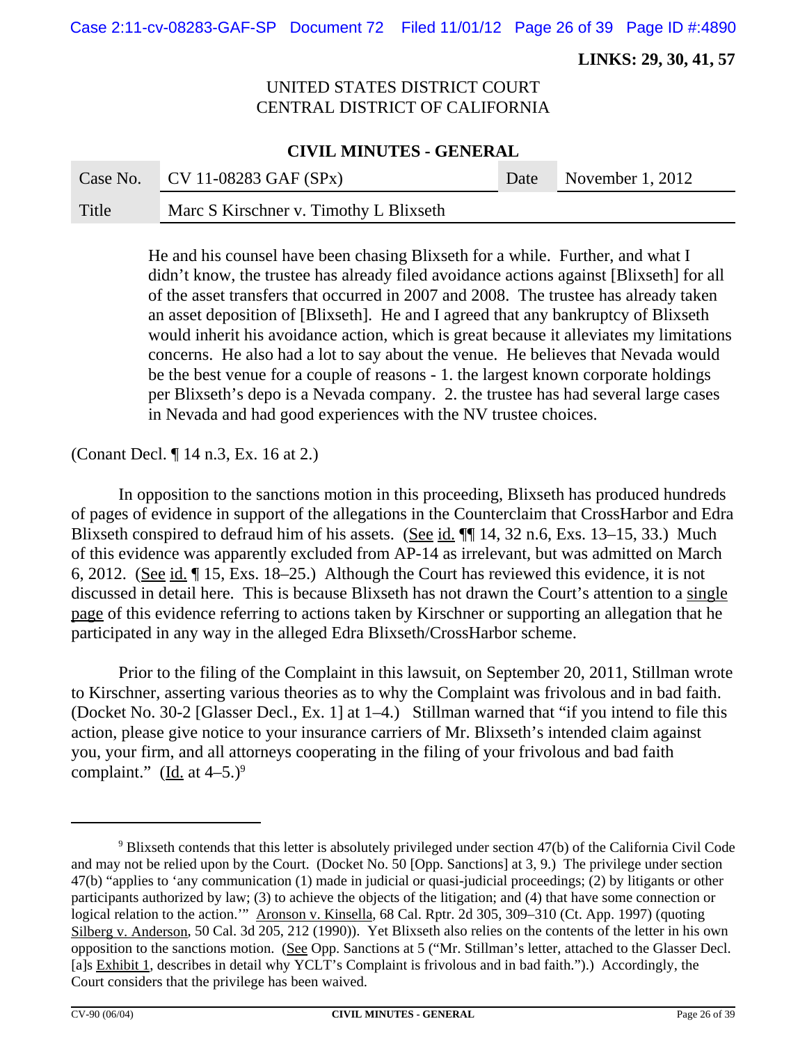LINKS: 29, 30, 41, 57

UNITED STATES DISTRICT COURT
CENTRAL DISTRICT OF CALIFORNIA

**CIVIL MINUTES - GENERAL**

| Case No. | CV 11-08283 GAF (SPx) | Date | November 1, 2012 |
|---|---|---|---|
| Title | Marc S Kirschner v. Timothy L Blixseth | | |

> He and his counsel have been chasing Blixseth for a while. Further, and what I didn't know, the trustee has already filed avoidance actions against [Blixseth] for all of the asset transfers that occurred in 2007 and 2008. The trustee has already taken an asset deposition of [Blixseth]. He and I agreed that any bankruptcy of Blixseth would inherit his avoidance action, which is great because it alleviates my limitations concerns. He also had a lot to say about the venue. He believes that Nevada would be the best venue for a couple of reasons - 1. the largest known corporate holdings per Blixseth's depo is a Nevada company. 2. the trustee has had several large cases in Nevada and had good experiences with the NV trustee choices.

(Conant Decl. ¶ 14 n.3, Ex. 16 at 2.)

In opposition to the sanctions motion in this proceeding, Blixseth has produced hundreds of pages of evidence in support of the allegations in the Counterclaim that CrossHarbor and Edra Blixseth conspired to defraud him of his assets. (See id. ¶¶ 14, 32 n.6, Exs. 13–15, 33.) Much of this evidence was apparently excluded from AP-14 as irrelevant, but was admitted on March 6, 2012. (See id. ¶ 15, Exs. 18–25.) Although the Court has reviewed this evidence, it is not discussed in detail here. This is because Blixseth has not drawn the Court's attention to a single page of this evidence referring to actions taken by Kirschner or supporting an allegation that he participated in any way in the alleged Edra Blixseth/CrossHarbor scheme.

Prior to the filing of the Complaint in this lawsuit, on September 20, 2011, Stillman wrote to Kirschner, asserting various theories as to why the Complaint was frivolous and in bad faith. (Docket No. 30-2 [Glasser Decl., Ex. 1] at 1–4.) Stillman warned that "if you intend to file this action, please give notice to your insurance carriers of Mr. Blixseth's intended claim against you, your firm, and all attorneys cooperating in the filing of your frivolous and bad faith complaint." (Id. at 4–5.)[9]

---

[9] Blixseth contends that this letter is absolutely privileged under section 47(b) of the California Civil Code and may not be relied upon by the Court. (Docket No. 50 [Opp. Sanctions] at 3, 9.) The privilege under section 47(b) "applies to 'any communication (1) made in judicial or quasi-judicial proceedings; (2) by litigants or other participants authorized by law; (3) to achieve the objects of the litigation; and (4) that have some connection or logical relation to the action.'" Aronson v. Kinsella, 68 Cal. Rptr. 2d 305, 309–310 (Ct. App. 1997) (quoting Silberg v. Anderson, 50 Cal. 3d 205, 212 (1990)). Yet Blixseth also relies on the contents of the letter in his own opposition to the sanctions motion. (See Opp. Sanctions at 5 ("Mr. Stillman's letter, attached to the Glasser Decl. [a]s Exhibit 1, describes in detail why YCLT's Complaint is frivolous and in bad faith.").) Accordingly, the Court considers that the privilege has been waived.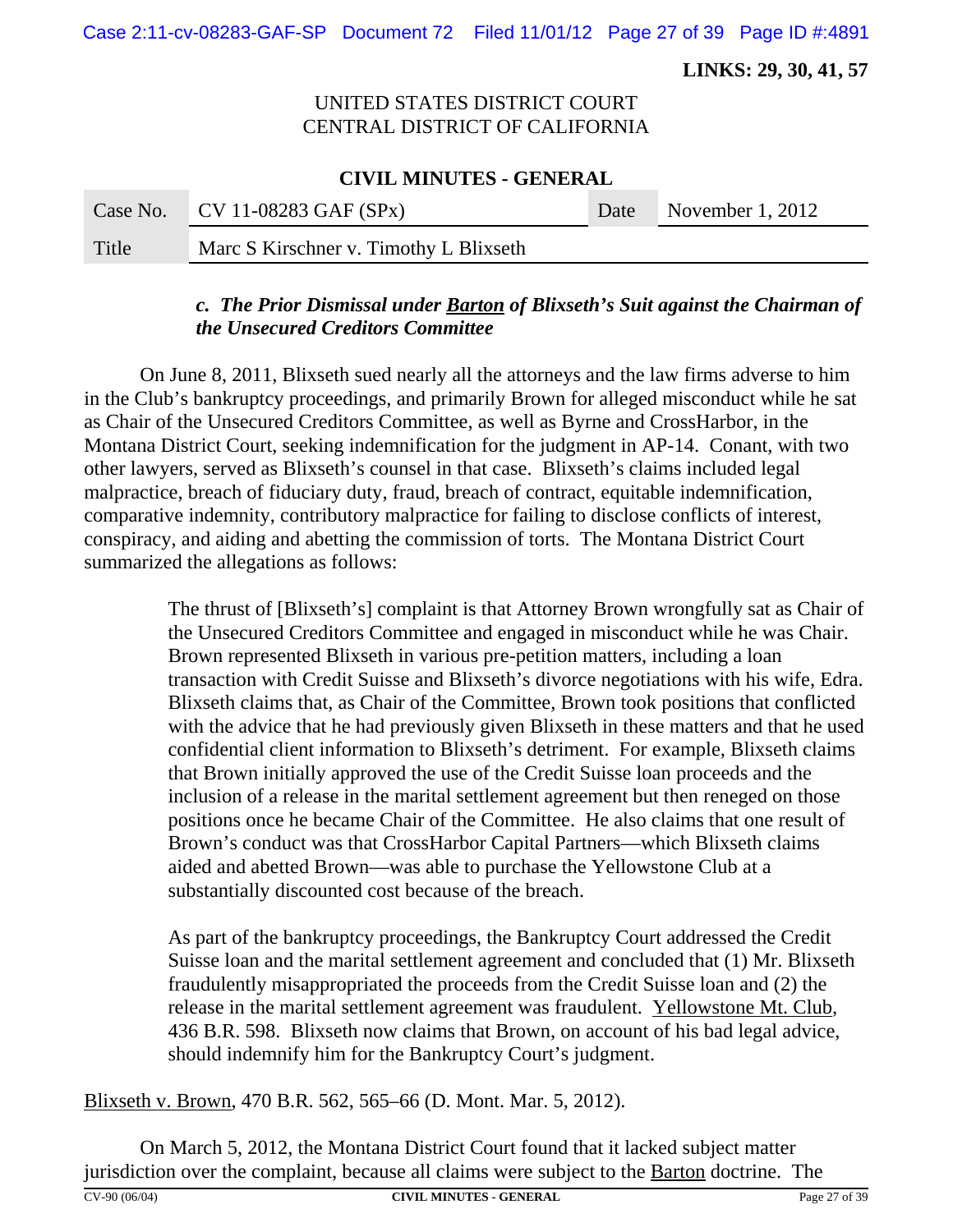**LINKS: 29, 30, 41, 57**

UNITED STATES DISTRICT COURT
CENTRAL DISTRICT OF CALIFORNIA

**CIVIL MINUTES - GENERAL**

| Case No. | CV 11-08283 GAF (SPx) | Date | November 1, 2012 |
|---|---|---|---|
| Title | Marc S Kirschner v. Timothy L Blixseth | | |

***c. The Prior Dismissal under Barton of Blixseth's Suit against the Chairman of the Unsecured Creditors Committee***

On June 8, 2011, Blixseth sued nearly all the attorneys and the law firms adverse to him in the Club's bankruptcy proceedings, and primarily Brown for alleged misconduct while he sat as Chair of the Unsecured Creditors Committee, as well as Byrne and CrossHarbor, in the Montana District Court, seeking indemnification for the judgment in AP-14. Conant, with two other lawyers, served as Blixseth's counsel in that case. Blixseth's claims included legal malpractice, breach of fiduciary duty, fraud, breach of contract, equitable indemnification, comparative indemnity, contributory malpractice for failing to disclose conflicts of interest, conspiracy, and aiding and abetting the commission of torts. The Montana District Court summarized the allegations as follows:

> The thrust of [Blixseth's] complaint is that Attorney Brown wrongfully sat as Chair of the Unsecured Creditors Committee and engaged in misconduct while he was Chair. Brown represented Blixseth in various pre-petition matters, including a loan transaction with Credit Suisse and Blixseth's divorce negotiations with his wife, Edra. Blixseth claims that, as Chair of the Committee, Brown took positions that conflicted with the advice that he had previously given Blixseth in these matters and that he used confidential client information to Blixseth's detriment. For example, Blixseth claims that Brown initially approved the use of the Credit Suisse loan proceeds and the inclusion of a release in the marital settlement agreement but then reneged on those positions once he became Chair of the Committee. He also claims that one result of Brown's conduct was that CrossHarbor Capital Partners—which Blixseth claims aided and abetted Brown—was able to purchase the Yellowstone Club at a substantially discounted cost because of the breach.
>
> As part of the bankruptcy proceedings, the Bankruptcy Court addressed the Credit Suisse loan and the marital settlement agreement and concluded that (1) Mr. Blixseth fraudulently misappropriated the proceeds from the Credit Suisse loan and (2) the release in the marital settlement agreement was fraudulent. Yellowstone Mt. Club, 436 B.R. 598. Blixseth now claims that Brown, on account of his bad legal advice, should indemnify him for the Bankruptcy Court's judgment.

Blixseth v. Brown, 470 B.R. 562, 565–66 (D. Mont. Mar. 5, 2012).

On March 5, 2012, the Montana District Court found that it lacked subject matter jurisdiction over the complaint, because all claims were subject to the Barton doctrine. The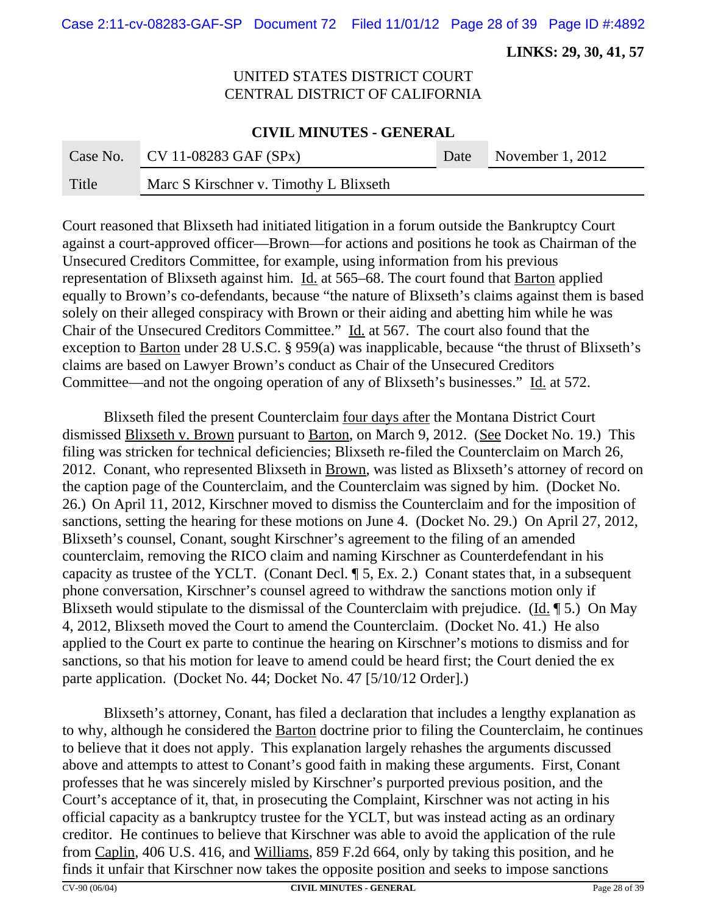Court reasoned that Blixseth had initiated litigation in a forum outside the Bankruptcy Court against a court-approved officer—Brown—for actions and positions he took as Chairman of the Unsecured Creditors Committee, for example, using information from his previous representation of Blixseth against him. Id. at 565–68. The court found that Barton applied equally to Brown's co-defendants, because "the nature of Blixseth's claims against them is based solely on their alleged conspiracy with Brown or their aiding and abetting him while he was Chair of the Unsecured Creditors Committee." Id. at 567. The court also found that the exception to Barton under 28 U.S.C. § 959(a) was inapplicable, because "the thrust of Blixseth's claims are based on Lawyer Brown's conduct as Chair of the Unsecured Creditors Committee—and not the ongoing operation of any of Blixseth's businesses." Id. at 572.

Blixseth filed the present Counterclaim four days after the Montana District Court dismissed Blixseth v. Brown pursuant to Barton, on March 9, 2012. (See Docket No. 19.) This filing was stricken for technical deficiencies; Blixseth re-filed the Counterclaim on March 26, 2012. Conant, who represented Blixseth in Brown, was listed as Blixseth's attorney of record on the caption page of the Counterclaim, and the Counterclaim was signed by him. (Docket No. 26.) On April 11, 2012, Kirschner moved to dismiss the Counterclaim and for the imposition of sanctions, setting the hearing for these motions on June 4. (Docket No. 29.) On April 27, 2012, Blixseth's counsel, Conant, sought Kirschner's agreement to the filing of an amended counterclaim, removing the RICO claim and naming Kirschner as Counterdefendant in his capacity as trustee of the YCLT. (Conant Decl. ¶ 5, Ex. 2.) Conant states that, in a subsequent phone conversation, Kirschner's counsel agreed to withdraw the sanctions motion only if Blixseth would stipulate to the dismissal of the Counterclaim with prejudice. (Id. ¶ 5.) On May 4, 2012, Blixseth moved the Court to amend the Counterclaim. (Docket No. 41.) He also applied to the Court ex parte to continue the hearing on Kirschner's motions to dismiss and for sanctions, so that his motion for leave to amend could be heard first; the Court denied the ex parte application. (Docket No. 44; Docket No. 47 [5/10/12 Order].)

Blixseth's attorney, Conant, has filed a declaration that includes a lengthy explanation as to why, although he considered the Barton doctrine prior to filing the Counterclaim, he continues to believe that it does not apply. This explanation largely rehashes the arguments discussed above and attempts to attest to Conant's good faith in making these arguments. First, Conant professes that he was sincerely misled by Kirschner's purported previous position, and the Court's acceptance of it, that, in prosecuting the Complaint, Kirschner was not acting in his official capacity as a bankruptcy trustee for the YCLT, but was instead acting as an ordinary creditor. He continues to believe that Kirschner was able to avoid the application of the rule from Caplin, 406 U.S. 416, and Williams, 859 F.2d 664, only by taking this position, and he finds it unfair that Kirschner now takes the opposite position and seeks to impose sanctions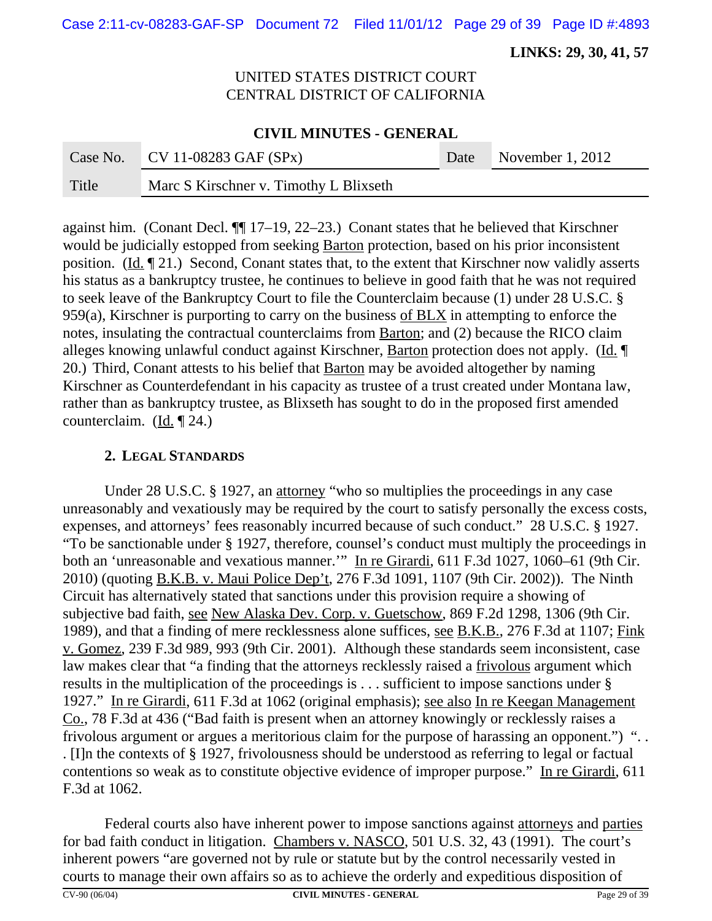**LINKS: 29, 30, 41, 57**

UNITED STATES DISTRICT COURT
CENTRAL DISTRICT OF CALIFORNIA

**CIVIL MINUTES - GENERAL**

| Case No. | CV 11-08283 GAF (SPx) | Date | November 1, 2012 |
|---|---|---|---|
| Title | Marc S Kirschner v. Timothy L Blixseth | | |

against him. (Conant Decl. ¶¶ 17–19, 22–23.) Conant states that he believed that Kirschner would be judicially estopped from seeking Barton protection, based on his prior inconsistent position. (Id. ¶ 21.) Second, Conant states that, to the extent that Kirschner now validly asserts his status as a bankruptcy trustee, he continues to believe in good faith that he was not required to seek leave of the Bankruptcy Court to file the Counterclaim because (1) under 28 U.S.C. § 959(a), Kirschner is purporting to carry on the business of BLX in attempting to enforce the notes, insulating the contractual counterclaims from Barton; and (2) because the RICO claim alleges knowing unlawful conduct against Kirschner, Barton protection does not apply. (Id. ¶ 20.) Third, Conant attests to his belief that Barton may be avoided altogether by naming Kirschner as Counterdefendant in his capacity as trustee of a trust created under Montana law, rather than as bankruptcy trustee, as Blixseth has sought to do in the proposed first amended counterclaim. (Id. ¶ 24.)

### 2. Legal Standards

Under 28 U.S.C. § 1927, an attorney "who so multiplies the proceedings in any case unreasonably and vexatiously may be required by the court to satisfy personally the excess costs, expenses, and attorneys' fees reasonably incurred because of such conduct." 28 U.S.C. § 1927. "To be sanctionable under § 1927, therefore, counsel's conduct must multiply the proceedings in both an 'unreasonable and vexatious manner.'" In re Girardi, 611 F.3d 1027, 1060–61 (9th Cir. 2010) (quoting B.K.B. v. Maui Police Dep't, 276 F.3d 1091, 1107 (9th Cir. 2002)). The Ninth Circuit has alternatively stated that sanctions under this provision require a showing of subjective bad faith, see New Alaska Dev. Corp. v. Guetschow, 869 F.2d 1298, 1306 (9th Cir. 1989), and that a finding of mere recklessness alone suffices, see B.K.B., 276 F.3d at 1107; Fink v. Gomez, 239 F.3d 989, 993 (9th Cir. 2001). Although these standards seem inconsistent, case law makes clear that "a finding that the attorneys recklessly raised a frivolous argument which results in the multiplication of the proceedings is . . . sufficient to impose sanctions under § 1927." In re Girardi, 611 F.3d at 1062 (original emphasis); see also In re Keegan Management Co., 78 F.3d at 436 ("Bad faith is present when an attorney knowingly or recklessly raises a frivolous argument or argues a meritorious claim for the purpose of harassing an opponent.") ". . . [I]n the contexts of § 1927, frivolousness should be understood as referring to legal or factual contentions so weak as to constitute objective evidence of improper purpose." In re Girardi, 611 F.3d at 1062.

Federal courts also have inherent power to impose sanctions against attorneys and parties for bad faith conduct in litigation. Chambers v. NASCO, 501 U.S. 32, 43 (1991). The court's inherent powers "are governed not by rule or statute but by the control necessarily vested in courts to manage their own affairs so as to achieve the orderly and expeditious disposition of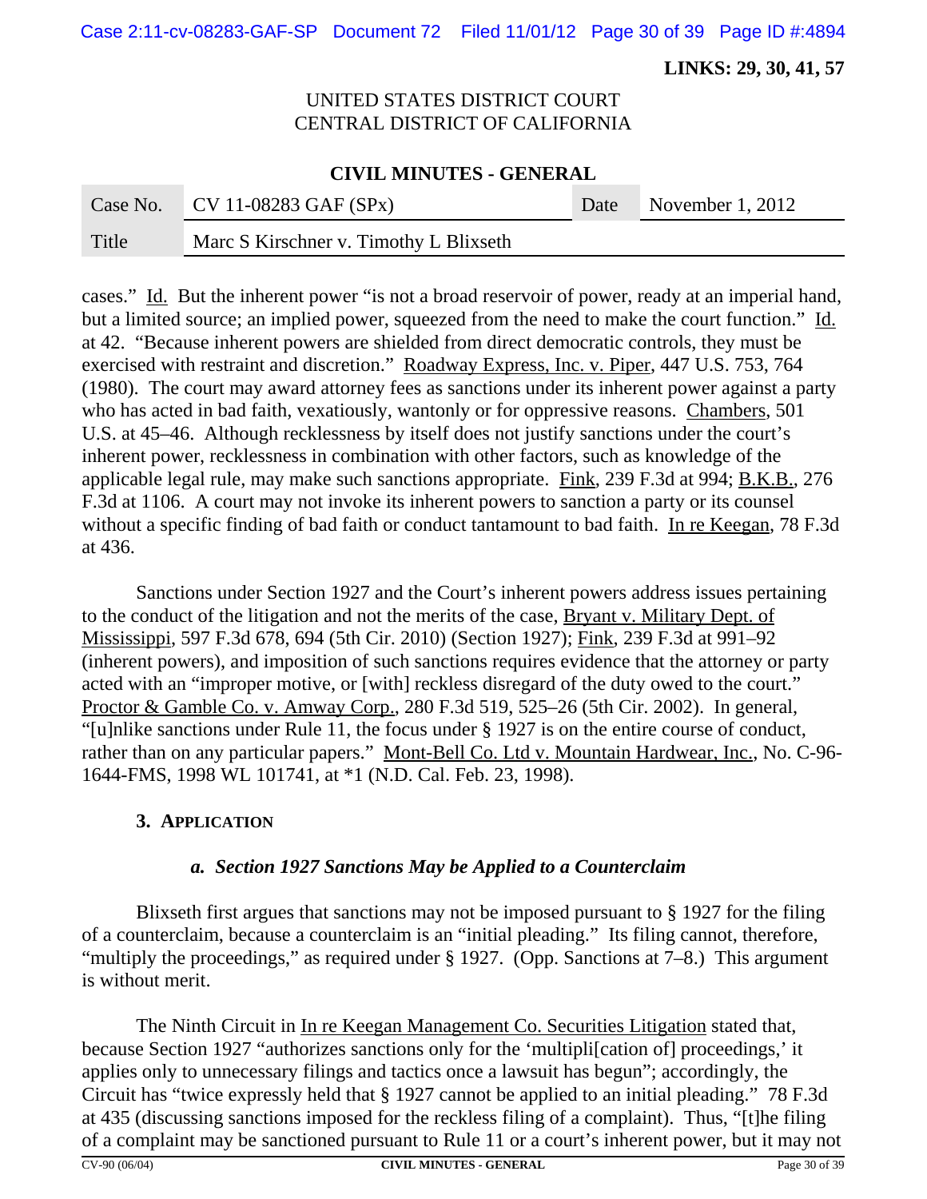cases." Id. But the inherent power "is not a broad reservoir of power, ready at an imperial hand, but a limited source; an implied power, squeezed from the need to make the court function." Id. at 42. "Because inherent powers are shielded from direct democratic controls, they must be exercised with restraint and discretion." Roadway Express, Inc. v. Piper, 447 U.S. 753, 764 (1980). The court may award attorney fees as sanctions under its inherent power against a party who has acted in bad faith, vexatiously, wantonly or for oppressive reasons. Chambers, 501 U.S. at 45–46. Although recklessness by itself does not justify sanctions under the court's inherent power, recklessness in combination with other factors, such as knowledge of the applicable legal rule, may make such sanctions appropriate. Fink, 239 F.3d at 994; B.K.B., 276 F.3d at 1106. A court may not invoke its inherent powers to sanction a party or its counsel without a specific finding of bad faith or conduct tantamount to bad faith. In re Keegan, 78 F.3d at 436.

Sanctions under Section 1927 and the Court's inherent powers address issues pertaining to the conduct of the litigation and not the merits of the case, Bryant v. Military Dept. of Mississippi, 597 F.3d 678, 694 (5th Cir. 2010) (Section 1927); Fink, 239 F.3d at 991–92 (inherent powers), and imposition of such sanctions requires evidence that the attorney or party acted with an "improper motive, or [with] reckless disregard of the duty owed to the court." Proctor & Gamble Co. v. Amway Corp., 280 F.3d 519, 525–26 (5th Cir. 2002). In general, "[u]nlike sanctions under Rule 11, the focus under § 1927 is on the entire course of conduct, rather than on any particular papers." Mont-Bell Co. Ltd v. Mountain Hardwear, Inc., No. C-96-1644-FMS, 1998 WL 101741, at *1 (N.D. Cal. Feb. 23, 1998).

### 3. APPLICATION

#### *a. Section 1927 Sanctions May be Applied to a Counterclaim*

Blixseth first argues that sanctions may not be imposed pursuant to § 1927 for the filing of a counterclaim, because a counterclaim is an "initial pleading." Its filing cannot, therefore, "multiply the proceedings," as required under § 1927. (Opp. Sanctions at 7–8.) This argument is without merit.

The Ninth Circuit in In re Keegan Management Co. Securities Litigation stated that, because Section 1927 "authorizes sanctions only for the 'multipli[cation of] proceedings,' it applies only to unnecessary filings and tactics once a lawsuit has begun"; accordingly, the Circuit has "twice expressly held that § 1927 cannot be applied to an initial pleading." 78 F.3d at 435 (discussing sanctions imposed for the reckless filing of a complaint). Thus, "[t]he filing of a complaint may be sanctioned pursuant to Rule 11 or a court's inherent power, but it may not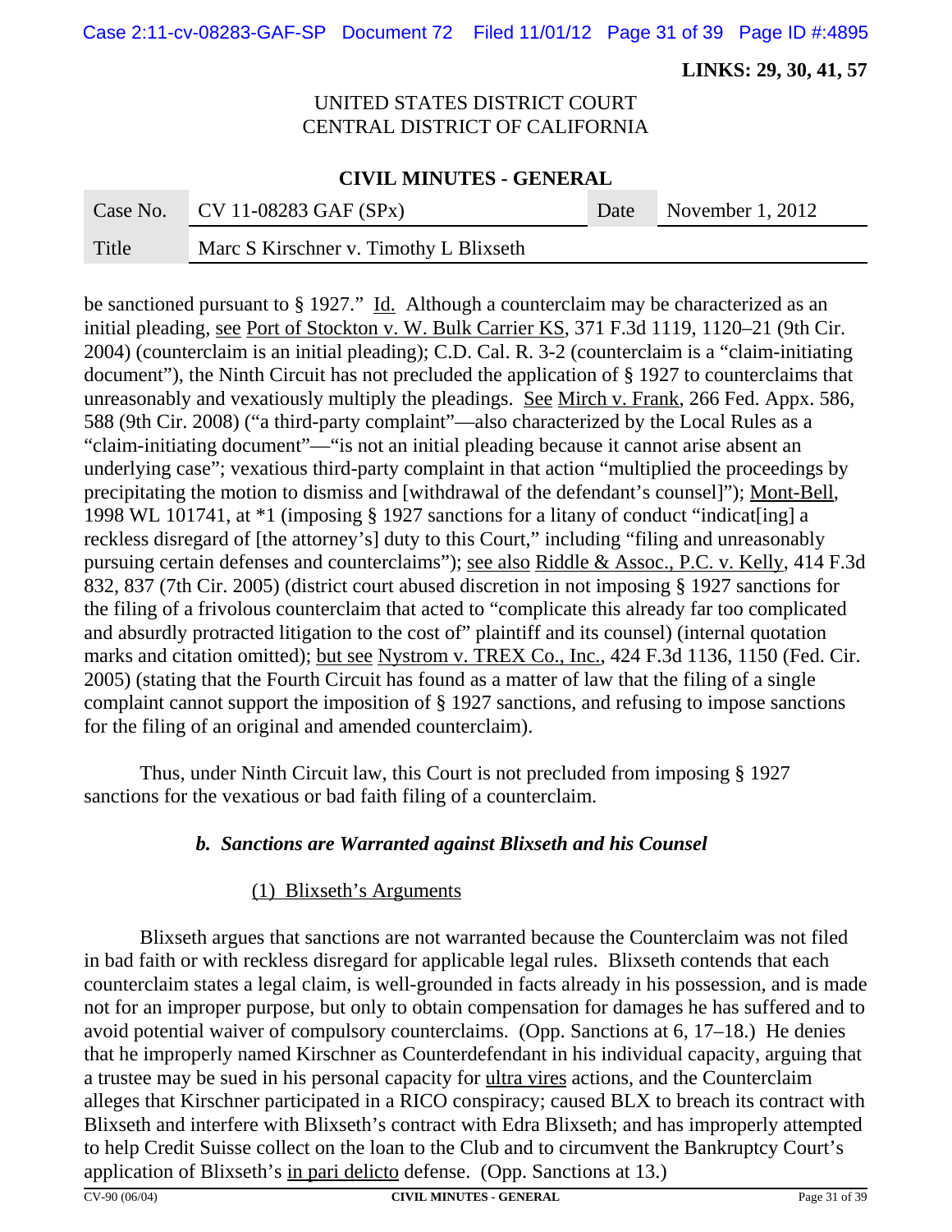be sanctioned pursuant to § 1927." Id. Although a counterclaim may be characterized as an initial pleading, see Port of Stockton v. W. Bulk Carrier KS, 371 F.3d 1119, 1120–21 (9th Cir. 2004) (counterclaim is an initial pleading); C.D. Cal. R. 3-2 (counterclaim is a "claim-initiating document"), the Ninth Circuit has not precluded the application of § 1927 to counterclaims that unreasonably and vexatiously multiply the pleadings. See Mirch v. Frank, 266 Fed. Appx. 586, 588 (9th Cir. 2008) ("a third-party complaint"—also characterized by the Local Rules as a "claim-initiating document"—"is not an initial pleading because it cannot arise absent an underlying case"; vexatious third-party complaint in that action "multiplied the proceedings by precipitating the motion to dismiss and [withdrawal of the defendant's counsel]"); Mont-Bell, 1998 WL 101741, at *1 (imposing § 1927 sanctions for a litany of conduct "indicat[ing] a reckless disregard of [the attorney's] duty to this Court," including "filing and unreasonably pursuing certain defenses and counterclaims"); see also Riddle & Assoc., P.C. v. Kelly, 414 F.3d 832, 837 (7th Cir. 2005) (district court abused discretion in not imposing § 1927 sanctions for the filing of a frivolous counterclaim that acted to "complicate this already far too complicated and absurdly protracted litigation to the cost of" plaintiff and its counsel) (internal quotation marks and citation omitted); but see Nystrom v. TREX Co., Inc., 424 F.3d 1136, 1150 (Fed. Cir. 2005) (stating that the Fourth Circuit has found as a matter of law that the filing of a single complaint cannot support the imposition of § 1927 sanctions, and refusing to impose sanctions for the filing of an original and amended counterclaim).

Thus, under Ninth Circuit law, this Court is not precluded from imposing § 1927 sanctions for the vexatious or bad faith filing of a counterclaim.

#### *b. Sanctions are Warranted against Blixseth and his Counsel*

(1) Blixseth's Arguments

Blixseth argues that sanctions are not warranted because the Counterclaim was not filed in bad faith or with reckless disregard for applicable legal rules. Blixseth contends that each counterclaim states a legal claim, is well-grounded in facts already in his possession, and is made not for an improper purpose, but only to obtain compensation for damages he has suffered and to avoid potential waiver of compulsory counterclaims. (Opp. Sanctions at 6, 17–18.) He denies that he improperly named Kirschner as Counterdefendant in his individual capacity, arguing that a trustee may be sued in his personal capacity for ultra vires actions, and the Counterclaim alleges that Kirschner participated in a RICO conspiracy; caused BLX to breach its contract with Blixseth and interfere with Blixseth's contract with Edra Blixseth; and has improperly attempted to help Credit Suisse collect on the loan to the Club and to circumvent the Bankruptcy Court's application of Blixseth's in pari delicto defense. (Opp. Sanctions at 13.)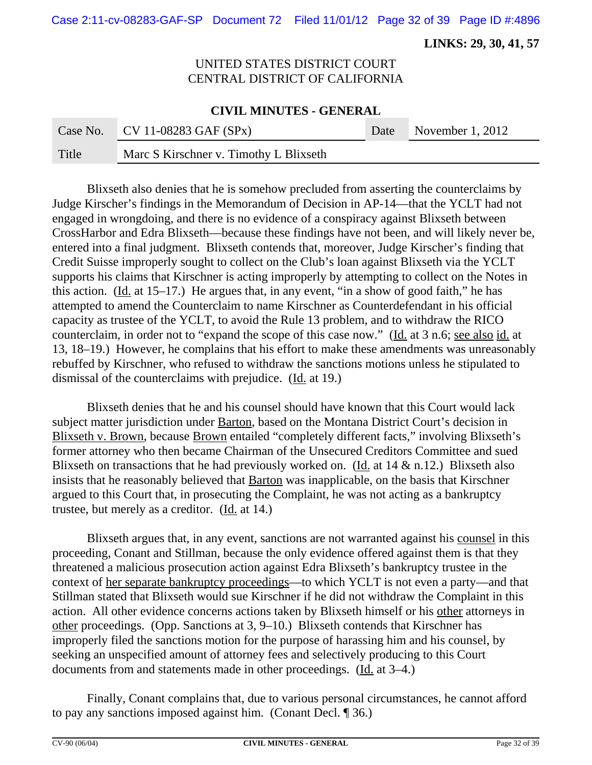**LINKS: 29, 30, 41, 57**

UNITED STATES DISTRICT COURT
CENTRAL DISTRICT OF CALIFORNIA

**CIVIL MINUTES - GENERAL**

| Case No. | CV 11-08283 GAF (SPx) | Date | November 1, 2012 |
|---|---|---|---|
| Title | Marc S Kirschner v. Timothy L Blixseth | | |

Blixseth also denies that he is somehow precluded from asserting the counterclaims by Judge Kirscher's findings in the Memorandum of Decision in AP-14—that the YCLT had not engaged in wrongdoing, and there is no evidence of a conspiracy against Blixseth between CrossHarbor and Edra Blixseth—because these findings have not been, and will likely never be, entered into a final judgment. Blixseth contends that, moreover, Judge Kirscher's finding that Credit Suisse improperly sought to collect on the Club's loan against Blixseth via the YCLT supports his claims that Kirschner is acting improperly by attempting to collect on the Notes in this action. (Id. at 15–17.) He argues that, in any event, "in a show of good faith," he has attempted to amend the Counterclaim to name Kirschner as Counterdefendant in his official capacity as trustee of the YCLT, to avoid the Rule 13 problem, and to withdraw the RICO counterclaim, in order not to "expand the scope of this case now." (Id. at 3 n.6; see also id. at 13, 18–19.) However, he complains that his effort to make these amendments was unreasonably rebuffed by Kirschner, who refused to withdraw the sanctions motions unless he stipulated to dismissal of the counterclaims with prejudice. (Id. at 19.)

Blixseth denies that he and his counsel should have known that this Court would lack subject matter jurisdiction under Barton, based on the Montana District Court's decision in Blixseth v. Brown, because Brown entailed "completely different facts," involving Blixseth's former attorney who then became Chairman of the Unsecured Creditors Committee and sued Blixseth on transactions that he had previously worked on. (Id. at 14 & n.12.) Blixseth also insists that he reasonably believed that Barton was inapplicable, on the basis that Kirschner argued to this Court that, in prosecuting the Complaint, he was not acting as a bankruptcy trustee, but merely as a creditor. (Id. at 14.)

Blixseth argues that, in any event, sanctions are not warranted against his counsel in this proceeding, Conant and Stillman, because the only evidence offered against them is that they threatened a malicious prosecution action against Edra Blixseth's bankruptcy trustee in the context of her separate bankruptcy proceedings—to which YCLT is not even a party—and that Stillman stated that Blixseth would sue Kirschner if he did not withdraw the Complaint in this action. All other evidence concerns actions taken by Blixseth himself or his other attorneys in other proceedings. (Opp. Sanctions at 3, 9–10.) Blixseth contends that Kirschner has improperly filed the sanctions motion for the purpose of harassing him and his counsel, by seeking an unspecified amount of attorney fees and selectively producing to this Court documents from and statements made in other proceedings. (Id. at 3–4.)

Finally, Conant complains that, due to various personal circumstances, he cannot afford to pay any sanctions imposed against him. (Conant Decl. ¶ 36.)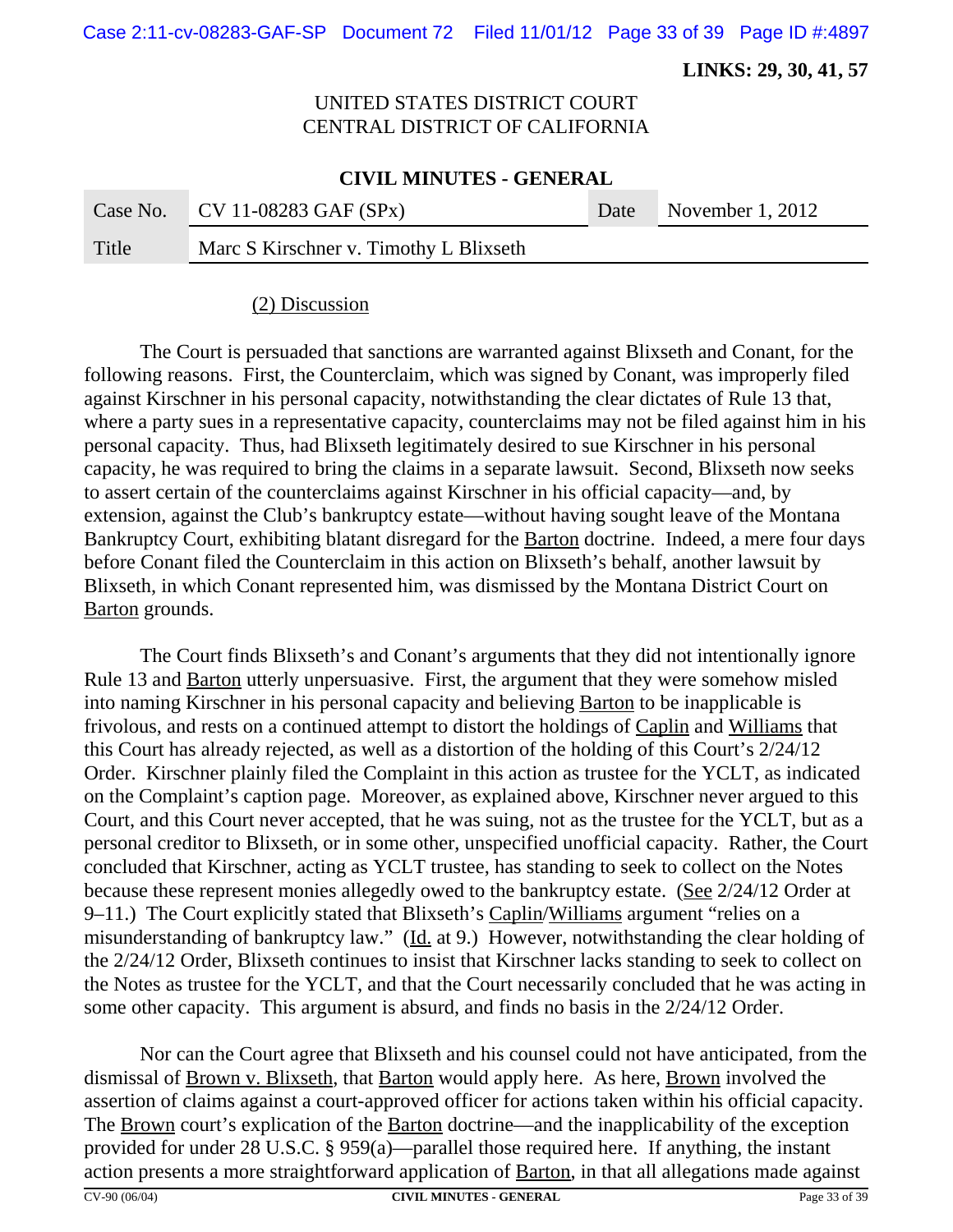LINKS: 29, 30, 41, 57

UNITED STATES DISTRICT COURT
CENTRAL DISTRICT OF CALIFORNIA

**CIVIL MINUTES - GENERAL**

| Case No. | CV 11-08283 GAF (SPx) | Date | November 1, 2012 |
|---|---|---|---|
| Title | Marc S Kirschner v. Timothy L Blixseth | | |

(2) Discussion

The Court is persuaded that sanctions are warranted against Blixseth and Conant, for the following reasons. First, the Counterclaim, which was signed by Conant, was improperly filed against Kirschner in his personal capacity, notwithstanding the clear dictates of Rule 13 that, where a party sues in a representative capacity, counterclaims may not be filed against him in his personal capacity. Thus, had Blixseth legitimately desired to sue Kirschner in his personal capacity, he was required to bring the claims in a separate lawsuit. Second, Blixseth now seeks to assert certain of the counterclaims against Kirschner in his official capacity—and, by extension, against the Club's bankruptcy estate—without having sought leave of the Montana Bankruptcy Court, exhibiting blatant disregard for the Barton doctrine. Indeed, a mere four days before Conant filed the Counterclaim in this action on Blixseth's behalf, another lawsuit by Blixseth, in which Conant represented him, was dismissed by the Montana District Court on Barton grounds.

The Court finds Blixseth's and Conant's arguments that they did not intentionally ignore Rule 13 and Barton utterly unpersuasive. First, the argument that they were somehow misled into naming Kirschner in his personal capacity and believing Barton to be inapplicable is frivolous, and rests on a continued attempt to distort the holdings of Caplin and Williams that this Court has already rejected, as well as a distortion of the holding of this Court's 2/24/12 Order. Kirschner plainly filed the Complaint in this action as trustee for the YCLT, as indicated on the Complaint's caption page. Moreover, as explained above, Kirschner never argued to this Court, and this Court never accepted, that he was suing, not as the trustee for the YCLT, but as a personal creditor to Blixseth, or in some other, unspecified unofficial capacity. Rather, the Court concluded that Kirschner, acting as YCLT trustee, has standing to seek to collect on the Notes because these represent monies allegedly owed to the bankruptcy estate. (See 2/24/12 Order at 9–11.) The Court explicitly stated that Blixseth's Caplin/Williams argument "relies on a misunderstanding of bankruptcy law." (Id. at 9.) However, notwithstanding the clear holding of the 2/24/12 Order, Blixseth continues to insist that Kirschner lacks standing to seek to collect on the Notes as trustee for the YCLT, and that the Court necessarily concluded that he was acting in some other capacity. This argument is absurd, and finds no basis in the 2/24/12 Order.

Nor can the Court agree that Blixseth and his counsel could not have anticipated, from the dismissal of Brown v. Blixseth, that Barton would apply here. As here, Brown involved the assertion of claims against a court-approved officer for actions taken within his official capacity. The Brown court's explication of the Barton doctrine—and the inapplicability of the exception provided for under 28 U.S.C. § 959(a)—parallel those required here. If anything, the instant action presents a more straightforward application of Barton, in that all allegations made against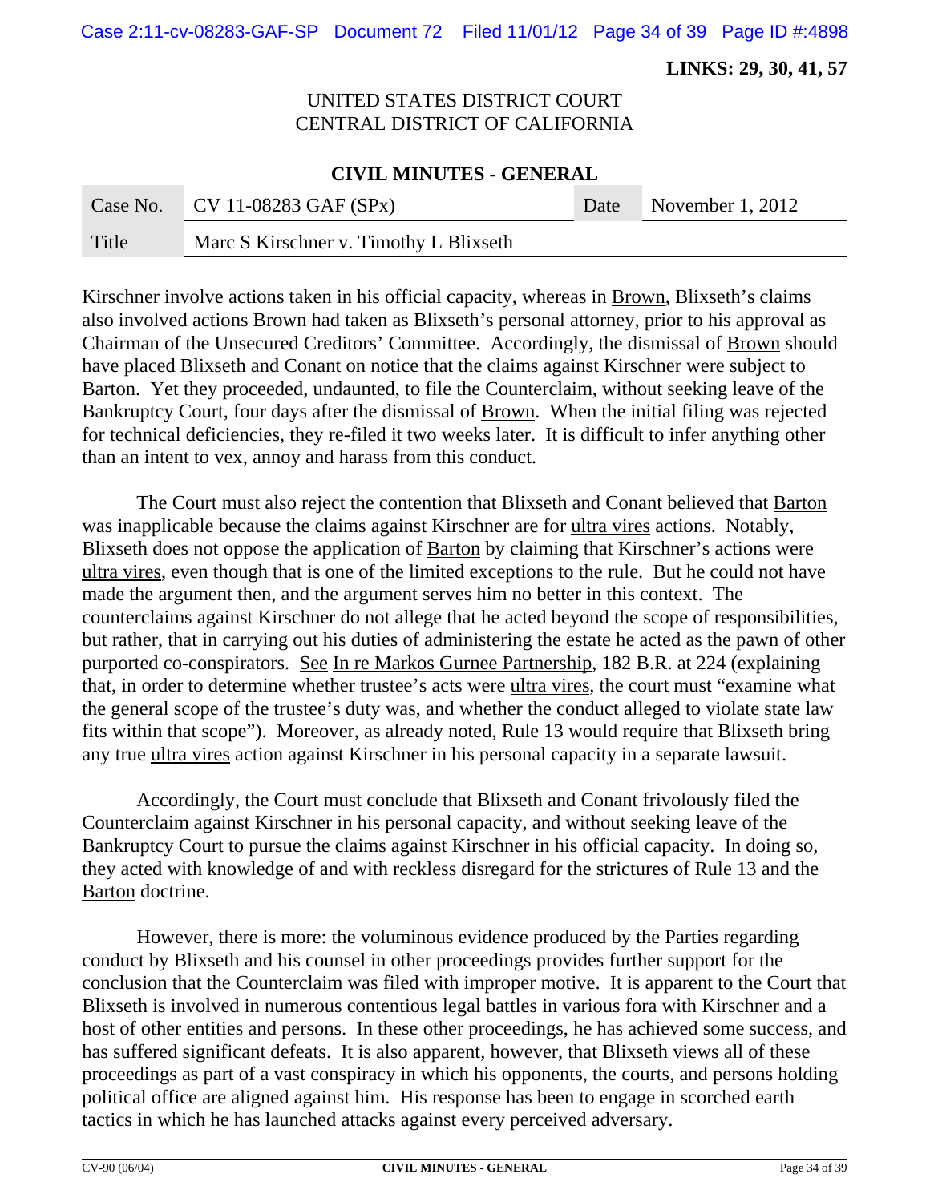Kirschner involve actions taken in his official capacity, whereas in Brown, Blixseth's claims also involved actions Brown had taken as Blixseth's personal attorney, prior to his approval as Chairman of the Unsecured Creditors' Committee. Accordingly, the dismissal of Brown should have placed Blixseth and Conant on notice that the claims against Kirschner were subject to Barton. Yet they proceeded, undaunted, to file the Counterclaim, without seeking leave of the Bankruptcy Court, four days after the dismissal of Brown. When the initial filing was rejected for technical deficiencies, they re-filed it two weeks later. It is difficult to infer anything other than an intent to vex, annoy and harass from this conduct.

The Court must also reject the contention that Blixseth and Conant believed that Barton was inapplicable because the claims against Kirschner are for ultra vires actions. Notably, Blixseth does not oppose the application of Barton by claiming that Kirschner's actions were ultra vires, even though that is one of the limited exceptions to the rule. But he could not have made the argument then, and the argument serves him no better in this context. The counterclaims against Kirschner do not allege that he acted beyond the scope of responsibilities, but rather, that in carrying out his duties of administering the estate he acted as the pawn of other purported co-conspirators. See In re Markos Gurnee Partnership, 182 B.R. at 224 (explaining that, in order to determine whether trustee's acts were ultra vires, the court must "examine what the general scope of the trustee's duty was, and whether the conduct alleged to violate state law fits within that scope"). Moreover, as already noted, Rule 13 would require that Blixseth bring any true ultra vires action against Kirschner in his personal capacity in a separate lawsuit.

Accordingly, the Court must conclude that Blixseth and Conant frivolously filed the Counterclaim against Kirschner in his personal capacity, and without seeking leave of the Bankruptcy Court to pursue the claims against Kirschner in his official capacity. In doing so, they acted with knowledge of and with reckless disregard for the strictures of Rule 13 and the Barton doctrine.

However, there is more: the voluminous evidence produced by the Parties regarding conduct by Blixseth and his counsel in other proceedings provides further support for the conclusion that the Counterclaim was filed with improper motive. It is apparent to the Court that Blixseth is involved in numerous contentious legal battles in various fora with Kirschner and a host of other entities and persons. In these other proceedings, he has achieved some success, and has suffered significant defeats. It is also apparent, however, that Blixseth views all of these proceedings as part of a vast conspiracy in which his opponents, the courts, and persons holding political office are aligned against him. His response has been to engage in scorched earth tactics in which he has launched attacks against every perceived adversary.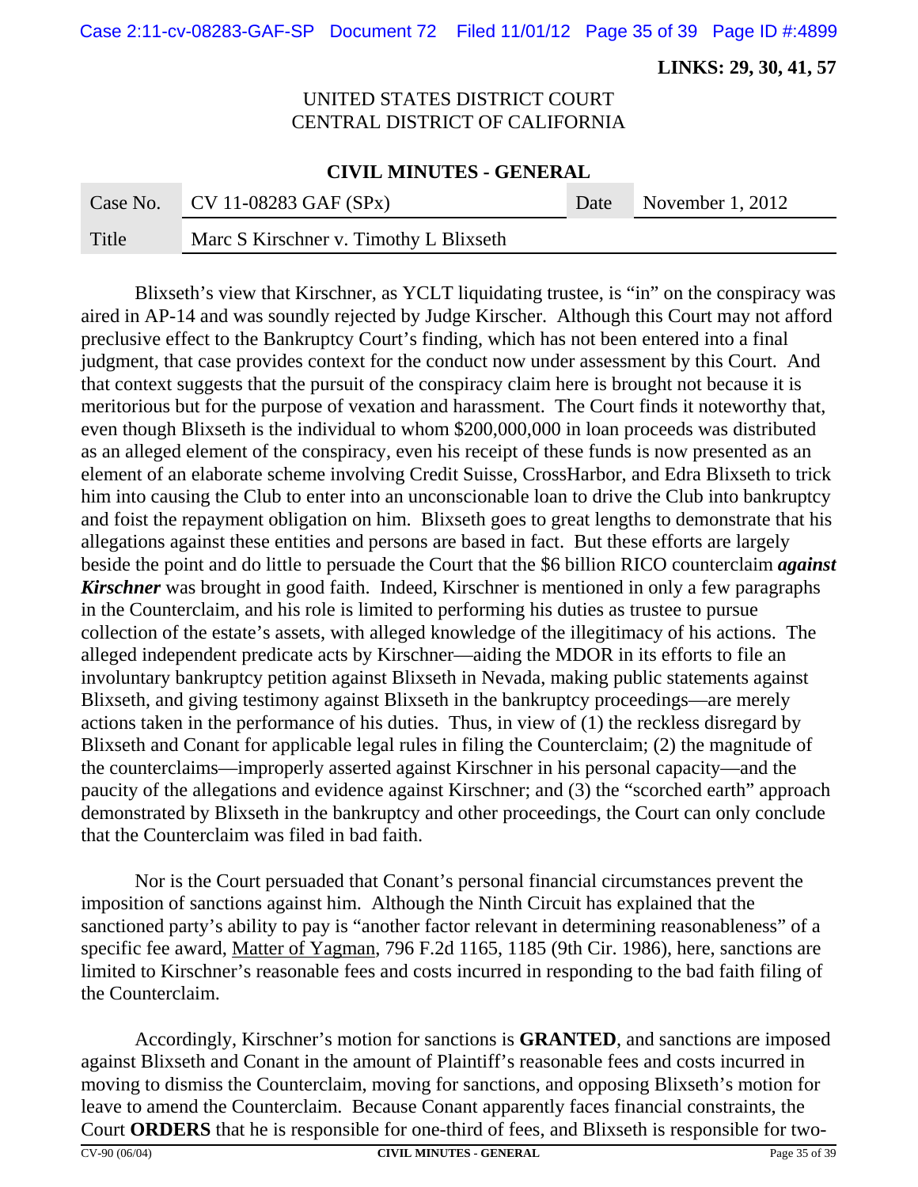**LINKS: 29, 30, 41, 57**

UNITED STATES DISTRICT COURT
CENTRAL DISTRICT OF CALIFORNIA

**CIVIL MINUTES - GENERAL**

| Case No. | CV 11-08283 GAF (SPx) | Date | November 1, 2012 |
|---|---|---|---|
| Title | Marc S Kirschner v. Timothy L Blixseth | | |

Blixseth's view that Kirschner, as YCLT liquidating trustee, is "in" on the conspiracy was aired in AP-14 and was soundly rejected by Judge Kirscher. Although this Court may not afford preclusive effect to the Bankruptcy Court's finding, which has not been entered into a final judgment, that case provides context for the conduct now under assessment by this Court. And that context suggests that the pursuit of the conspiracy claim here is brought not because it is meritorious but for the purpose of vexation and harassment. The Court finds it noteworthy that, even though Blixseth is the individual to whom $200,000,000 in loan proceeds was distributed as an alleged element of the conspiracy, even his receipt of these funds is now presented as an element of an elaborate scheme involving Credit Suisse, CrossHarbor, and Edra Blixseth to trick him into causing the Club to enter into an unconscionable loan to drive the Club into bankruptcy and foist the repayment obligation on him. Blixseth goes to great lengths to demonstrate that his allegations against these entities and persons are based in fact. But these efforts are largely beside the point and do little to persuade the Court that the $6 billion RICO counterclaim ***against Kirschner*** was brought in good faith. Indeed, Kirschner is mentioned in only a few paragraphs in the Counterclaim, and his role is limited to performing his duties as trustee to pursue collection of the estate's assets, with alleged knowledge of the illegitimacy of his actions. The alleged independent predicate acts by Kirschner—aiding the MDOR in its efforts to file an involuntary bankruptcy petition against Blixseth in Nevada, making public statements against Blixseth, and giving testimony against Blixseth in the bankruptcy proceedings—are merely actions taken in the performance of his duties. Thus, in view of (1) the reckless disregard by Blixseth and Conant for applicable legal rules in filing the Counterclaim; (2) the magnitude of the counterclaims—improperly asserted against Kirschner in his personal capacity—and the paucity of the allegations and evidence against Kirschner; and (3) the "scorched earth" approach demonstrated by Blixseth in the bankruptcy and other proceedings, the Court can only conclude that the Counterclaim was filed in bad faith.

Nor is the Court persuaded that Conant's personal financial circumstances prevent the imposition of sanctions against him. Although the Ninth Circuit has explained that the sanctioned party's ability to pay is "another factor relevant in determining reasonableness" of a specific fee award, Matter of Yagman, 796 F.2d 1165, 1185 (9th Cir. 1986), here, sanctions are limited to Kirschner's reasonable fees and costs incurred in responding to the bad faith filing of the Counterclaim.

Accordingly, Kirschner's motion for sanctions is **GRANTED**, and sanctions are imposed against Blixseth and Conant in the amount of Plaintiff's reasonable fees and costs incurred in moving to dismiss the Counterclaim, moving for sanctions, and opposing Blixseth's motion for leave to amend the Counterclaim. Because Conant apparently faces financial constraints, the Court **ORDERS** that he is responsible for one-third of fees, and Blixseth is responsible for two-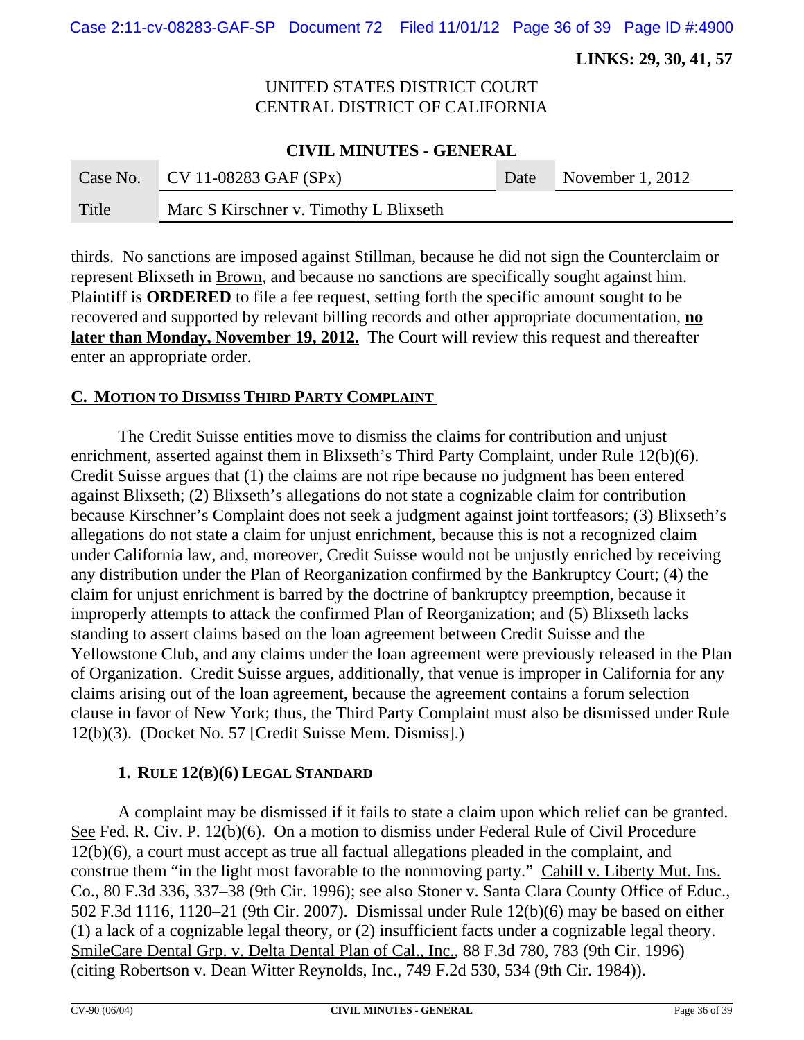**LINKS: 29, 30, 41, 57**

UNITED STATES DISTRICT COURT
CENTRAL DISTRICT OF CALIFORNIA

**CIVIL MINUTES - GENERAL**

| Case No. | CV 11-08283 GAF (SPx) | Date | November 1, 2012 |
|---|---|---|---|
| Title | Marc S Kirschner v. Timothy L Blixseth | | |

thirds. No sanctions are imposed against Stillman, because he did not sign the Counterclaim or represent Blixseth in Brown, and because no sanctions are specifically sought against him. Plaintiff is **ORDERED** to file a fee request, setting forth the specific amount sought to be recovered and supported by relevant billing records and other appropriate documentation, **no later than Monday, November 19, 2012.** The Court will review this request and thereafter enter an appropriate order.

## C. MOTION TO DISMISS THIRD PARTY COMPLAINT

The Credit Suisse entities move to dismiss the claims for contribution and unjust enrichment, asserted against them in Blixseth's Third Party Complaint, under Rule 12(b)(6). Credit Suisse argues that (1) the claims are not ripe because no judgment has been entered against Blixseth; (2) Blixseth's allegations do not state a cognizable claim for contribution because Kirschner's Complaint does not seek a judgment against joint tortfeasors; (3) Blixseth's allegations do not state a claim for unjust enrichment, because this is not a recognized claim under California law, and, moreover, Credit Suisse would not be unjustly enriched by receiving any distribution under the Plan of Reorganization confirmed by the Bankruptcy Court; (4) the claim for unjust enrichment is barred by the doctrine of bankruptcy preemption, because it improperly attempts to attack the confirmed Plan of Reorganization; and (5) Blixseth lacks standing to assert claims based on the loan agreement between Credit Suisse and the Yellowstone Club, and any claims under the loan agreement were previously released in the Plan of Organization. Credit Suisse argues, additionally, that venue is improper in California for any claims arising out of the loan agreement, because the agreement contains a forum selection clause in favor of New York; thus, the Third Party Complaint must also be dismissed under Rule 12(b)(3). (Docket No. 57 [Credit Suisse Mem. Dismiss].)

### 1. RULE 12(B)(6) LEGAL STANDARD

A complaint may be dismissed if it fails to state a claim upon which relief can be granted. See Fed. R. Civ. P. 12(b)(6). On a motion to dismiss under Federal Rule of Civil Procedure 12(b)(6), a court must accept as true all factual allegations pleaded in the complaint, and construe them "in the light most favorable to the nonmoving party." Cahill v. Liberty Mut. Ins. Co., 80 F.3d 336, 337–38 (9th Cir. 1996); see also Stoner v. Santa Clara County Office of Educ., 502 F.3d 1116, 1120–21 (9th Cir. 2007). Dismissal under Rule 12(b)(6) may be based on either (1) a lack of a cognizable legal theory, or (2) insufficient facts under a cognizable legal theory. SmileCare Dental Grp. v. Delta Dental Plan of Cal., Inc., 88 F.3d 780, 783 (9th Cir. 1996) (citing Robertson v. Dean Witter Reynolds, Inc., 749 F.2d 530, 534 (9th Cir. 1984)).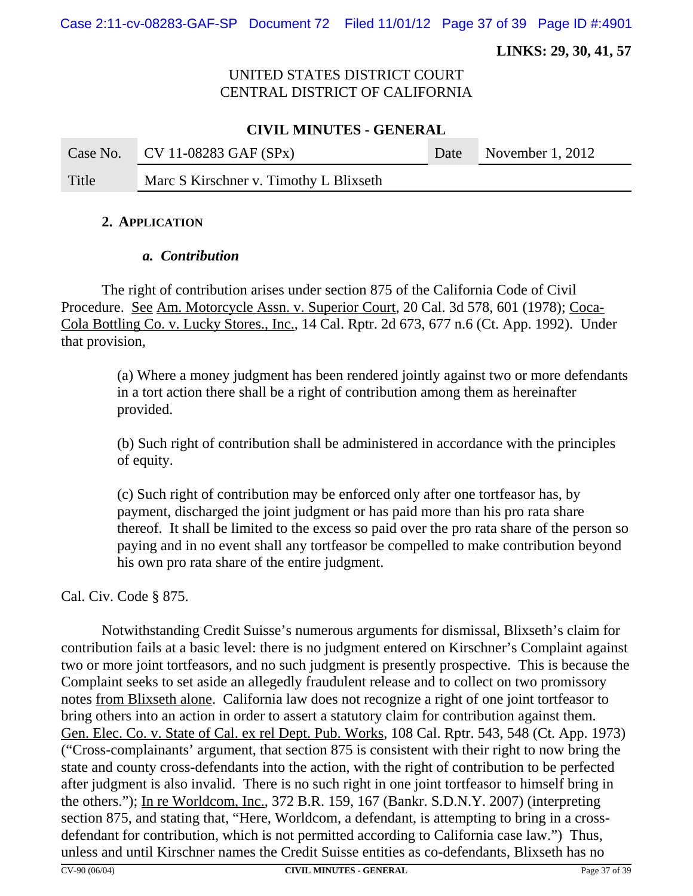**LINKS: 29, 30, 41, 57**

UNITED STATES DISTRICT COURT
CENTRAL DISTRICT OF CALIFORNIA

**CIVIL MINUTES - GENERAL**

| Case No. | CV 11-08283 GAF (SPx) | Date | November 1, 2012 |
|---|---|---|---|
| Title | Marc S Kirschner v. Timothy L Blixseth | | |

## 2. APPLICATION

### *a. Contribution*

The right of contribution arises under section 875 of the California Code of Civil Procedure. See Am. Motorcycle Assn. v. Superior Court, 20 Cal. 3d 578, 601 (1978); Coca-Cola Bottling Co. v. Lucky Stores., Inc., 14 Cal. Rptr. 2d 673, 677 n.6 (Ct. App. 1992). Under that provision,

> (a) Where a money judgment has been rendered jointly against two or more defendants in a tort action there shall be a right of contribution among them as hereinafter provided.
>
> (b) Such right of contribution shall be administered in accordance with the principles of equity.
>
> (c) Such right of contribution may be enforced only after one tortfeasor has, by payment, discharged the joint judgment or has paid more than his pro rata share thereof. It shall be limited to the excess so paid over the pro rata share of the person so paying and in no event shall any tortfeasor be compelled to make contribution beyond his own pro rata share of the entire judgment.

Cal. Civ. Code § 875.

Notwithstanding Credit Suisse's numerous arguments for dismissal, Blixseth's claim for contribution fails at a basic level: there is no judgment entered on Kirschner's Complaint against two or more joint tortfeasors, and no such judgment is presently prospective. This is because the Complaint seeks to set aside an allegedly fraudulent release and to collect on two promissory notes from Blixseth alone. California law does not recognize a right of one joint tortfeasor to bring others into an action in order to assert a statutory claim for contribution against them. Gen. Elec. Co. v. State of Cal. ex rel Dept. Pub. Works, 108 Cal. Rptr. 543, 548 (Ct. App. 1973) ("Cross-complainants' argument, that section 875 is consistent with their right to now bring the state and county cross-defendants into the action, with the right of contribution to be perfected after judgment is also invalid. There is no such right in one joint tortfeasor to himself bring in the others."); In re Worldcom, Inc., 372 B.R. 159, 167 (Bankr. S.D.N.Y. 2007) (interpreting section 875, and stating that, "Here, Worldcom, a defendant, is attempting to bring in a cross-defendant for contribution, which is not permitted according to California case law.") Thus, unless and until Kirschner names the Credit Suisse entities as co-defendants, Blixseth has no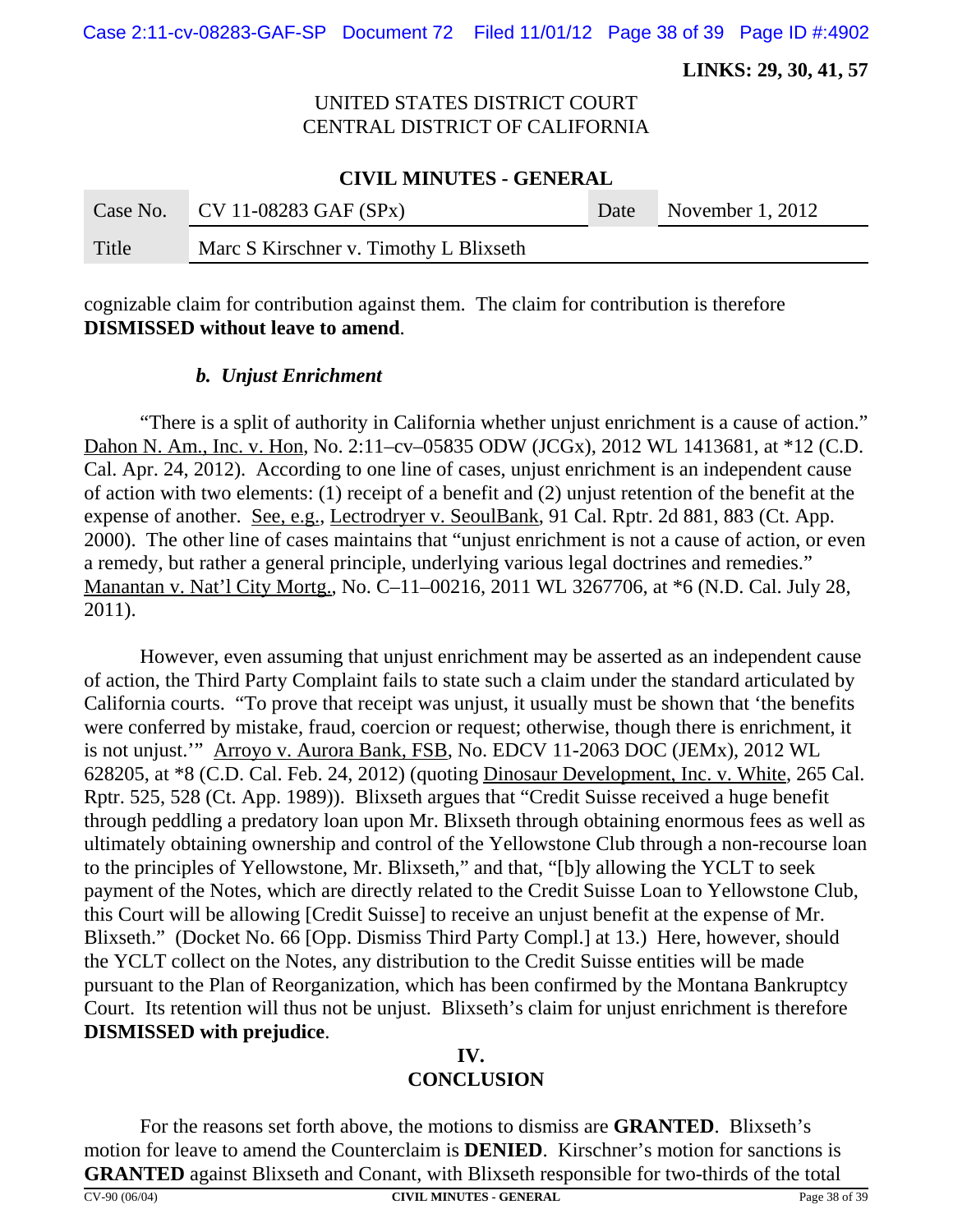cognizable claim for contribution against them. The claim for contribution is therefore **DISMISSED without leave to amend**.

***b. Unjust Enrichment***

"There is a split of authority in California whether unjust enrichment is a cause of action." Dahon N. Am., Inc. v. Hon, No. 2:11–cv–05835 ODW (JCGx), 2012 WL 1413681, at *12 (C.D. Cal. Apr. 24, 2012). According to one line of cases, unjust enrichment is an independent cause of action with two elements: (1) receipt of a benefit and (2) unjust retention of the benefit at the expense of another. See, e.g., Lectrodryer v. SeoulBank, 91 Cal. Rptr. 2d 881, 883 (Ct. App. 2000). The other line of cases maintains that "unjust enrichment is not a cause of action, or even a remedy, but rather a general principle, underlying various legal doctrines and remedies." Manantan v. Nat'l City Mortg., No. C–11–00216, 2011 WL 3267706, at *6 (N.D. Cal. July 28, 2011).

However, even assuming that unjust enrichment may be asserted as an independent cause of action, the Third Party Complaint fails to state such a claim under the standard articulated by California courts. "To prove that receipt was unjust, it usually must be shown that 'the benefits were conferred by mistake, fraud, coercion or request; otherwise, though there is enrichment, it is not unjust.'" Arroyo v. Aurora Bank, FSB, No. EDCV 11-2063 DOC (JEMx), 2012 WL 628205, at *8 (C.D. Cal. Feb. 24, 2012) (quoting Dinosaur Development, Inc. v. White, 265 Cal. Rptr. 525, 528 (Ct. App. 1989)). Blixseth argues that "Credit Suisse received a huge benefit through peddling a predatory loan upon Mr. Blixseth through obtaining enormous fees as well as ultimately obtaining ownership and control of the Yellowstone Club through a non-recourse loan to the principles of Yellowstone, Mr. Blixseth," and that, "[b]y allowing the YCLT to seek payment of the Notes, which are directly related to the Credit Suisse Loan to Yellowstone Club, this Court will be allowing [Credit Suisse] to receive an unjust benefit at the expense of Mr. Blixseth." (Docket No. 66 [Opp. Dismiss Third Party Compl.] at 13.) Here, however, should the YCLT collect on the Notes, any distribution to the Credit Suisse entities will be made pursuant to the Plan of Reorganization, which has been confirmed by the Montana Bankruptcy Court. Its retention will thus not be unjust. Blixseth's claim for unjust enrichment is therefore **DISMISSED with prejudice**.

## IV.
## CONCLUSION

For the reasons set forth above, the motions to dismiss are **GRANTED**. Blixseth's motion for leave to amend the Counterclaim is **DENIED**. Kirschner's motion for sanctions is **GRANTED** against Blixseth and Conant, with Blixseth responsible for two-thirds of the total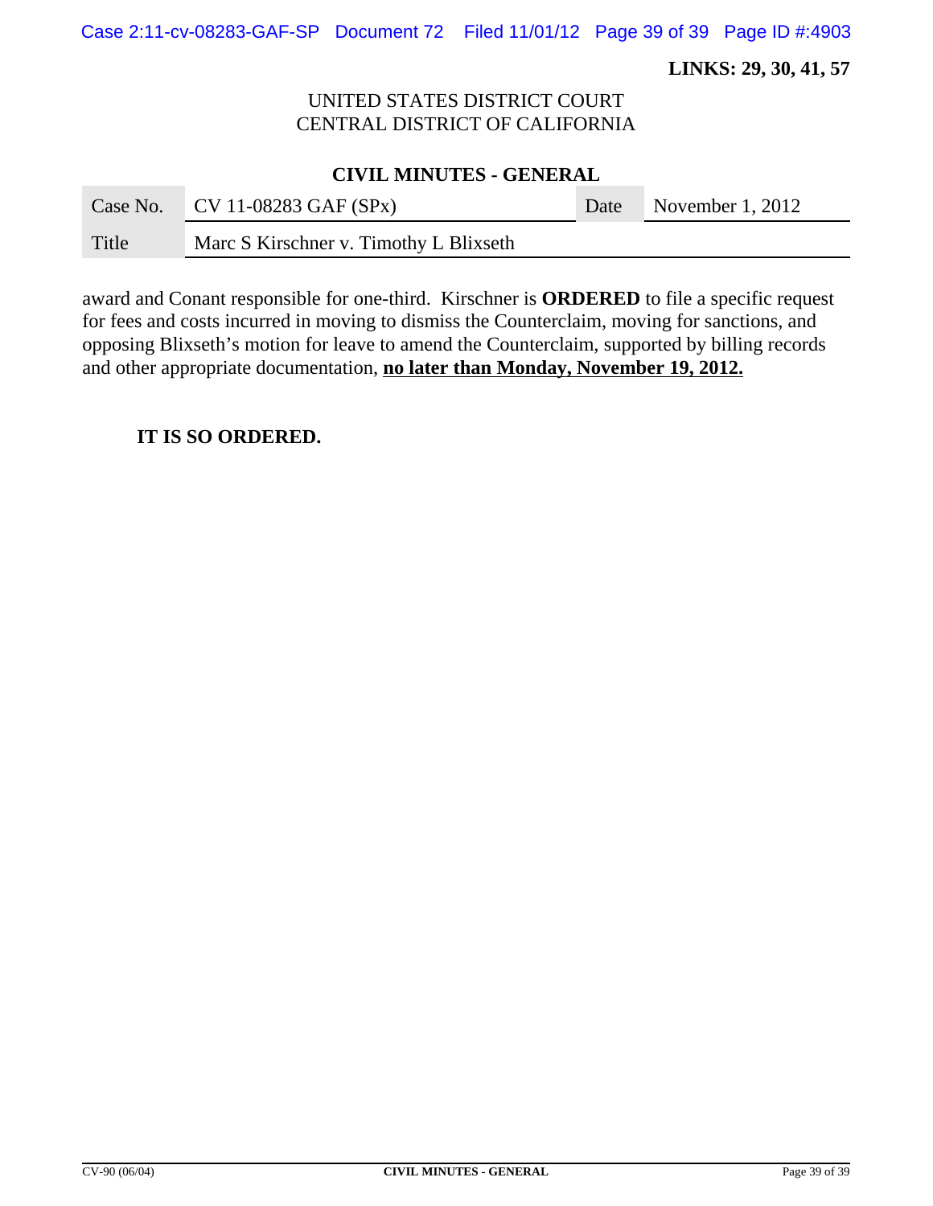**LINKS: 29, 30, 41, 57**

UNITED STATES DISTRICT COURT
CENTRAL DISTRICT OF CALIFORNIA

**CIVIL MINUTES - GENERAL**

| Case No. | CV 11-08283 GAF (SPx) | Date | November 1, 2012 |
|---|---|---|---|
| Title | Marc S Kirschner v. Timothy L Blixseth | | |

award and Conant responsible for one-third. Kirschner is **ORDERED** to file a specific request for fees and costs incurred in moving to dismiss the Counterclaim, moving for sanctions, and opposing Blixseth's motion for leave to amend the Counterclaim, supported by billing records and other appropriate documentation, **no later than Monday, November 19, 2012.**

**IT IS SO ORDERED.**